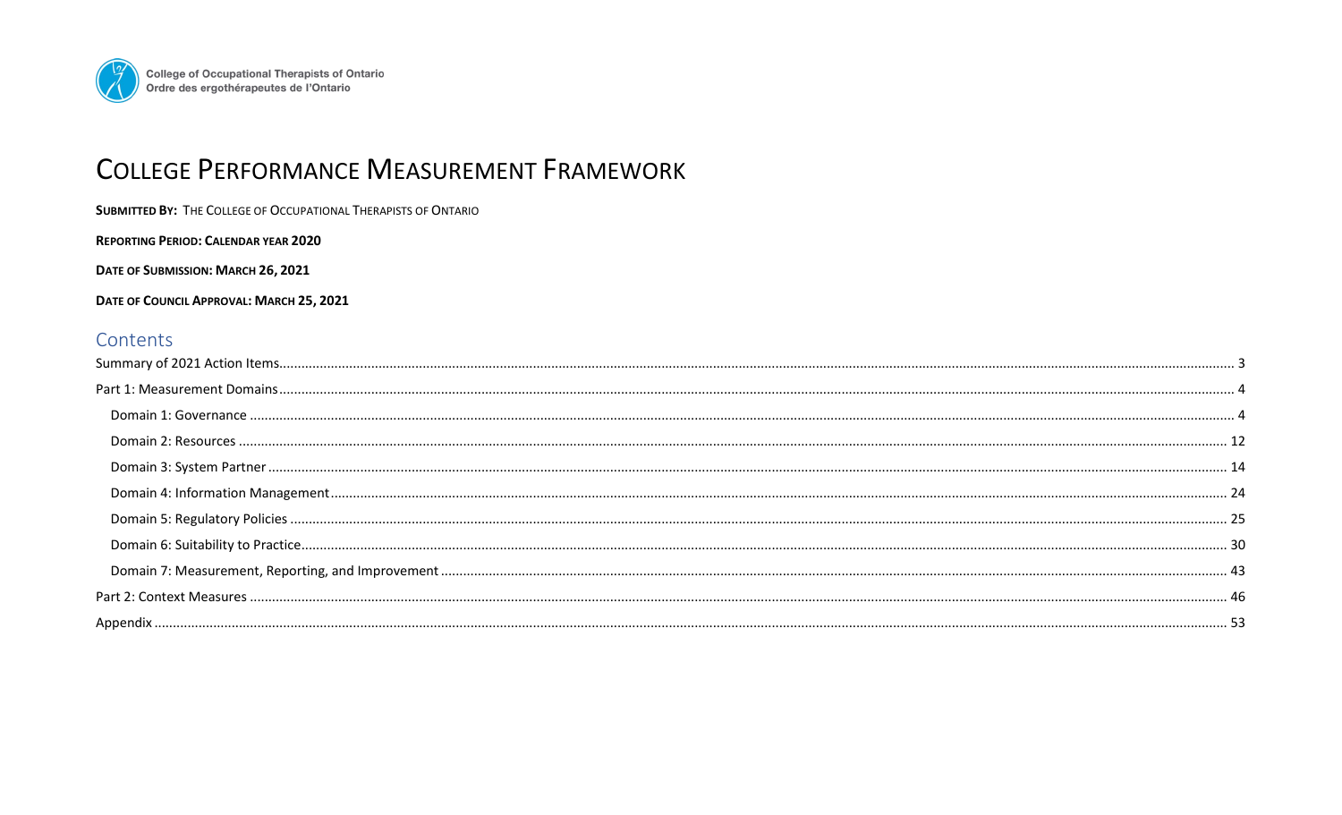College of Occupational Therapists of Ontario
Ordre des ergothérapeutes de l'Ontario

# College Performance Measurement Framework

**Submitted By:** The College of Occupational Therapists of Ontario

**Reporting Period: Calendar Year 2020**

**Date of Submission: March 26, 2021**

**Date of Council Approval: March 25, 2021**

## Contents

- Summary of 2021 Action Items ... 3
- Part 1: Measurement Domains ... 4
  - Domain 1: Governance ... 4
  - Domain 2: Resources ... 12
  - Domain 3: System Partner ... 14
  - Domain 4: Information Management ... 24
  - Domain 5: Regulatory Policies ... 25
  - Domain 6: Suitability to Practice ... 30
  - Domain 7: Measurement, Reporting, and Improvement ... 43
- Part 2: Context Measures ... 46
- Appendix ... 53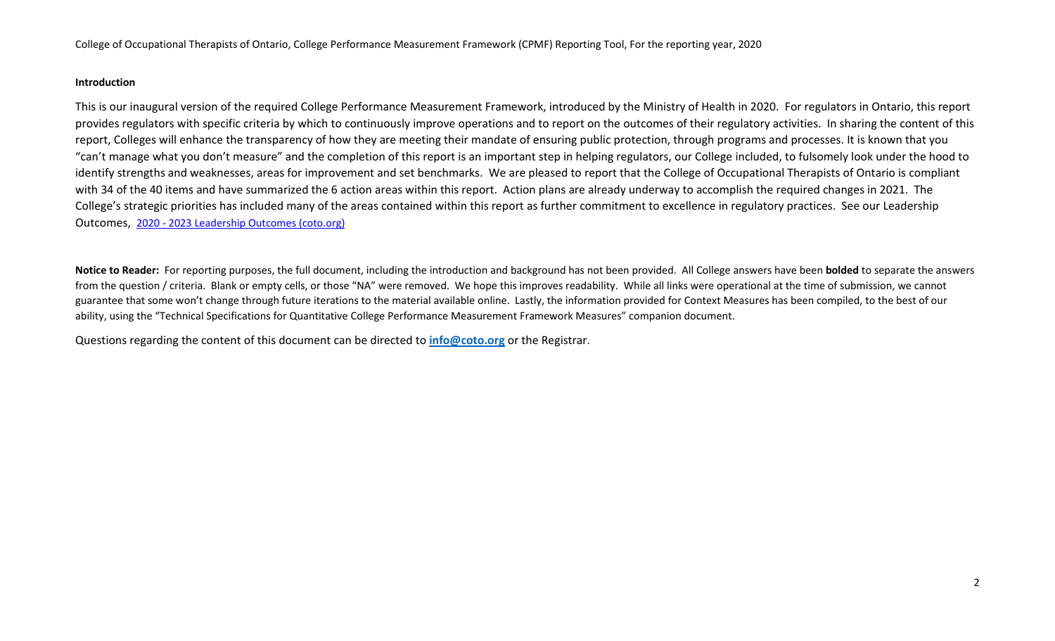**Introduction**

This is our inaugural version of the required College Performance Measurement Framework, introduced by the Ministry of Health in 2020. For regulators in Ontario, this report provides regulators with specific criteria by which to continuously improve operations and to report on the outcomes of their regulatory activities. In sharing the content of this report, Colleges will enhance the transparency of how they are meeting their mandate of ensuring public protection, through programs and processes. It is known that you "can't manage what you don't measure" and the completion of this report is an important step in helping regulators, our College included, to fulsomely look under the hood to identify strengths and weaknesses, areas for improvement and set benchmarks. We are pleased to report that the College of Occupational Therapists of Ontario is compliant with 34 of the 40 items and have summarized the 6 action areas within this report. Action plans are already underway to accomplish the required changes in 2021. The College's strategic priorities has included many of the areas contained within this report as further commitment to excellence in regulatory practices. See our Leadership Outcomes, [2020 - 2023 Leadership Outcomes (coto.org)](2020 - 2023 Leadership Outcomes (coto.org))

**Notice to Reader:** For reporting purposes, the full document, including the introduction and background has not been provided. All College answers have been **bolded** to separate the answers from the question / criteria. Blank or empty cells, or those "NA" were removed. We hope this improves readability. While all links were operational at the time of submission, we cannot guarantee that some won't change through future iterations to the material available online. Lastly, the information provided for Context Measures has been compiled, to the best of our ability, using the "Technical Specifications for Quantitative College Performance Measurement Framework Measures" companion document.

Questions regarding the content of this document can be directed to **info@coto.org** or the Registrar.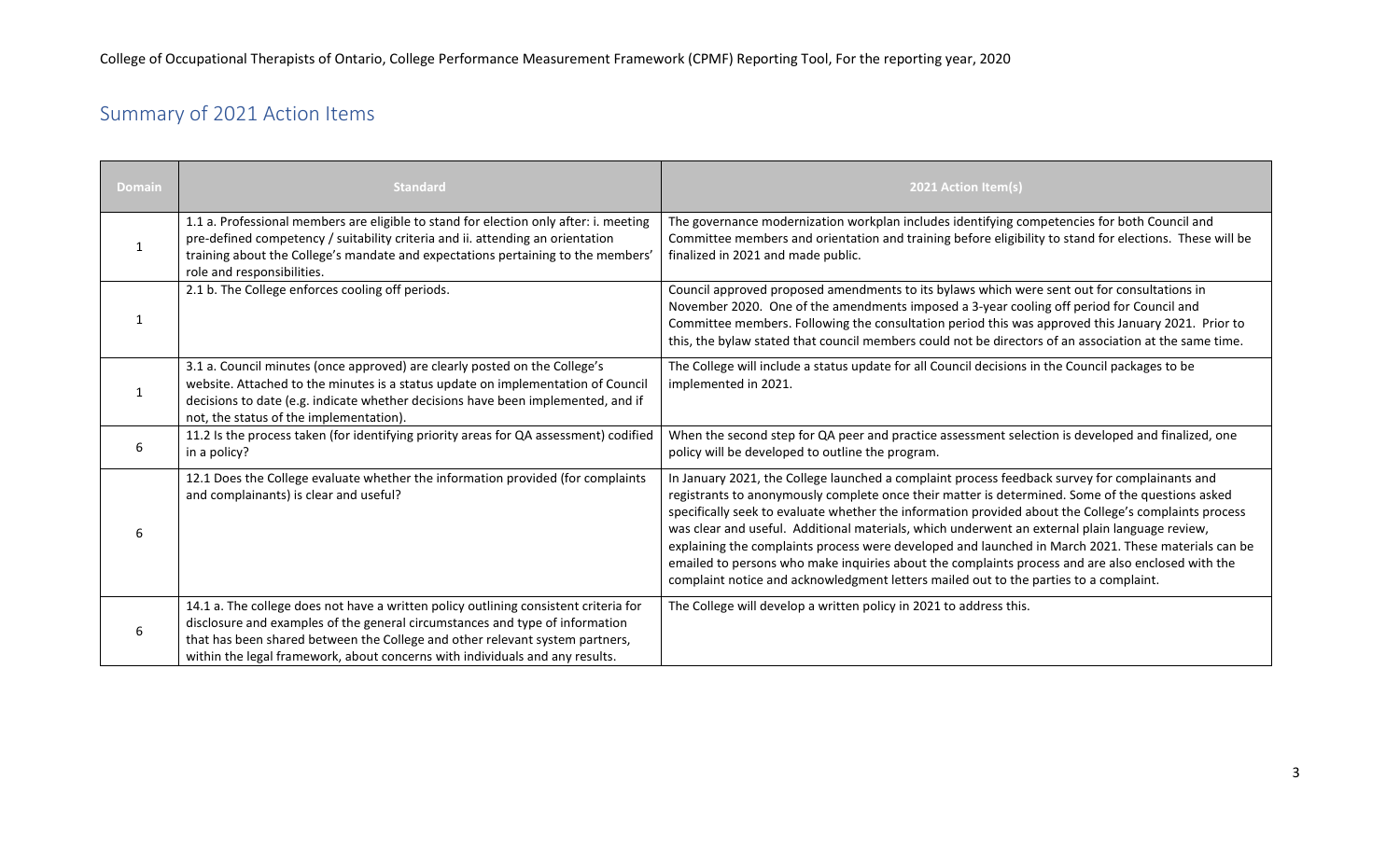## Summary of 2021 Action Items

| Domain | Standard | 2021 Action Item(s) |
|---|---|---|
| 1 | 1.1 a. Professional members are eligible to stand for election only after: i. meeting pre-defined competency / suitability criteria and ii. attending an orientation training about the College's mandate and expectations pertaining to the members' role and responsibilities. | The governance modernization workplan includes identifying competencies for both Council and Committee members and orientation and training before eligibility to stand for elections. These will be finalized in 2021 and made public. |
| 1 | 2.1 b. The College enforces cooling off periods. | Council approved proposed amendments to its bylaws which were sent out for consultations in November 2020. One of the amendments imposed a 3-year cooling off period for Council and Committee members. Following the consultation period this was approved this January 2021. Prior to this, the bylaw stated that council members could not be directors of an association at the same time. |
| 1 | 3.1 a. Council minutes (once approved) are clearly posted on the College's website. Attached to the minutes is a status update on implementation of Council decisions to date (e.g. indicate whether decisions have been implemented, and if not, the status of the implementation). | The College will include a status update for all Council decisions in the Council packages to be implemented in 2021. |
| 6 | 11.2 Is the process taken (for identifying priority areas for QA assessment) codified in a policy? | When the second step for QA peer and practice assessment selection is developed and finalized, one policy will be developed to outline the program. |
| 6 | 12.1 Does the College evaluate whether the information provided (for complaints and complainants) is clear and useful? | In January 2021, the College launched a complaint process feedback survey for complainants and registrants to anonymously complete once their matter is determined. Some of the questions asked specifically seek to evaluate whether the information provided about the College's complaints process was clear and useful. Additional materials, which underwent an external plain language review, explaining the complaints process were developed and launched in March 2021. These materials can be emailed to persons who make inquiries about the complaints process and are also enclosed with the complaint notice and acknowledgment letters mailed out to the parties to a complaint. |
| 6 | 14.1 a. The college does not have a written policy outlining consistent criteria for disclosure and examples of the general circumstances and type of information that has been shared between the College and other relevant system partners, within the legal framework, about concerns with individuals and any results. | The College will develop a written policy in 2021 to address this. |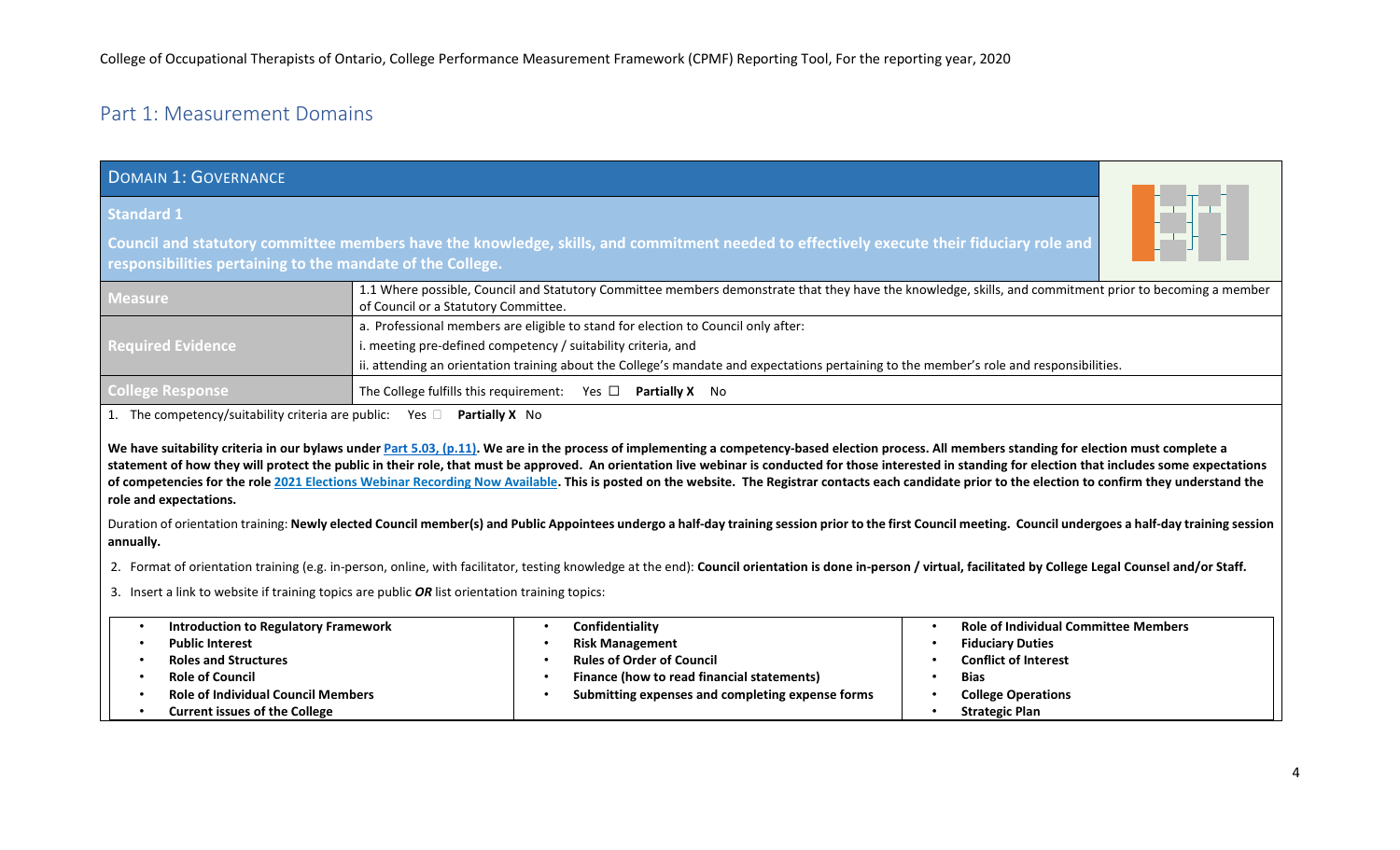## Part 1: Measurement Domains

| DOMAIN 1: GOVERNANCE | |
|---|---|
| **Standard 1**<br><br>**Council and statutory committee members have the knowledge, skills, and commitment needed to effectively execute their fiduciary role and responsibilities pertaining to the mandate of the College.** | |
| **Measure** | 1.1 Where possible, Council and Statutory Committee members demonstrate that they have the knowledge, skills, and commitment prior to becoming a member of Council or a Statutory Committee. |
| **Required Evidence** | a. Professional members are eligible to stand for election to Council only after:<br>i. meeting pre-defined competency / suitability criteria, and<br>ii. attending an orientation training about the College's mandate and expectations pertaining to the member's role and responsibilities. |
| **College Response** | The College fulfills this requirement: Yes ☐ **Partially X** No |

1. The competency/suitability criteria are public: Yes ☐ **Partially X** No

**We have suitability criteria in our bylaws under Part 5.03, (p.11). We are in the process of implementing a competency-based election process. All members standing for election must complete a statement of how they will protect the public in their role, that must be approved. An orientation live webinar is conducted for those interested in standing for election that includes some expectations of competencies for the role 2021 Elections Webinar Recording Now Available. This is posted on the website. The Registrar contacts each candidate prior to the election to confirm they understand the role and expectations.**

Duration of orientation training: **Newly elected Council member(s) and Public Appointees undergo a half-day training session prior to the first Council meeting. Council undergoes a half-day training session annually.**

2. Format of orientation training (e.g. in-person, online, with facilitator, testing knowledge at the end): **Council orientation is done in-person / virtual, facilitated by College Legal Counsel and/or Staff.**

3. Insert a link to website if training topics are public ***OR*** list orientation training topics:

| | | |
|---|---|---|
| • **Introduction to Regulatory Framework**<br>• **Public Interest**<br>• **Roles and Structures**<br>• **Role of Council**<br>• **Role of Individual Council Members**<br>• **Current issues of the College** | • **Confidentiality**<br>• **Risk Management**<br>• **Rules of Order of Council**<br>• **Finance (how to read financial statements)**<br>• **Submitting expenses and completing expense forms** | • **Role of Individual Committee Members**<br>• **Fiduciary Duties**<br>• **Conflict of Interest**<br>• **Bias**<br>• **College Operations**<br>• **Strategic Plan** |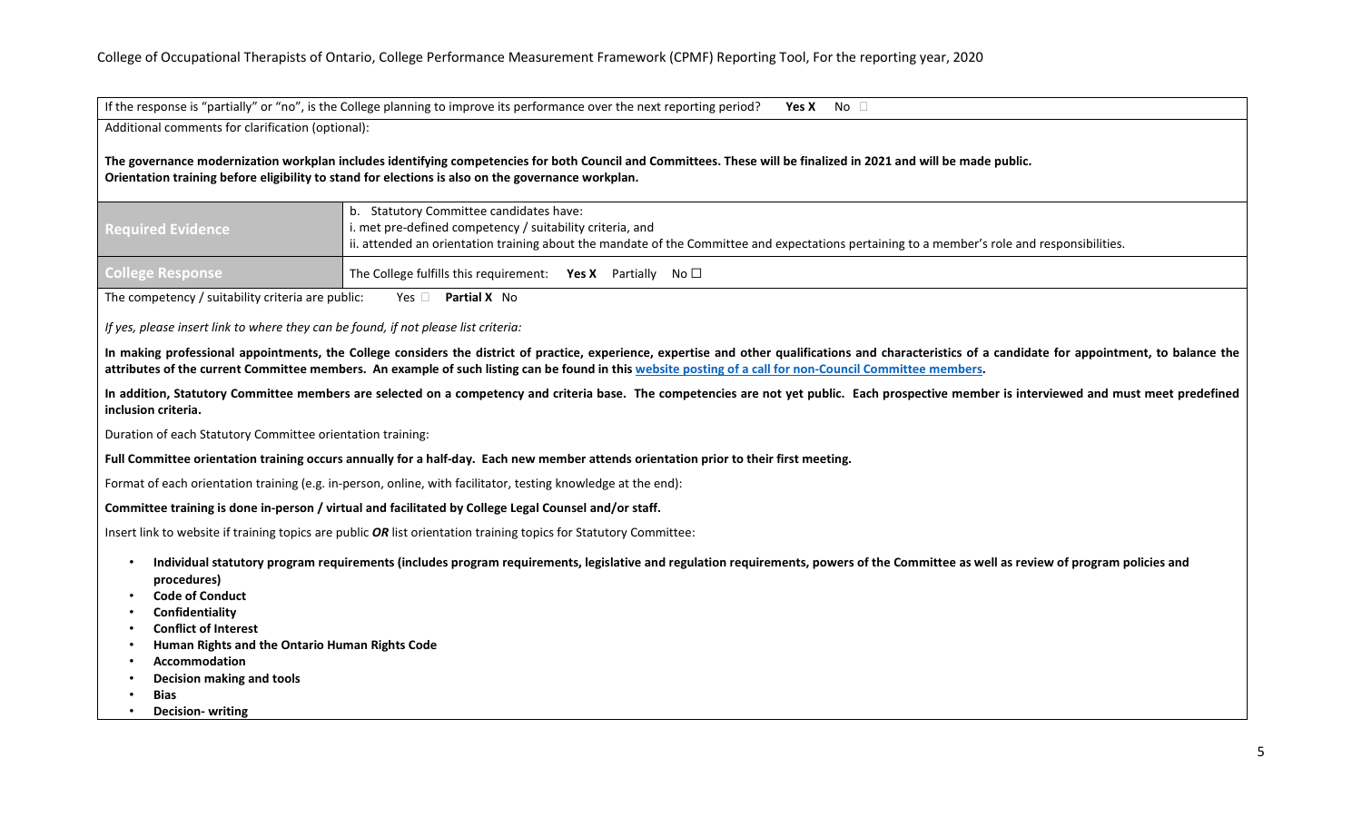| If the response is "partially" or "no", is the College planning to improve its performance over the next reporting period? **Yes X** No ☐ | |
|---|---|
| Additional comments for clarification (optional):<br><br>**The governance modernization workplan includes identifying competencies for both Council and Committees. These will be finalized in 2021 and will be made public.**<br>**Orientation training before eligibility to stand for elections is also on the governance workplan.** | |
| **Required Evidence** | b. Statutory Committee candidates have:<br>i. met pre-defined competency / suitability criteria, and<br>ii. attended an orientation training about the mandate of the Committee and expectations pertaining to a member's role and responsibilities. |
| **College Response** | The College fulfills this requirement: **Yes X** Partially No ☐ |

The competency / suitability criteria are public: Yes ☐ **Partial X** No

*If yes, please insert link to where they can be found, if not please list criteria:*

**In making professional appointments, the College considers the district of practice, experience, expertise and other qualifications and characteristics of a candidate for appointment, to balance the attributes of the current Committee members. An example of such listing can be found in this [website posting of a call for non-Council Committee members](#).**

**In addition, Statutory Committee members are selected on a competency and criteria base. The competencies are not yet public. Each prospective member is interviewed and must meet predefined inclusion criteria.**

Duration of each Statutory Committee orientation training:

**Full Committee orientation training occurs annually for a half-day. Each new member attends orientation prior to their first meeting.**

Format of each orientation training (e.g. in-person, online, with facilitator, testing knowledge at the end):

**Committee training is done in-person / virtual and facilitated by College Legal Counsel and/or staff.**

Insert link to website if training topics are public ***OR*** list orientation training topics for Statutory Committee:

- **Individual statutory program requirements (includes program requirements, legislative and regulation requirements, powers of the Committee as well as review of program policies and procedures)**
- **Code of Conduct**
- **Confidentiality**
- **Conflict of Interest**
- **Human Rights and the Ontario Human Rights Code**
- **Accommodation**
- **Decision making and tools**
- **Bias**
- **Decision- writing**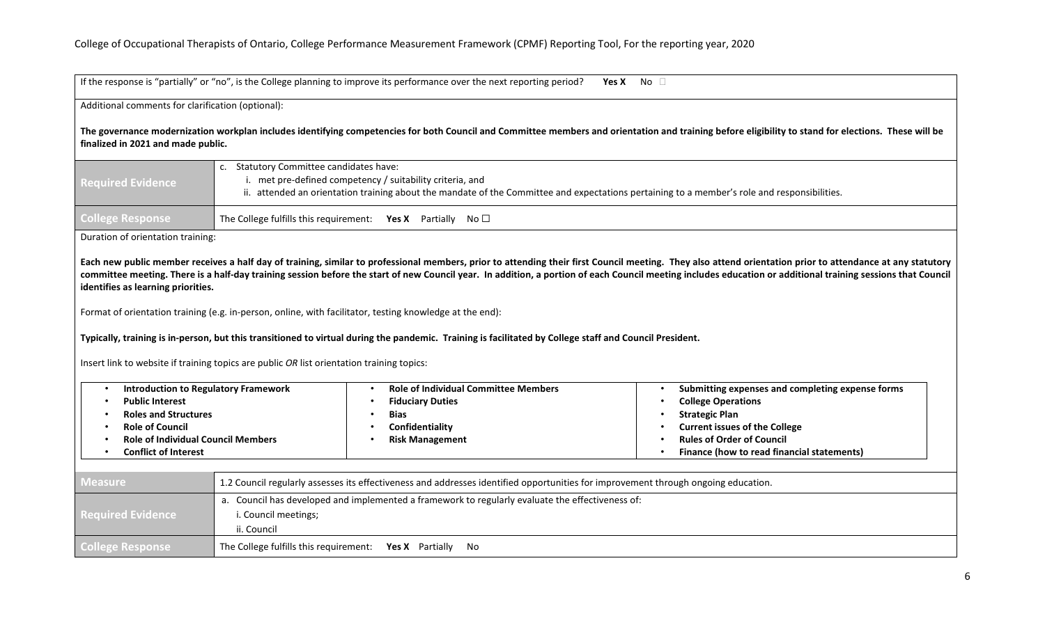If the response is "partially" or "no", is the College planning to improve its performance over the next reporting period? **Yes X** No ☐

Additional comments for clarification (optional):

**The governance modernization workplan includes identifying competencies for both Council and Committee members and orientation and training before eligibility to stand for elections. These will be finalized in 2021 and made public.**

| **Required Evidence** | c. Statutory Committee candidates have:<br>i. met pre-defined competency / suitability criteria, and<br>ii. attended an orientation training about the mandate of the Committee and expectations pertaining to a member's role and responsibilities. |
|---|---|
| **College Response** | The College fulfills this requirement: **Yes X** Partially No ☐ |

Duration of orientation training:

**Each new public member receives a half day of training, similar to professional members, prior to attending their first Council meeting. They also attend orientation prior to attendance at any statutory committee meeting. There is a half-day training session before the start of new Council year. In addition, a portion of each Council meeting includes education or additional training sessions that Council identifies as learning priorities.**

Format of orientation training (e.g. in-person, online, with facilitator, testing knowledge at the end):

**Typically, training is in-person, but this transitioned to virtual during the pandemic. Training is facilitated by College staff and Council President.**

Insert link to website if training topics are public *OR* list orientation training topics:

- **Introduction to Regulatory Framework**
- **Public Interest**
- **Roles and Structures**
- **Role of Council**
- **Role of Individual Council Members**
- **Conflict of Interest**
- **Role of Individual Committee Members**
- **Fiduciary Duties**
- **Bias**
- **Confidentiality**
- **Risk Management**
- **Submitting expenses and completing expense forms**
- **College Operations**
- **Strategic Plan**
- **Current issues of the College**
- **Rules of Order of Council**
- **Finance (how to read financial statements)**

| **Measure** | 1.2 Council regularly assesses its effectiveness and addresses identified opportunities for improvement through ongoing education. |
|---|---|
| **Required Evidence** | a. Council has developed and implemented a framework to regularly evaluate the effectiveness of:<br>i. Council meetings;<br>ii. Council |
| **College Response** | The College fulfills this requirement: **Yes X** Partially No |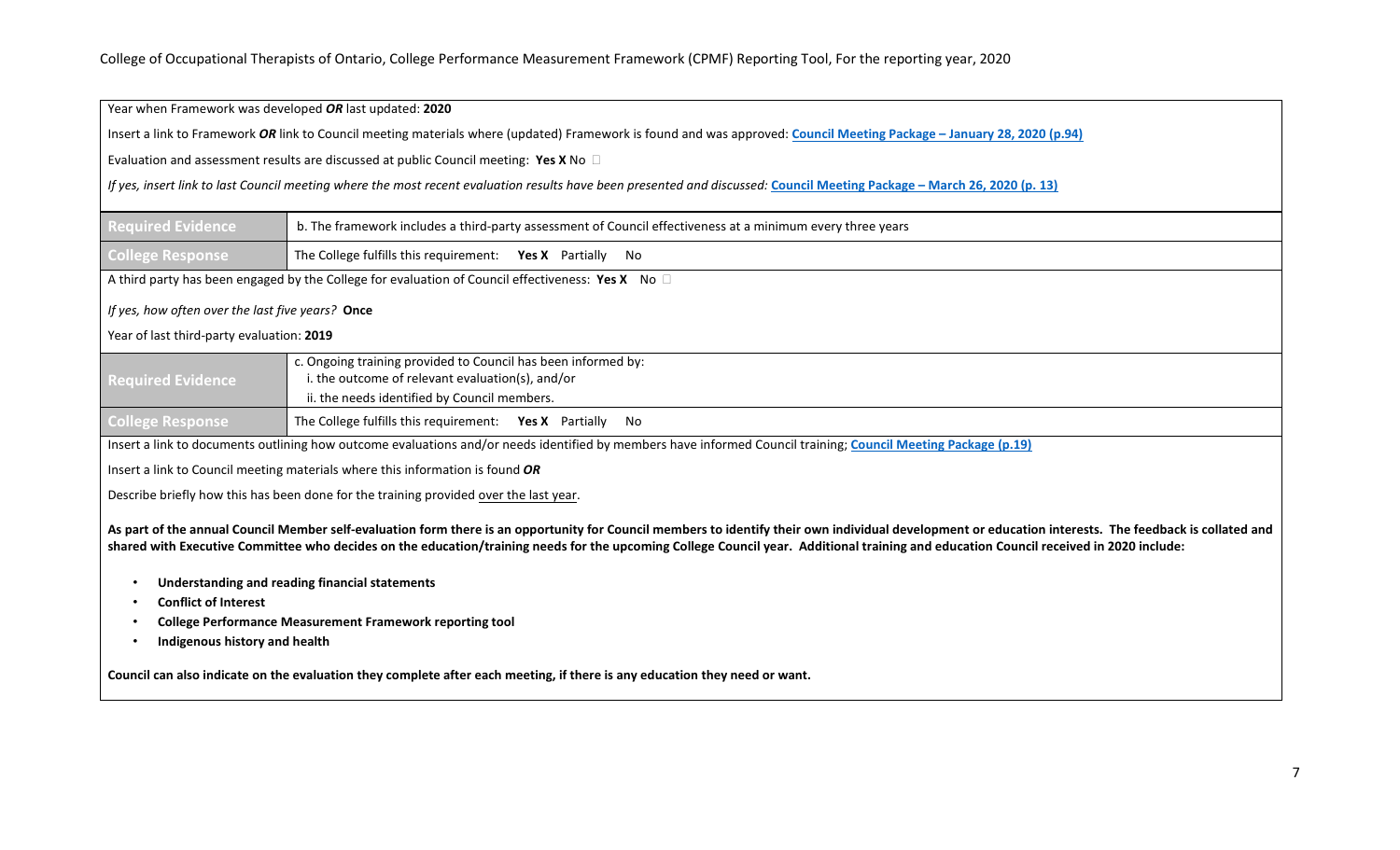Year when Framework was developed ***OR*** last updated: **2020**

Insert a link to Framework ***OR*** link to Council meeting materials where (updated) Framework is found and was approved: **Council Meeting Package – January 28, 2020 (p.94)**

Evaluation and assessment results are discussed at public Council meeting: **Yes X** No ☐

*If yes, insert link to last Council meeting where the most recent evaluation results have been presented and discussed:* **Council Meeting Package – March 26, 2020 (p. 13)**

| Required Evidence | b. The framework includes a third-party assessment of Council effectiveness at a minimum every three years |
|---|---|
| College Response | The College fulfills this requirement: **Yes X** Partially No |

A third party has been engaged by the College for evaluation of Council effectiveness: **Yes X** No ☐

*If yes, how often over the last five years?* **Once**

Year of last third-party evaluation: **2019**

| Required Evidence | c. Ongoing training provided to Council has been informed by:<br>i. the outcome of relevant evaluation(s), and/or<br>ii. the needs identified by Council members. |
|---|---|
| College Response | The College fulfills this requirement: **Yes X** Partially No |

Insert a link to documents outlining how outcome evaluations and/or needs identified by members have informed Council training; **Council Meeting Package (p.19)**

Insert a link to Council meeting materials where this information is found ***OR***

Describe briefly how this has been done for the training provided over the last year.

**As part of the annual Council Member self-evaluation form there is an opportunity for Council members to identify their own individual development or education interests. The feedback is collated and shared with Executive Committee who decides on the education/training needs for the upcoming College Council year. Additional training and education Council received in 2020 include:**

- **Understanding and reading financial statements**
- **Conflict of Interest**
- **College Performance Measurement Framework reporting tool**
- **Indigenous history and health**

**Council can also indicate on the evaluation they complete after each meeting, if there is any education they need or want.**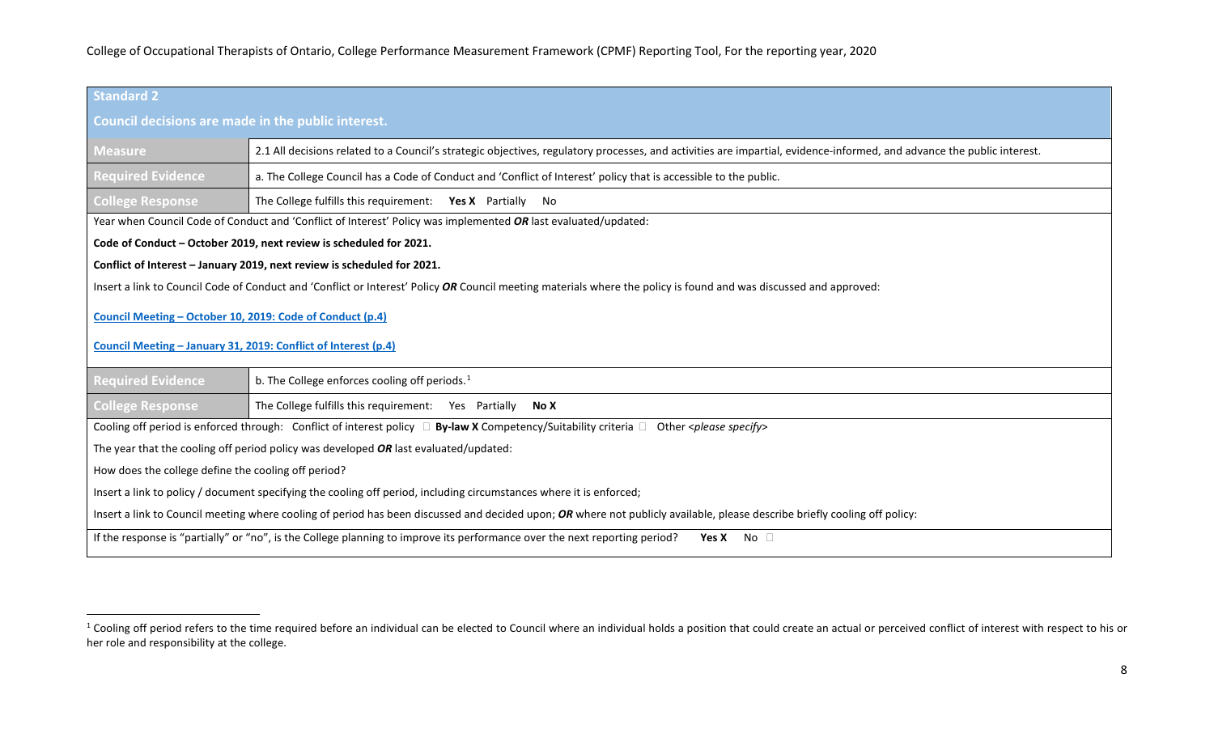| **Standard 2** | |
|---|---|
| **Council decisions are made in the public interest.** | |
| **Measure** | 2.1 All decisions related to a Council's strategic objectives, regulatory processes, and activities are impartial, evidence-informed, and advance the public interest. |
| **Required Evidence** | a. The College Council has a Code of Conduct and 'Conflict of Interest' policy that is accessible to the public. |
| **College Response** | The College fulfills this requirement: **Yes X** Partially No |
| Year when Council Code of Conduct and 'Conflict of Interest' Policy was implemented ***OR*** last evaluated/updated:<br><br>**Code of Conduct – October 2019, next review is scheduled for 2021.**<br><br>**Conflict of Interest – January 2019, next review is scheduled for 2021.**<br><br>Insert a link to Council Code of Conduct and 'Conflict or Interest' Policy ***OR*** Council meeting materials where the policy is found and was discussed and approved:<br><br>**Council Meeting – October 10, 2019: Code of Conduct (p.4)**<br><br>**Council Meeting – January 31, 2019: Conflict of Interest (p.4)** | |
| **Required Evidence** | b. The College enforces cooling off periods.[1] |
| **College Response** | The College fulfills this requirement: Yes Partially **No X** |
| Cooling off period is enforced through: Conflict of interest policy ☐ **By-law X** Competency/Suitability criteria ☐ Other *<please specify>*<br><br>The year that the cooling off period policy was developed ***OR*** last evaluated/updated:<br><br>How does the college define the cooling off period?<br><br>Insert a link to policy / document specifying the cooling off period, including circumstances where it is enforced;<br><br>Insert a link to Council meeting where cooling of period has been discussed and decided upon; ***OR*** where not publicly available, please describe briefly cooling off policy: | |
| If the response is "partially" or "no", is the College planning to improve its performance over the next reporting period? **Yes X** No ☐ | |

[1] Cooling off period refers to the time required before an individual can be elected to Council where an individual holds a position that could create an actual or perceived conflict of interest with respect to his or her role and responsibility at the college.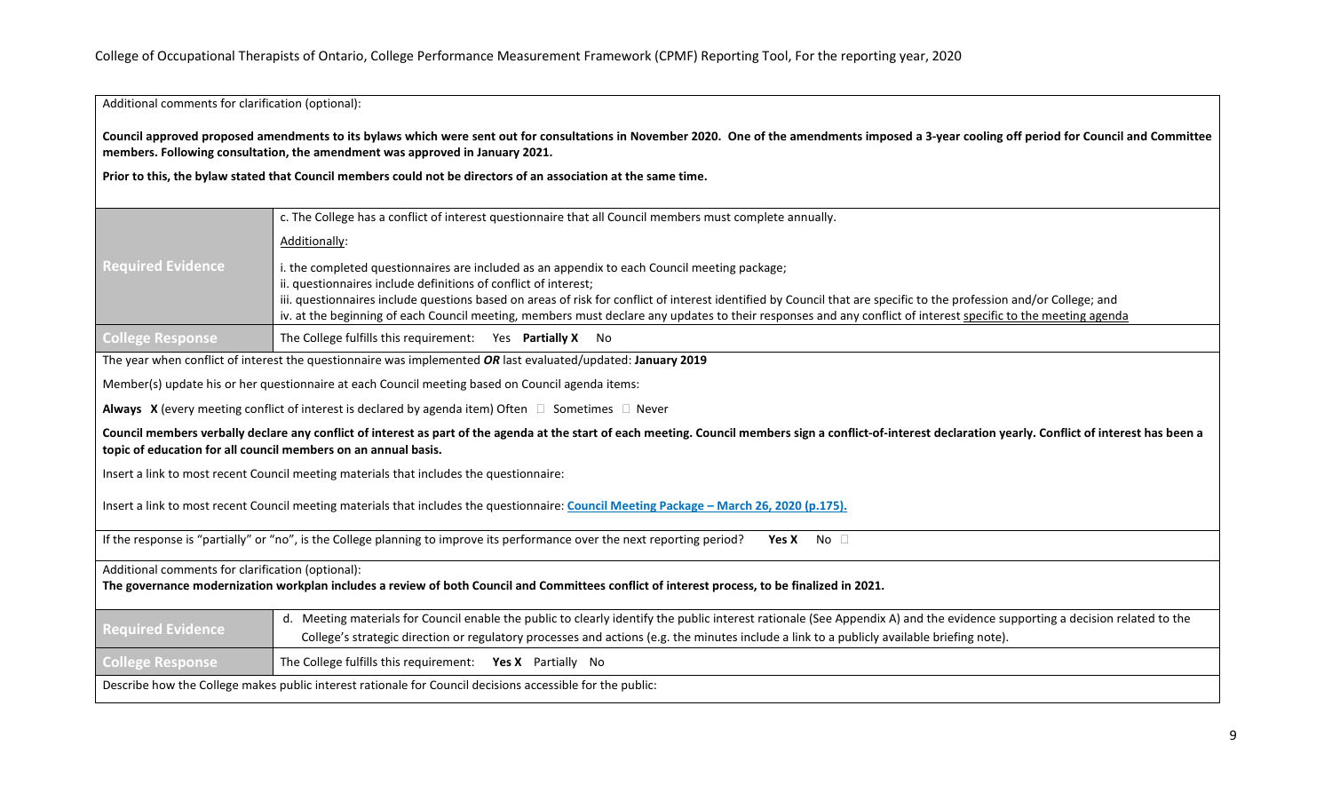Additional comments for clarification (optional):

**Council approved proposed amendments to its bylaws which were sent out for consultations in November 2020. One of the amendments imposed a 3-year cooling off period for Council and Committee members. Following consultation, the amendment was approved in January 2021.**

**Prior to this, the bylaw stated that Council members could not be directors of an association at the same time.**

| | |
|---|---|
| **Required Evidence** | c. The College has a conflict of interest questionnaire that all Council members must complete annually.<br><br>Additionally:<br><br>i. the completed questionnaires are included as an appendix to each Council meeting package;<br>ii. questionnaires include definitions of conflict of interest;<br>iii. questionnaires include questions based on areas of risk for conflict of interest identified by Council that are specific to the profession and/or College; and<br>iv. at the beginning of each Council meeting, members must declare any updates to their responses and any conflict of interest specific to the meeting agenda |
| **College Response** | The College fulfills this requirement: Yes **Partially X** No |

The year when conflict of interest the questionnaire was implemented ***OR*** last evaluated/updated: **January 2019**

Member(s) update his or her questionnaire at each Council meeting based on Council agenda items:

**Always X** (every meeting conflict of interest is declared by agenda item) Often ☐ Sometimes ☐ Never

**Council members verbally declare any conflict of interest as part of the agenda at the start of each meeting. Council members sign a conflict-of-interest declaration yearly. Conflict of interest has been a topic of education for all council members on an annual basis.**

Insert a link to most recent Council meeting materials that includes the questionnaire:

Insert a link to most recent Council meeting materials that includes the questionnaire: **Council Meeting Package – March 26, 2020 (p.175).**

If the response is "partially" or "no", is the College planning to improve its performance over the next reporting period? **Yes X** No ☐

Additional comments for clarification (optional):
**The governance modernization workplan includes a review of both Council and Committees conflict of interest process, to be finalized in 2021.**

| | |
|---|---|
| **Required Evidence** | d. Meeting materials for Council enable the public to clearly identify the public interest rationale (See Appendix A) and the evidence supporting a decision related to the College's strategic direction or regulatory processes and actions (e.g. the minutes include a link to a publicly available briefing note). |
| **College Response** | The College fulfills this requirement: **Yes X** Partially No |

Describe how the College makes public interest rationale for Council decisions accessible for the public: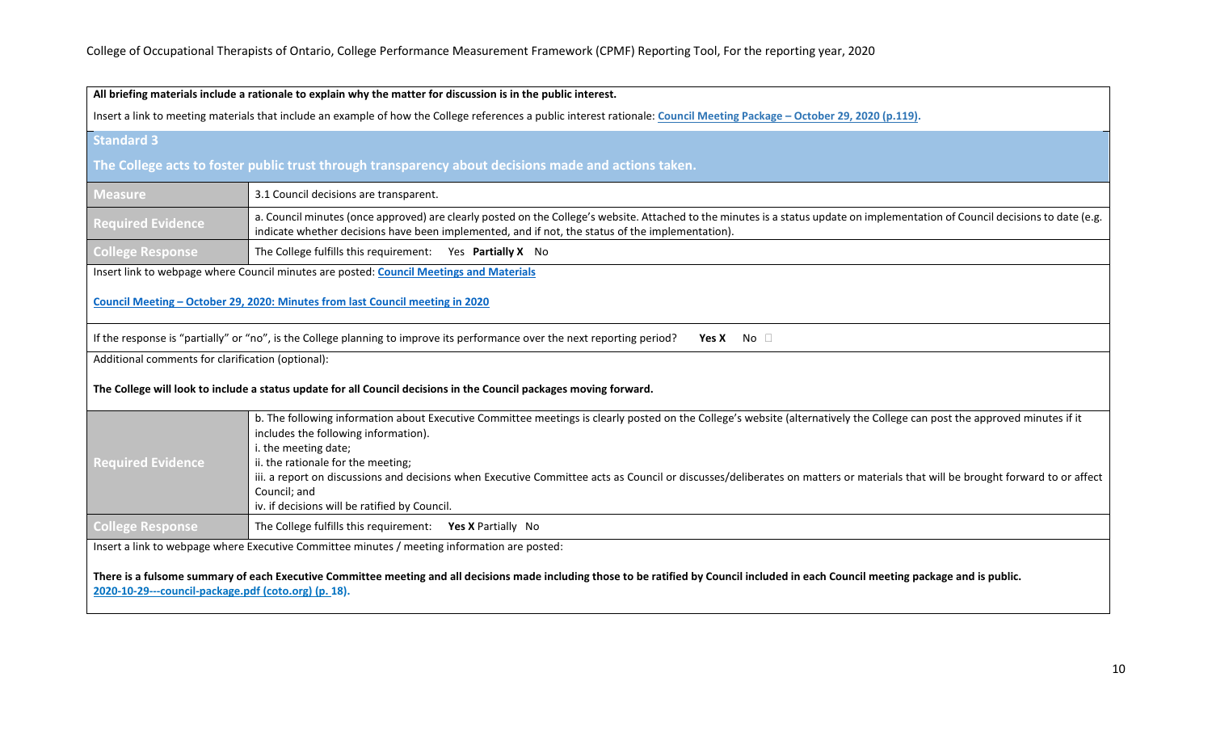**All briefing materials include a rationale to explain why the matter for discussion is in the public interest.**

Insert a link to meeting materials that include an example of how the College references a public interest rationale: **Council Meeting Package – October 29, 2020 (p.119).**

## Standard 3

### The College acts to foster public trust through transparency about decisions made and actions taken.

| | |
|---|---|
| **Measure** | 3.1 Council decisions are transparent. |
| **Required Evidence** | a. Council minutes (once approved) are clearly posted on the College's website. Attached to the minutes is a status update on implementation of Council decisions to date (e.g. indicate whether decisions have been implemented, and if not, the status of the implementation). |
| **College Response** | The College fulfills this requirement: Yes **Partially X** No |

Insert link to webpage where Council minutes are posted: **Council Meetings and Materials**

**Council Meeting – October 29, 2020: Minutes from last Council meeting in 2020**

If the response is "partially" or "no", is the College planning to improve its performance over the next reporting period? **Yes X** No ☐

Additional comments for clarification (optional):

**The College will look to include a status update for all Council decisions in the Council packages moving forward.**

| | |
|---|---|
| **Required Evidence** | b. The following information about Executive Committee meetings is clearly posted on the College's website (alternatively the College can post the approved minutes if it includes the following information).<br>i. the meeting date;<br>ii. the rationale for the meeting;<br>iii. a report on discussions and decisions when Executive Committee acts as Council or discusses/deliberates on matters or materials that will be brought forward to or affect Council; and<br>iv. if decisions will be ratified by Council. |
| **College Response** | The College fulfills this requirement: **Yes X** Partially No |

Insert a link to webpage where Executive Committee minutes / meeting information are posted:

**There is a fulsome summary of each Executive Committee meeting and all decisions made including those to be ratified by Council included in each Council meeting package and is public.**
**2020-10-29---council-package.pdf (coto.org) (p. 18).**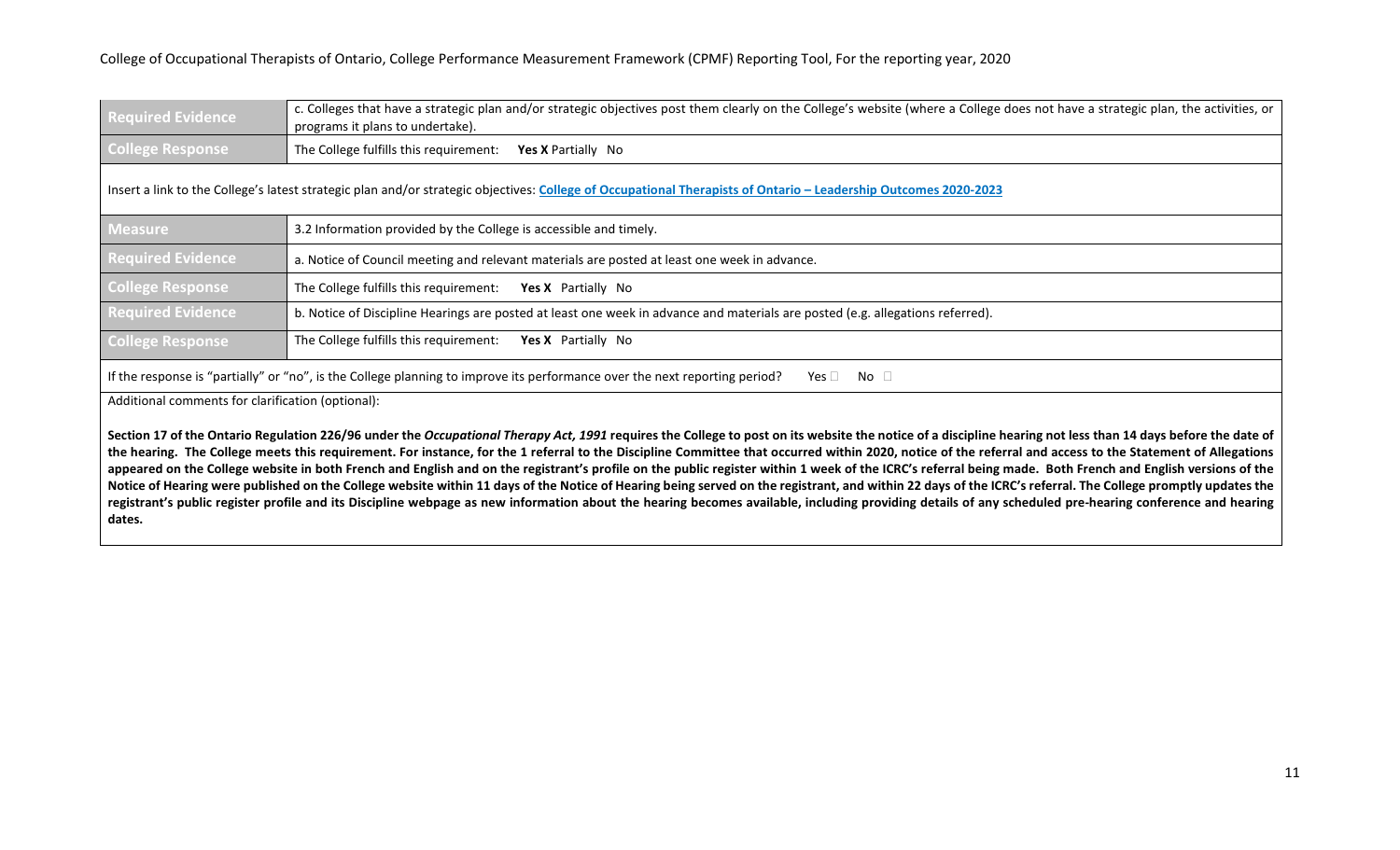| Required Evidence | c. Colleges that have a strategic plan and/or strategic objectives post them clearly on the College's website (where a College does not have a strategic plan, the activities, or programs it plans to undertake). |
|---|---|
| College Response | The College fulfills this requirement: **Yes X** Partially No |

Insert a link to the College's latest strategic plan and/or strategic objectives: **College of Occupational Therapists of Ontario – Leadership Outcomes 2020-2023**

| Measure | 3.2 Information provided by the College is accessible and timely. |
|---|---|
| Required Evidence | a. Notice of Council meeting and relevant materials are posted at least one week in advance. |
| College Response | The College fulfills this requirement: **Yes X** Partially No |
| Required Evidence | b. Notice of Discipline Hearings are posted at least one week in advance and materials are posted (e.g. allegations referred). |
| College Response | The College fulfills this requirement: **Yes X** Partially No |

If the response is "partially" or "no", is the College planning to improve its performance over the next reporting period? Yes ☐ No ☐

Additional comments for clarification (optional):

**Section 17 of the Ontario Regulation 226/96 under the *Occupational Therapy Act, 1991* requires the College to post on its website the notice of a discipline hearing not less than 14 days before the date of the hearing. The College meets this requirement. For instance, for the 1 referral to the Discipline Committee that occurred within 2020, notice of the referral and access to the Statement of Allegations appeared on the College website in both French and English and on the registrant's profile on the public register within 1 week of the ICRC's referral being made. Both French and English versions of the Notice of Hearing were published on the College website within 11 days of the Notice of Hearing being served on the registrant, and within 22 days of the ICRC's referral. The College promptly updates the registrant's public register profile and its Discipline webpage as new information about the hearing becomes available, including providing details of any scheduled pre-hearing conference and hearing dates.**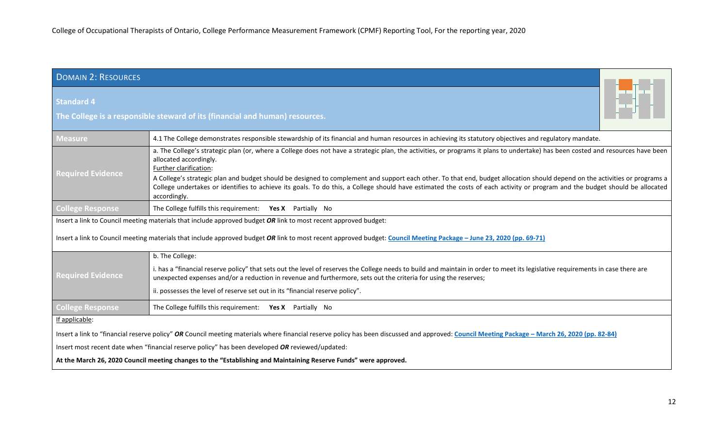| Domain 2: Resources | |
|---|---|
| **Standard 4** **The College is a responsible steward of its (financial and human) resources.** | |
| **Measure** | 4.1 The College demonstrates responsible stewardship of its financial and human resources in achieving its statutory objectives and regulatory mandate. |
| **Required Evidence** | a. The College's strategic plan (or, where a College does not have a strategic plan, the activities, or programs it plans to undertake) has been costed and resources have been allocated accordingly. Further clarification: A College's strategic plan and budget should be designed to complement and support each other. To that end, budget allocation should depend on the activities or programs a College undertakes or identifies to achieve its goals. To do this, a College should have estimated the costs of each activity or program and the budget should be allocated accordingly. |
| **College Response** | The College fulfills this requirement: **Yes X** Partially No |
| Insert a link to Council meeting materials that include approved budget ***OR*** link to most recent approved budget: Insert a link to Council meeting materials that include approved budget ***OR*** link to most recent approved budget: **Council Meeting Package – June 23, 2020 (pp. 69-71)** | |
| **Required Evidence** | b. The College: i. has a "financial reserve policy" that sets out the level of reserves the College needs to build and maintain in order to meet its legislative requirements in case there are unexpected expenses and/or a reduction in revenue and furthermore, sets out the criteria for using the reserves; ii. possesses the level of reserve set out in its "financial reserve policy". |
| **College Response** | The College fulfills this requirement: **Yes X** Partially No |
| If applicable: Insert a link to "financial reserve policy" ***OR*** Council meeting materials where financial reserve policy has been discussed and approved: **Council Meeting Package – March 26, 2020 (pp. 82-84)** Insert most recent date when "financial reserve policy" has been developed ***OR*** reviewed/updated: **At the March 26, 2020 Council meeting changes to the "Establishing and Maintaining Reserve Funds" were approved.** | |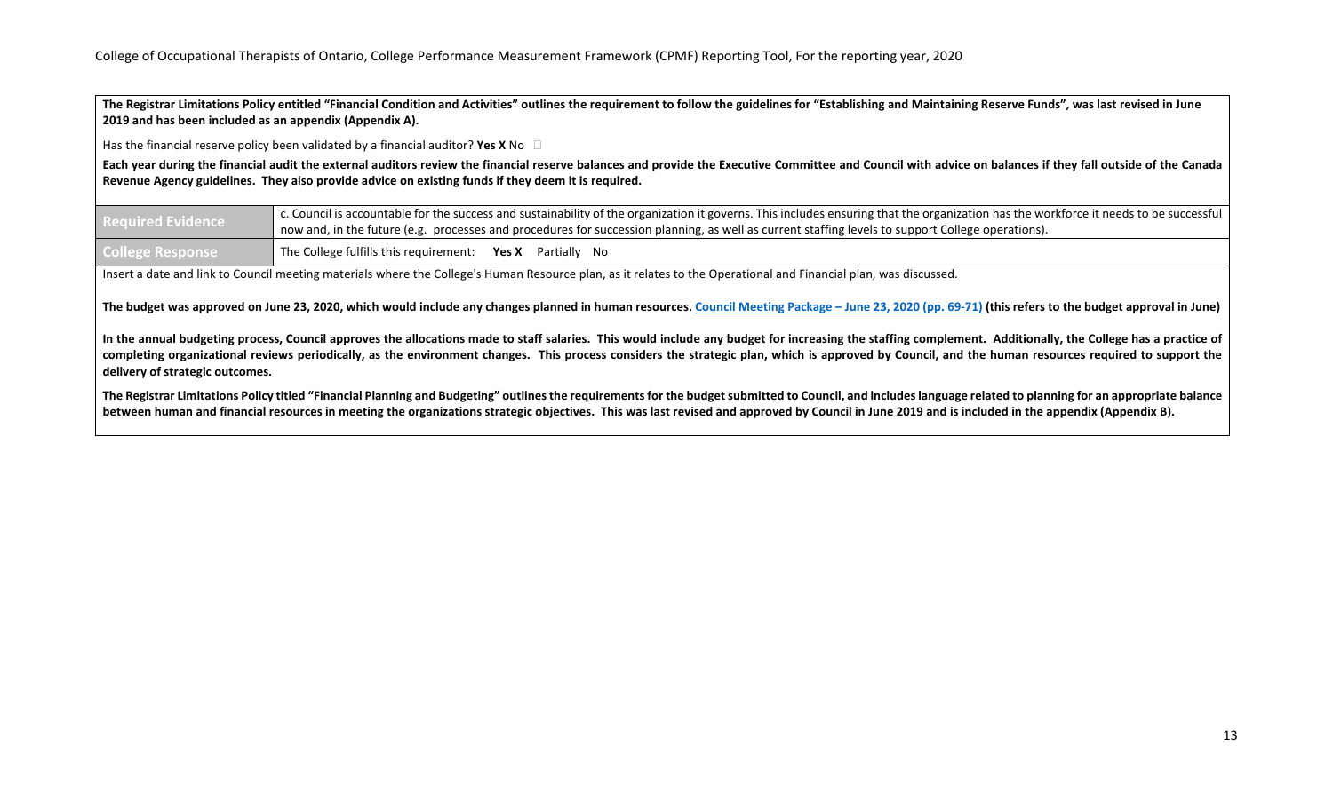**The Registrar Limitations Policy entitled "Financial Condition and Activities" outlines the requirement to follow the guidelines for "Establishing and Maintaining Reserve Funds", was last revised in June 2019 and has been included as an appendix (Appendix A).**

Has the financial reserve policy been validated by a financial auditor? **Yes X** No ☐

**Each year during the financial audit the external auditors review the financial reserve balances and provide the Executive Committee and Council with advice on balances if they fall outside of the Canada Revenue Agency guidelines. They also provide advice on existing funds if they deem it is required.**

| Required Evidence | c. Council is accountable for the success and sustainability of the organization it governs. This includes ensuring that the organization has the workforce it needs to be successful now and, in the future (e.g. processes and procedures for succession planning, as well as current staffing levels to support College operations). |
|---|---|
| College Response | The College fulfills this requirement: **Yes X** Partially No |

Insert a date and link to Council meeting materials where the College's Human Resource plan, as it relates to the Operational and Financial plan, was discussed.

**The budget was approved on June 23, 2020, which would include any changes planned in human resources. Council Meeting Package – June 23, 2020 (pp. 69-71) (this refers to the budget approval in June)**

**In the annual budgeting process, Council approves the allocations made to staff salaries. This would include any budget for increasing the staffing complement. Additionally, the College has a practice of completing organizational reviews periodically, as the environment changes. This process considers the strategic plan, which is approved by Council, and the human resources required to support the delivery of strategic outcomes.**

**The Registrar Limitations Policy titled "Financial Planning and Budgeting" outlines the requirements for the budget submitted to Council, and includes language related to planning for an appropriate balance between human and financial resources in meeting the organizations strategic objectives. This was last revised and approved by Council in June 2019 and is included in the appendix (Appendix B).**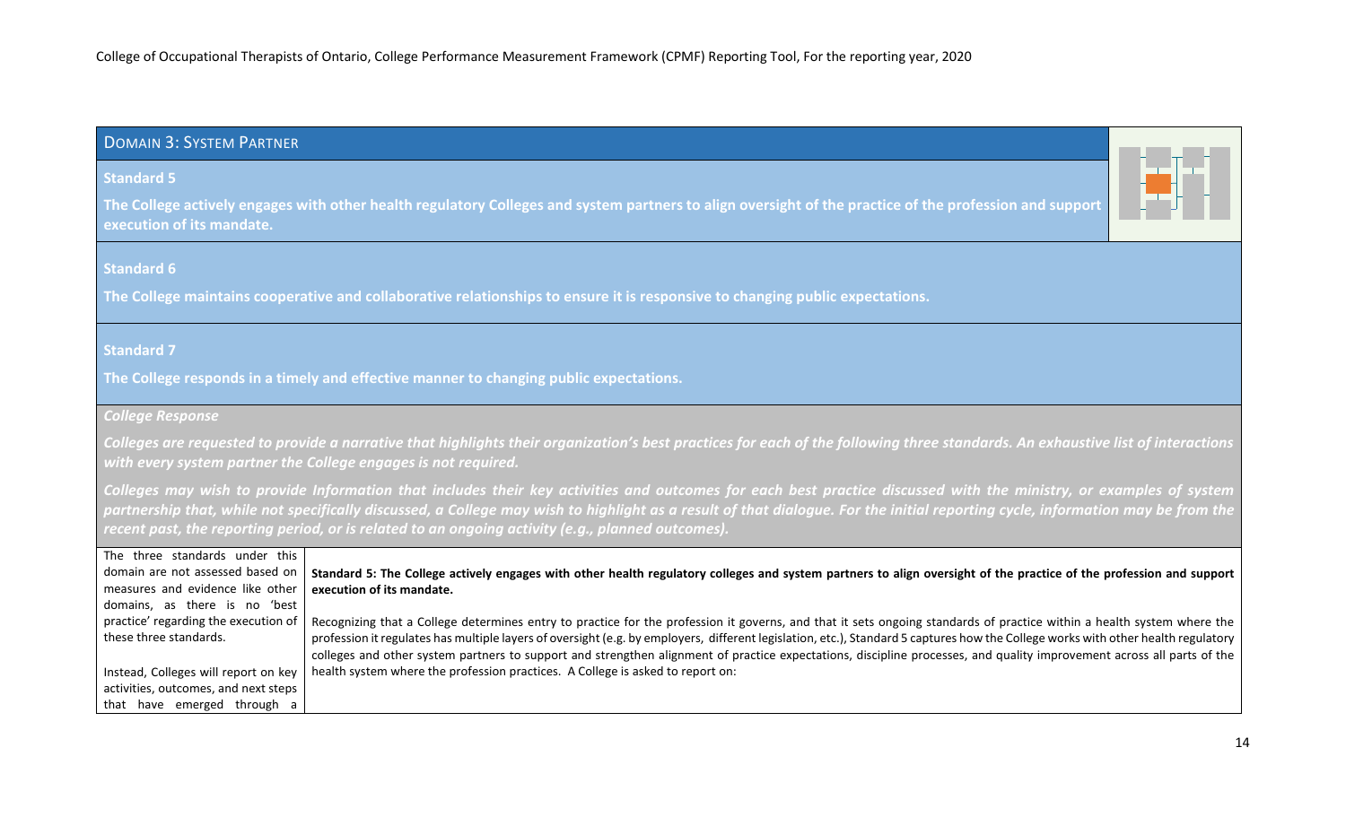## Domain 3: System Partner

**Standard 5**

**The College actively engages with other health regulatory Colleges and system partners to align oversight of the practice of the profession and support execution of its mandate.**

**Standard 6**

**The College maintains cooperative and collaborative relationships to ensure it is responsive to changing public expectations.**

**Standard 7**

**The College responds in a timely and effective manner to changing public expectations.**

***College Response***

***Colleges are requested to provide a narrative that highlights their organization's best practices for each of the following three standards. An exhaustive list of interactions with every system partner the College engages is not required.***

***Colleges may wish to provide Information that includes their key activities and outcomes for each best practice discussed with the ministry, or examples of system partnership that, while not specifically discussed, a College may wish to highlight as a result of that dialogue. For the initial reporting cycle, information may be from the recent past, the reporting period, or is related to an ongoing activity (e.g., planned outcomes).***

| | |
|---|---|
| The three standards under this domain are not assessed based on measures and evidence like other domains, as there is no 'best practice' regarding the execution of these three standards.<br><br>Instead, Colleges will report on key activities, outcomes, and next steps that have emerged through a | **Standard 5: The College actively engages with other health regulatory colleges and system partners to align oversight of the practice of the profession and support execution of its mandate.**<br><br>Recognizing that a College determines entry to practice for the profession it governs, and that it sets ongoing standards of practice within a health system where the profession it regulates has multiple layers of oversight (e.g. by employers, different legislation, etc.), Standard 5 captures how the College works with other health regulatory colleges and other system partners to support and strengthen alignment of practice expectations, discipline processes, and quality improvement across all parts of the health system where the profession practices. A College is asked to report on: |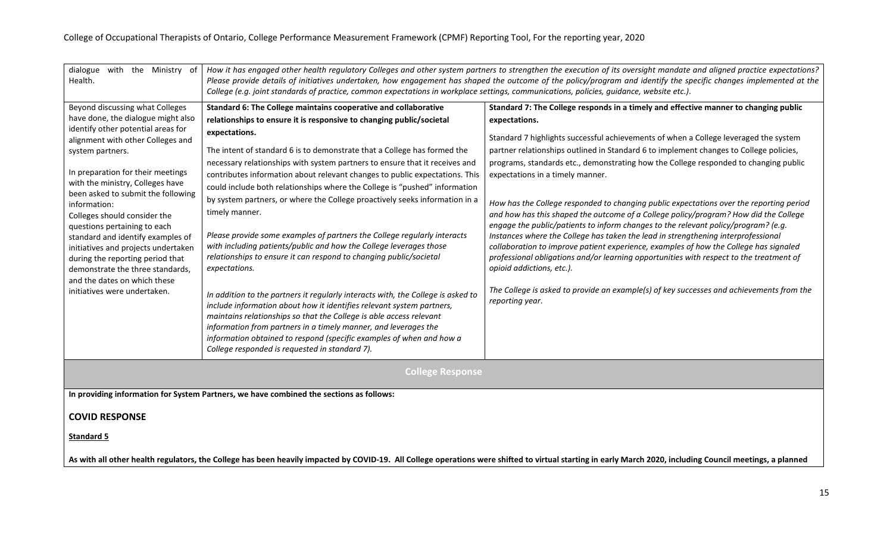| dialogue with the Ministry of Health. | *How it has engaged other health regulatory Colleges and other system partners to strengthen the execution of its oversight mandate and aligned practice expectations? Please provide details of initiatives undertaken, how engagement has shaped the outcome of the policy/program and identify the specific changes implemented at the College (e.g. joint standards of practice, common expectations in workplace settings, communications, policies, guidance, website etc.).* | |
|---|---|---|
| Beyond discussing what Colleges have done, the dialogue might also identify other potential areas for alignment with other Colleges and system partners.<br><br>In preparation for their meetings with the ministry, Colleges have been asked to submit the following information:<br>Colleges should consider the questions pertaining to each standard and identify examples of initiatives and projects undertaken during the reporting period that demonstrate the three standards, and the dates on which these initiatives were undertaken. | **Standard 6: The College maintains cooperative and collaborative relationships to ensure it is responsive to changing public/societal expectations.**<br><br>The intent of standard 6 is to demonstrate that a College has formed the necessary relationships with system partners to ensure that it receives and contributes information about relevant changes to public expectations. This could include both relationships where the College is "pushed" information by system partners, or where the College proactively seeks information in a timely manner.<br><br>*Please provide some examples of partners the College regularly interacts with including patients/public and how the College leverages those relationships to ensure it can respond to changing public/societal expectations.*<br><br>*In addition to the partners it regularly interacts with, the College is asked to include information about how it identifies relevant system partners, maintains relationships so that the College is able access relevant information from partners in a timely manner, and leverages the information obtained to respond (specific examples of when and how a College responded is requested in standard 7).* | **Standard 7: The College responds in a timely and effective manner to changing public expectations.**<br><br>Standard 7 highlights successful achievements of when a College leveraged the system partner relationships outlined in Standard 6 to implement changes to College policies, programs, standards etc., demonstrating how the College responded to changing public expectations in a timely manner.<br><br>*How has the College responded to changing public expectations over the reporting period and how has this shaped the outcome of a College policy/program? How did the College engage the public/patients to inform changes to the relevant policy/program? (e.g. Instances where the College has taken the lead in strengthening interprofessional collaboration to improve patient experience, examples of how the College has signaled professional obligations and/or learning opportunities with respect to the treatment of opioid addictions, etc.).*<br><br>*The College is asked to provide an example(s) of key successes and achievements from the reporting year.* |

## College Response

**In providing information for System Partners, we have combined the sections as follows:**

**COVID RESPONSE**

**Standard 5**

**As with all other health regulators, the College has been heavily impacted by COVID-19. All College operations were shifted to virtual starting in early March 2020, including Council meetings, a planned**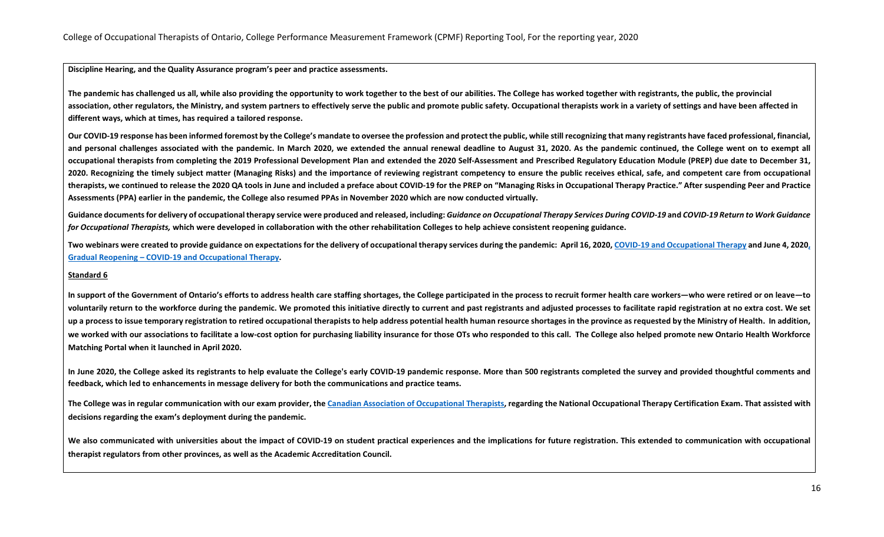**Discipline Hearing, and the Quality Assurance program's peer and practice assessments.**

**The pandemic has challenged us all, while also providing the opportunity to work together to the best of our abilities. The College has worked together with registrants, the public, the provincial association, other regulators, the Ministry, and system partners to effectively serve the public and promote public safety. Occupational therapists work in a variety of settings and have been affected in different ways, which at times, has required a tailored response.**

**Our COVID-19 response has been informed foremost by the College's mandate to oversee the profession and protect the public, while still recognizing that many registrants have faced professional, financial, and personal challenges associated with the pandemic. In March 2020, we extended the annual renewal deadline to August 31, 2020. As the pandemic continued, the College went on to exempt all occupational therapists from completing the 2019 Professional Development Plan and extended the 2020 Self-Assessment and Prescribed Regulatory Education Module (PREP) due date to December 31, 2020. Recognizing the timely subject matter (Managing Risks) and the importance of reviewing registrant competency to ensure the public receives ethical, safe, and competent care from occupational therapists, we continued to release the 2020 QA tools in June and included a preface about COVID-19 for the PREP on "Managing Risks in Occupational Therapy Practice." After suspending Peer and Practice Assessments (PPA) earlier in the pandemic, the College also resumed PPAs in November 2020 which are now conducted virtually.**

**Guidance documents for delivery of occupational therapy service were produced and released, including: *Guidance on Occupational Therapy Services During COVID-19* and *COVID-19 Return to Work Guidance for Occupational Therapists,* which were developed in collaboration with the other rehabilitation Colleges to help achieve consistent reopening guidance.**

**Two webinars were created to provide guidance on expectations for the delivery of occupational therapy services during the pandemic: April 16, 2020, COVID-19 and Occupational Therapy and June 4, 2020, Gradual Reopening – COVID-19 and Occupational Therapy.**

**Standard 6**

**In support of the Government of Ontario's efforts to address health care staffing shortages, the College participated in the process to recruit former health care workers—who were retired or on leave—to voluntarily return to the workforce during the pandemic. We promoted this initiative directly to current and past registrants and adjusted processes to facilitate rapid registration at no extra cost. We set up a process to issue temporary registration to retired occupational therapists to help address potential health human resource shortages in the province as requested by the Ministry of Health. In addition, we worked with our associations to facilitate a low-cost option for purchasing liability insurance for those OTs who responded to this call. The College also helped promote new Ontario Health Workforce Matching Portal when it launched in April 2020.**

**In June 2020, the College asked its registrants to help evaluate the College's early COVID-19 pandemic response. More than 500 registrants completed the survey and provided thoughtful comments and feedback, which led to enhancements in message delivery for both the communications and practice teams.**

**The College was in regular communication with our exam provider, the Canadian Association of Occupational Therapists, regarding the National Occupational Therapy Certification Exam. That assisted with decisions regarding the exam's deployment during the pandemic.**

**We also communicated with universities about the impact of COVID-19 on student practical experiences and the implications for future registration. This extended to communication with occupational therapist regulators from other provinces, as well as the Academic Accreditation Council.**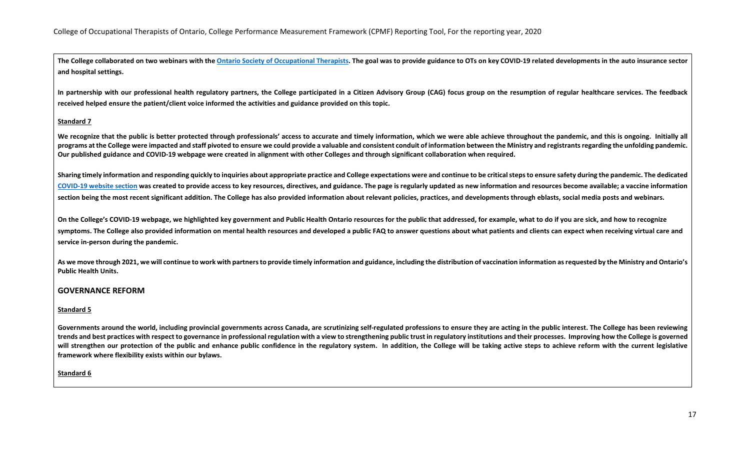**The College collaborated on two webinars with the Ontario Society of Occupational Therapists. The goal was to provide guidance to OTs on key COVID-19 related developments in the auto insurance sector and hospital settings.**

**In partnership with our professional health regulatory partners, the College participated in a Citizen Advisory Group (CAG) focus group on the resumption of regular healthcare services. The feedback received helped ensure the patient/client voice informed the activities and guidance provided on this topic.**

**Standard 7**

**We recognize that the public is better protected through professionals' access to accurate and timely information, which we were able achieve throughout the pandemic, and this is ongoing. Initially all programs at the College were impacted and staff pivoted to ensure we could provide a valuable and consistent conduit of information between the Ministry and registrants regarding the unfolding pandemic. Our published guidance and COVID-19 webpage were created in alignment with other Colleges and through significant collaboration when required.**

**Sharing timely information and responding quickly to inquiries about appropriate practice and College expectations were and continue to be critical steps to ensure safety during the pandemic. The dedicated COVID-19 website section was created to provide access to key resources, directives, and guidance. The page is regularly updated as new information and resources become available; a vaccine information section being the most recent significant addition. The College has also provided information about relevant policies, practices, and developments through eblasts, social media posts and webinars.**

**On the College's COVID-19 webpage, we highlighted key government and Public Health Ontario resources for the public that addressed, for example, what to do if you are sick, and how to recognize symptoms. The College also provided information on mental health resources and developed a public FAQ to answer questions about what patients and clients can expect when receiving virtual care and service in-person during the pandemic.**

**As we move through 2021, we will continue to work with partners to provide timely information and guidance, including the distribution of vaccination information as requested by the Ministry and Ontario's Public Health Units.**

## GOVERNANCE REFORM

**Standard 5**

**Governments around the world, including provincial governments across Canada, are scrutinizing self-regulated professions to ensure they are acting in the public interest. The College has been reviewing trends and best practices with respect to governance in professional regulation with a view to strengthening public trust in regulatory institutions and their processes. Improving how the College is governed will strengthen our protection of the public and enhance public confidence in the regulatory system. In addition, the College will be taking active steps to achieve reform with the current legislative framework where flexibility exists within our bylaws.**

**Standard 6**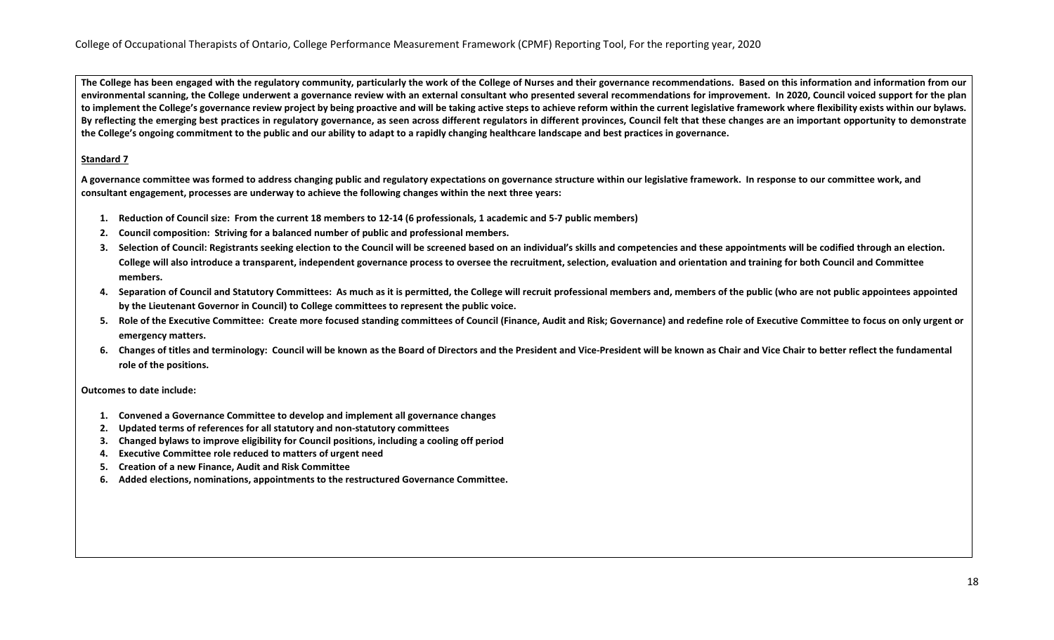**The College has been engaged with the regulatory community, particularly the work of the College of Nurses and their governance recommendations. Based on this information and information from our environmental scanning, the College underwent a governance review with an external consultant who presented several recommendations for improvement. In 2020, Council voiced support for the plan to implement the College's governance review project by being proactive and will be taking active steps to achieve reform within the current legislative framework where flexibility exists within our bylaws. By reflecting the emerging best practices in regulatory governance, as seen across different regulators in different provinces, Council felt that these changes are an important opportunity to demonstrate the College's ongoing commitment to the public and our ability to adapt to a rapidly changing healthcare landscape and best practices in governance.**

**<u>Standard 7</u>**

**A governance committee was formed to address changing public and regulatory expectations on governance structure within our legislative framework. In response to our committee work, and consultant engagement, processes are underway to achieve the following changes within the next three years:**

1. **Reduction of Council size: From the current 18 members to 12-14 (6 professionals, 1 academic and 5-7 public members)**
2. **Council composition: Striving for a balanced number of public and professional members.**
3. **Selection of Council: Registrants seeking election to the Council will be screened based on an individual's skills and competencies and these appointments will be codified through an election. College will also introduce a transparent, independent governance process to oversee the recruitment, selection, evaluation and orientation and training for both Council and Committee members.**
4. **Separation of Council and Statutory Committees: As much as it is permitted, the College will recruit professional members and, members of the public (who are not public appointees appointed by the Lieutenant Governor in Council) to College committees to represent the public voice.**
5. **Role of the Executive Committee: Create more focused standing committees of Council (Finance, Audit and Risk; Governance) and redefine role of Executive Committee to focus on only urgent or emergency matters.**
6. **Changes of titles and terminology: Council will be known as the Board of Directors and the President and Vice-President will be known as Chair and Vice Chair to better reflect the fundamental role of the positions.**

**Outcomes to date include:**

1. **Convened a Governance Committee to develop and implement all governance changes**
2. **Updated terms of references for all statutory and non-statutory committees**
3. **Changed bylaws to improve eligibility for Council positions, including a cooling off period**
4. **Executive Committee role reduced to matters of urgent need**
5. **Creation of a new Finance, Audit and Risk Committee**
6. **Added elections, nominations, appointments to the restructured Governance Committee.**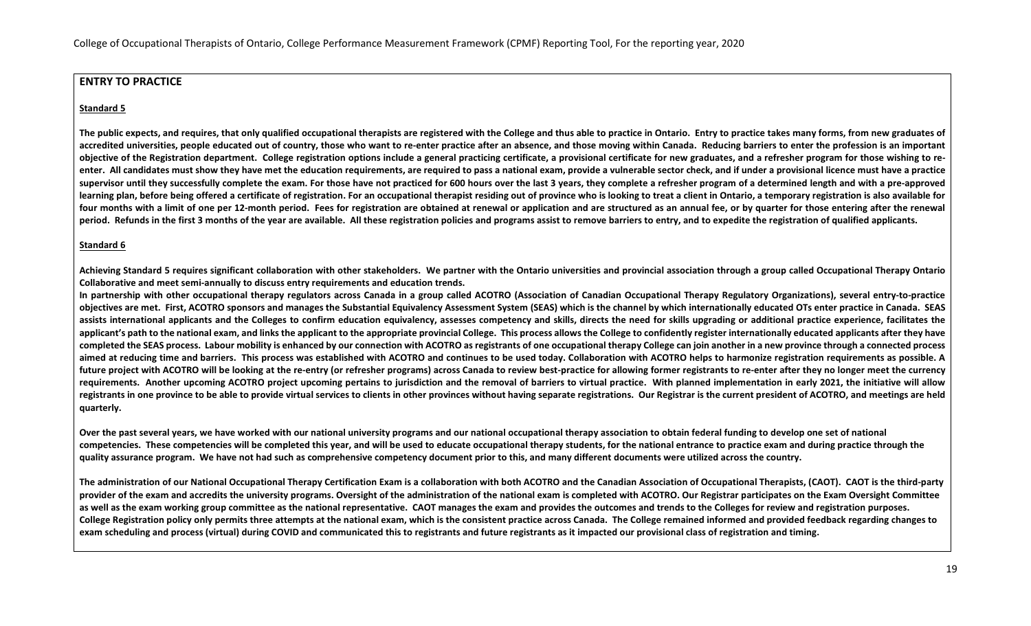## ENTRY TO PRACTICE

**Standard 5**

**The public expects, and requires, that only qualified occupational therapists are registered with the College and thus able to practice in Ontario. Entry to practice takes many forms, from new graduates of accredited universities, people educated out of country, those who want to re-enter practice after an absence, and those moving within Canada. Reducing barriers to enter the profession is an important objective of the Registration department. College registration options include a general practicing certificate, a provisional certificate for new graduates, and a refresher program for those wishing to re-enter. All candidates must show they have met the education requirements, are required to pass a national exam, provide a vulnerable sector check, and if under a provisional licence must have a practice supervisor until they successfully complete the exam. For those have not practiced for 600 hours over the last 3 years, they complete a refresher program of a determined length and with a pre-approved learning plan, before being offered a certificate of registration. For an occupational therapist residing out of province who is looking to treat a client in Ontario, a temporary registration is also available for four months with a limit of one per 12-month period. Fees for registration are obtained at renewal or application and are structured as an annual fee, or by quarter for those entering after the renewal period. Refunds in the first 3 months of the year are available. All these registration policies and programs assist to remove barriers to entry, and to expedite the registration of qualified applicants.**

**Standard 6**

**Achieving Standard 5 requires significant collaboration with other stakeholders. We partner with the Ontario universities and provincial association through a group called Occupational Therapy Ontario Collaborative and meet semi-annually to discuss entry requirements and education trends.**
**In partnership with other occupational therapy regulators across Canada in a group called ACOTRO (Association of Canadian Occupational Therapy Regulatory Organizations), several entry-to-practice objectives are met. First, ACOTRO sponsors and manages the Substantial Equivalency Assessment System (SEAS) which is the channel by which internationally educated OTs enter practice in Canada. SEAS assists international applicants and the Colleges to confirm education equivalency, assesses competency and skills, directs the need for skills upgrading or additional practice experience, facilitates the applicant's path to the national exam, and links the applicant to the appropriate provincial College. This process allows the College to confidently register internationally educated applicants after they have completed the SEAS process. Labour mobility is enhanced by our connection with ACOTRO as registrants of one occupational therapy College can join another in a new province through a connected process aimed at reducing time and barriers. This process was established with ACOTRO and continues to be used today. Collaboration with ACOTRO helps to harmonize registration requirements as possible. A future project with ACOTRO will be looking at the re-entry (or refresher programs) across Canada to review best-practice for allowing former registrants to re-enter after they no longer meet the currency requirements. Another upcoming ACOTRO project upcoming pertains to jurisdiction and the removal of barriers to virtual practice. With planned implementation in early 2021, the initiative will allow registrants in one province to be able to provide virtual services to clients in other provinces without having separate registrations. Our Registrar is the current president of ACOTRO, and meetings are held quarterly.**

**Over the past several years, we have worked with our national university programs and our national occupational therapy association to obtain federal funding to develop one set of national competencies. These competencies will be completed this year, and will be used to educate occupational therapy students, for the national entrance to practice exam and during practice through the quality assurance program. We have not had such as comprehensive competency document prior to this, and many different documents were utilized across the country.**

**The administration of our National Occupational Therapy Certification Exam is a collaboration with both ACOTRO and the Canadian Association of Occupational Therapists, (CAOT). CAOT is the third-party provider of the exam and accredits the university programs. Oversight of the administration of the national exam is completed with ACOTRO. Our Registrar participates on the Exam Oversight Committee as well as the exam working group committee as the national representative. CAOT manages the exam and provides the outcomes and trends to the Colleges for review and registration purposes. College Registration policy only permits three attempts at the national exam, which is the consistent practice across Canada. The College remained informed and provided feedback regarding changes to exam scheduling and process (virtual) during COVID and communicated this to registrants and future registrants as it impacted our provisional class of registration and timing.**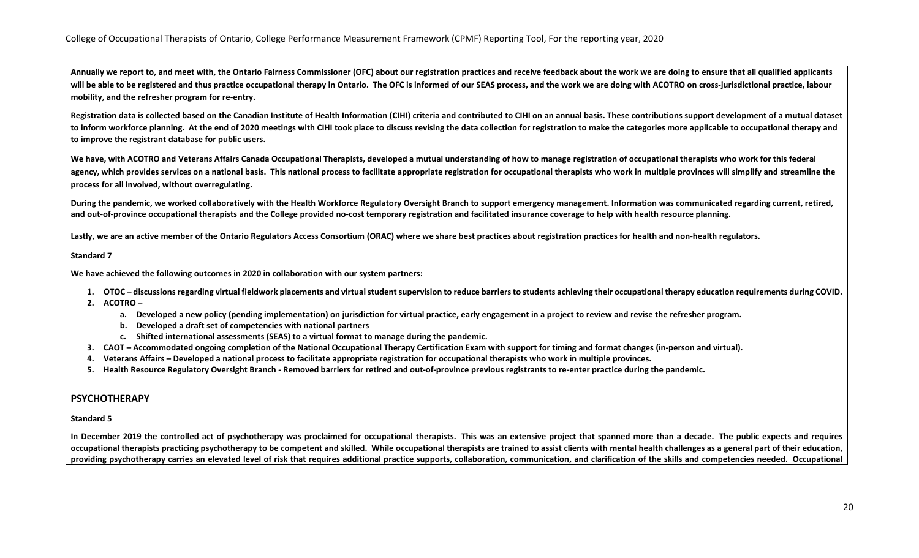**Annually we report to, and meet with, the Ontario Fairness Commissioner (OFC) about our registration practices and receive feedback about the work we are doing to ensure that all qualified applicants will be able to be registered and thus practice occupational therapy in Ontario. The OFC is informed of our SEAS process, and the work we are doing with ACOTRO on cross-jurisdictional practice, labour mobility, and the refresher program for re-entry.**

**Registration data is collected based on the Canadian Institute of Health Information (CIHI) criteria and contributed to CIHI on an annual basis. These contributions support development of a mutual dataset to inform workforce planning. At the end of 2020 meetings with CIHI took place to discuss revising the data collection for registration to make the categories more applicable to occupational therapy and to improve the registrant database for public users.**

**We have, with ACOTRO and Veterans Affairs Canada Occupational Therapists, developed a mutual understanding of how to manage registration of occupational therapists who work for this federal agency, which provides services on a national basis. This national process to facilitate appropriate registration for occupational therapists who work in multiple provinces will simplify and streamline the process for all involved, without overregulating.**

**During the pandemic, we worked collaboratively with the Health Workforce Regulatory Oversight Branch to support emergency management. Information was communicated regarding current, retired, and out-of-province occupational therapists and the College provided no-cost temporary registration and facilitated insurance coverage to help with health resource planning.**

**Lastly, we are an active member of the Ontario Regulators Access Consortium (ORAC) where we share best practices about registration practices for health and non-health regulators.**

**Standard 7**

**We have achieved the following outcomes in 2020 in collaboration with our system partners:**

1. **OTOC – discussions regarding virtual fieldwork placements and virtual student supervision to reduce barriers to students achieving their occupational therapy education requirements during COVID.**
2. **ACOTRO –**
   a. **Developed a new policy (pending implementation) on jurisdiction for virtual practice, early engagement in a project to review and revise the refresher program.**
   b. **Developed a draft set of competencies with national partners**
   c. **Shifted international assessments (SEAS) to a virtual format to manage during the pandemic.**
3. **CAOT – Accommodated ongoing completion of the National Occupational Therapy Certification Exam with support for timing and format changes (in-person and virtual).**
4. **Veterans Affairs – Developed a national process to facilitate appropriate registration for occupational therapists who work in multiple provinces.**
5. **Health Resource Regulatory Oversight Branch - Removed barriers for retired and out-of-province previous registrants to re-enter practice during the pandemic.**

## PSYCHOTHERAPY

**Standard 5**

**In December 2019 the controlled act of psychotherapy was proclaimed for occupational therapists. This was an extensive project that spanned more than a decade. The public expects and requires occupational therapists practicing psychotherapy to be competent and skilled. While occupational therapists are trained to assist clients with mental health challenges as a general part of their education, providing psychotherapy carries an elevated level of risk that requires additional practice supports, collaboration, communication, and clarification of the skills and competencies needed. Occupational**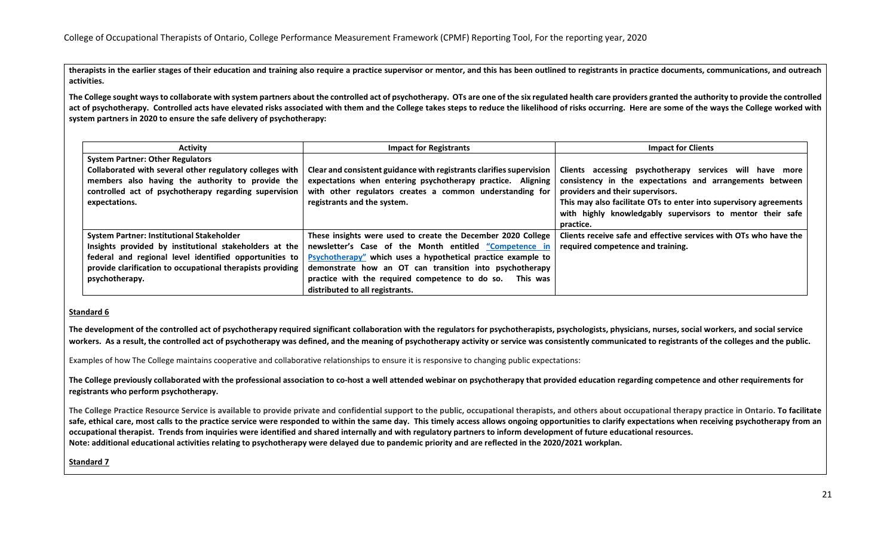**therapists in the earlier stages of their education and training also require a practice supervisor or mentor, and this has been outlined to registrants in practice documents, communications, and outreach activities.**

**The College sought ways to collaborate with system partners about the controlled act of psychotherapy. OTs are one of the six regulated health care providers granted the authority to provide the controlled act of psychotherapy. Controlled acts have elevated risks associated with them and the College takes steps to reduce the likelihood of risks occurring. Here are some of the ways the College worked with system partners in 2020 to ensure the safe delivery of psychotherapy:**

| Activity | Impact for Registrants | Impact for Clients |
|---|---|---|
| **System Partner: Other Regulators**<br>**Collaborated with several other regulatory colleges with members also having the authority to provide the controlled act of psychotherapy regarding supervision expectations.** | **Clear and consistent guidance with registrants clarifies supervision expectations when entering psychotherapy practice. Aligning with other regulators creates a common understanding for registrants and the system.** | **Clients accessing psychotherapy services will have more consistency in the expectations and arrangements between providers and their supervisors.**<br>**This may also facilitate OTs to enter into supervisory agreements with highly knowledgably supervisors to mentor their safe practice.** |
| **System Partner: Institutional Stakeholder**<br>**Insights provided by institutional stakeholders at the federal and regional level identified opportunities to provide clarification to occupational therapists providing psychotherapy.** | **These insights were used to create the December 2020 College newsletter's Case of the Month entitled "Competence in Psychotherapy" which uses a hypothetical practice example to demonstrate how an OT can transition into psychotherapy practice with the required competence to do so. This was distributed to all registrants.** | **Clients receive safe and effective services with OTs who have the required competence and training.** |

**Standard 6**

**The development of the controlled act of psychotherapy required significant collaboration with the regulators for psychotherapists, psychologists, physicians, nurses, social workers, and social service workers. As a result, the controlled act of psychotherapy was defined, and the meaning of psychotherapy activity or service was consistently communicated to registrants of the colleges and the public.**

Examples of how The College maintains cooperative and collaborative relationships to ensure it is responsive to changing public expectations:

**The College previously collaborated with the professional association to co-host a well attended webinar on psychotherapy that provided education regarding competence and other requirements for registrants who perform psychotherapy.**

**The College Practice Resource Service is available to provide private and confidential support to the public, occupational therapists, and others about occupational therapy practice in Ontario. To facilitate safe, ethical care, most calls to the practice service were responded to within the same day. This timely access allows ongoing opportunities to clarify expectations when receiving psychotherapy from an occupational therapist. Trends from inquiries were identified and shared internally and with regulatory partners to inform development of future educational resources.**
**Note: additional educational activities relating to psychotherapy were delayed due to pandemic priority and are reflected in the 2020/2021 workplan.**

**Standard 7**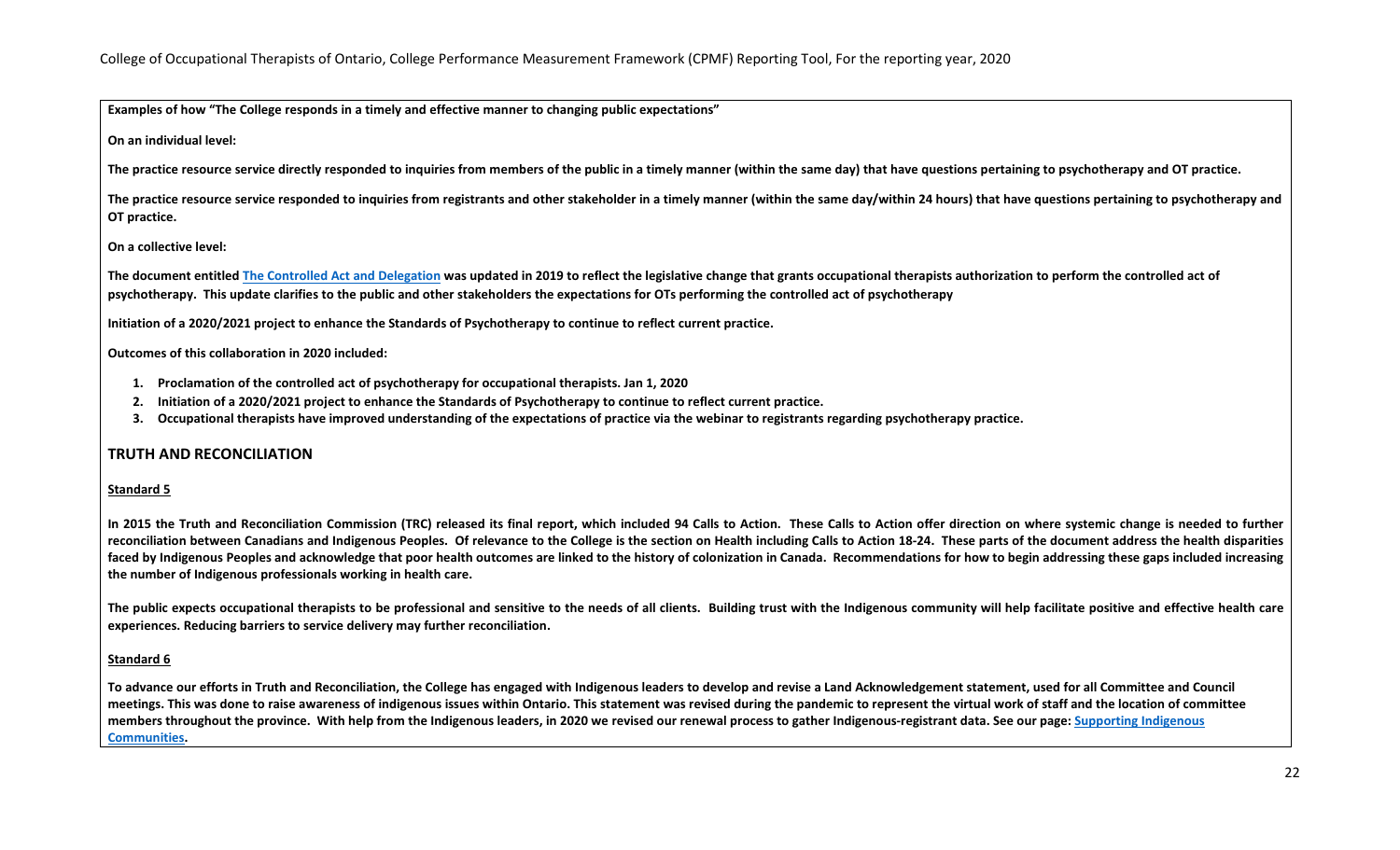**Examples of how "The College responds in a timely and effective manner to changing public expectations"**

**On an individual level:**

**The practice resource service directly responded to inquiries from members of the public in a timely manner (within the same day) that have questions pertaining to psychotherapy and OT practice.**

**The practice resource service responded to inquiries from registrants and other stakeholder in a timely manner (within the same day/within 24 hours) that have questions pertaining to psychotherapy and OT practice.**

**On a collective level:**

**The document entitled [The Controlled Act and Delegation] was updated in 2019 to reflect the legislative change that grants occupational therapists authorization to perform the controlled act of psychotherapy. This update clarifies to the public and other stakeholders the expectations for OTs performing the controlled act of psychotherapy**

**Initiation of a 2020/2021 project to enhance the Standards of Psychotherapy to continue to reflect current practice.**

**Outcomes of this collaboration in 2020 included:**

1. **Proclamation of the controlled act of psychotherapy for occupational therapists. Jan 1, 2020**
2. **Initiation of a 2020/2021 project to enhance the Standards of Psychotherapy to continue to reflect current practice.**
3. **Occupational therapists have improved understanding of the expectations of practice via the webinar to registrants regarding psychotherapy practice.**

## TRUTH AND RECONCILIATION

**Standard 5**

**In 2015 the Truth and Reconciliation Commission (TRC) released its final report, which included 94 Calls to Action. These Calls to Action offer direction on where systemic change is needed to further reconciliation between Canadians and Indigenous Peoples. Of relevance to the College is the section on Health including Calls to Action 18-24. These parts of the document address the health disparities faced by Indigenous Peoples and acknowledge that poor health outcomes are linked to the history of colonization in Canada. Recommendations for how to begin addressing these gaps included increasing the number of Indigenous professionals working in health care.**

**The public expects occupational therapists to be professional and sensitive to the needs of all clients. Building trust with the Indigenous community will help facilitate positive and effective health care experiences. Reducing barriers to service delivery may further reconciliation.**

**Standard 6**

**To advance our efforts in Truth and Reconciliation, the College has engaged with Indigenous leaders to develop and revise a Land Acknowledgement statement, used for all Committee and Council meetings. This was done to raise awareness of indigenous issues within Ontario. This statement was revised during the pandemic to represent the virtual work of staff and the location of committee members throughout the province. With help from the Indigenous leaders, in 2020 we revised our renewal process to gather Indigenous-registrant data. See our page: [Supporting Indigenous Communities].**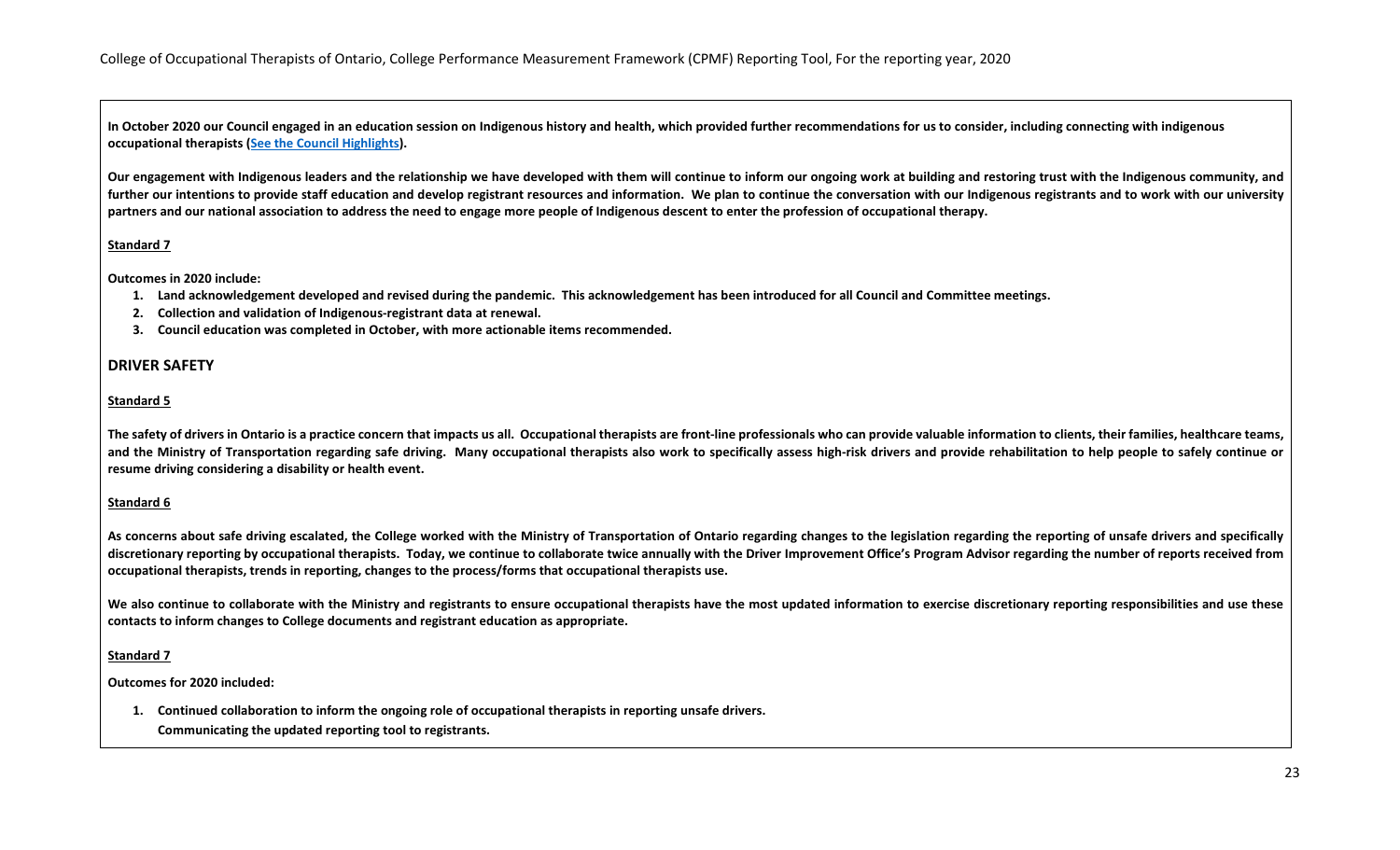**In October 2020 our Council engaged in an education session on Indigenous history and health, which provided further recommendations for us to consider, including connecting with indigenous occupational therapists ([See the Council Highlights]).**

**Our engagement with Indigenous leaders and the relationship we have developed with them will continue to inform our ongoing work at building and restoring trust with the Indigenous community, and further our intentions to provide staff education and develop registrant resources and information. We plan to continue the conversation with our Indigenous registrants and to work with our university partners and our national association to address the need to engage more people of Indigenous descent to enter the profession of occupational therapy.**

**Standard 7**

**Outcomes in 2020 include:**

1. **Land acknowledgement developed and revised during the pandemic. This acknowledgement has been introduced for all Council and Committee meetings.**
2. **Collection and validation of Indigenous-registrant data at renewal.**
3. **Council education was completed in October, with more actionable items recommended.**

## DRIVER SAFETY

**Standard 5**

**The safety of drivers in Ontario is a practice concern that impacts us all. Occupational therapists are front-line professionals who can provide valuable information to clients, their families, healthcare teams, and the Ministry of Transportation regarding safe driving. Many occupational therapists also work to specifically assess high-risk drivers and provide rehabilitation to help people to safely continue or resume driving considering a disability or health event.**

**Standard 6**

**As concerns about safe driving escalated, the College worked with the Ministry of Transportation of Ontario regarding changes to the legislation regarding the reporting of unsafe drivers and specifically discretionary reporting by occupational therapists. Today, we continue to collaborate twice annually with the Driver Improvement Office's Program Advisor regarding the number of reports received from occupational therapists, trends in reporting, changes to the process/forms that occupational therapists use.**

**We also continue to collaborate with the Ministry and registrants to ensure occupational therapists have the most updated information to exercise discretionary reporting responsibilities and use these contacts to inform changes to College documents and registrant education as appropriate.**

**Standard 7**

**Outcomes for 2020 included:**

1. **Continued collaboration to inform the ongoing role of occupational therapists in reporting unsafe drivers.**
   **Communicating the updated reporting tool to registrants.**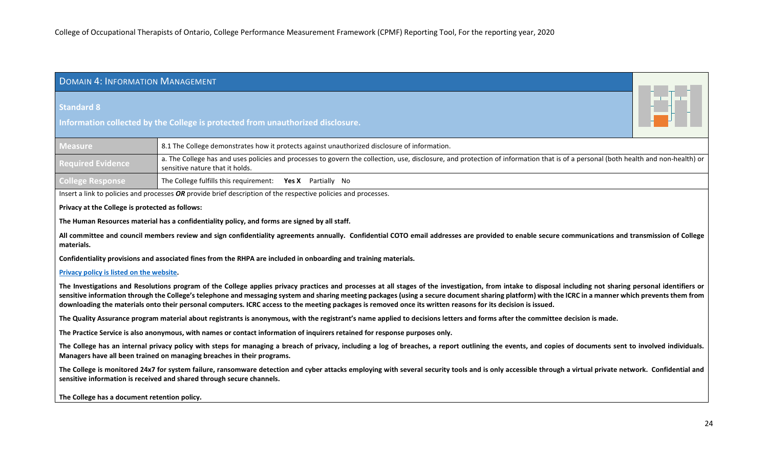## Domain 4: Information Management

### Standard 8

**Information collected by the College is protected from unauthorized disclosure.**

| | |
|---|---|
| **Measure** | 8.1 The College demonstrates how it protects against unauthorized disclosure of information. |
| **Required Evidence** | a. The College has and uses policies and processes to govern the collection, use, disclosure, and protection of information that is of a personal (both health and non-health) or sensitive nature that it holds. |
| **College Response** | The College fulfills this requirement: **Yes X** Partially No |

Insert a link to policies and processes ***OR*** provide brief description of the respective policies and processes.

**Privacy at the College is protected as follows:**

**The Human Resources material has a confidentiality policy, and forms are signed by all staff.**

**All committee and council members review and sign confidentiality agreements annually. Confidential COTO email addresses are provided to enable secure communications and transmission of College materials.**

**Confidentiality provisions and associated fines from the RHPA are included in onboarding and training materials.**

**Privacy policy is listed on the website.**

**The Investigations and Resolutions program of the College applies privacy practices and processes at all stages of the investigation, from intake to disposal including not sharing personal identifiers or sensitive information through the College's telephone and messaging system and sharing meeting packages (using a secure document sharing platform) with the ICRC in a manner which prevents them from downloading the materials onto their personal computers. ICRC access to the meeting packages is removed once its written reasons for its decision is issued.**

**The Quality Assurance program material about registrants is anonymous, with the registrant's name applied to decisions letters and forms after the committee decision is made.**

**The Practice Service is also anonymous, with names or contact information of inquirers retained for response purposes only.**

**The College has an internal privacy policy with steps for managing a breach of privacy, including a log of breaches, a report outlining the events, and copies of documents sent to involved individuals. Managers have all been trained on managing breaches in their programs.**

**The College is monitored 24x7 for system failure, ransomware detection and cyber attacks employing with several security tools and is only accessible through a virtual private network. Confidential and sensitive information is received and shared through secure channels.**

**The College has a document retention policy.**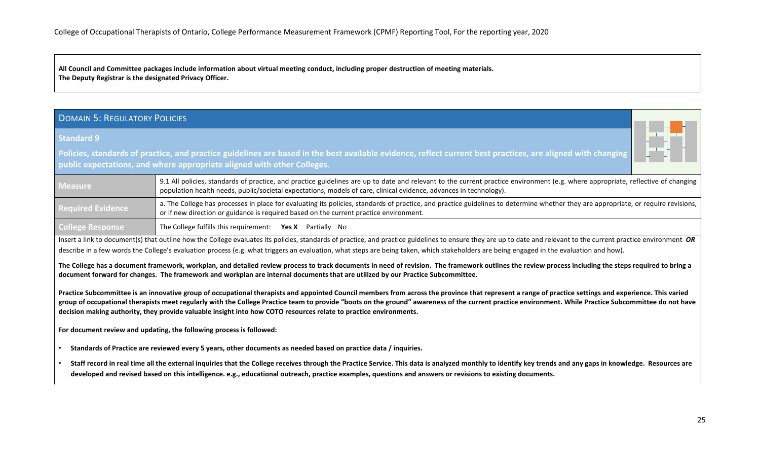**All Council and Committee packages include information about virtual meeting conduct, including proper destruction of meeting materials.**
**The Deputy Registrar is the designated Privacy Officer.**

## Domain 5: Regulatory Policies

### Standard 9

**Policies, standards of practice, and practice guidelines are based in the best available evidence, reflect current best practices, are aligned with changing public expectations, and where appropriate aligned with other Colleges.**

| | |
|---|---|
| **Measure** | 9.1 All policies, standards of practice, and practice guidelines are up to date and relevant to the current practice environment (e.g. where appropriate, reflective of changing population health needs, public/societal expectations, models of care, clinical evidence, advances in technology). |
| **Required Evidence** | a. The College has processes in place for evaluating its policies, standards of practice, and practice guidelines to determine whether they are appropriate, or require revisions, or if new direction or guidance is required based on the current practice environment. |
| **College Response** | The College fulfills this requirement: **Yes X** Partially No |

Insert a link to document(s) that outline how the College evaluates its policies, standards of practice, and practice guidelines to ensure they are up to date and relevant to the current practice environment ***OR*** describe in a few words the College's evaluation process (e.g. what triggers an evaluation, what steps are being taken, which stakeholders are being engaged in the evaluation and how).

**The College has a document framework, workplan, and detailed review process to track documents in need of revision. The framework outlines the review process including the steps required to bring a document forward for changes. The framework and workplan are internal documents that are utilized by our Practice Subcommittee.**

**Practice Subcommittee is an innovative group of occupational therapists and appointed Council members from across the province that represent a range of practice settings and experience. This varied group of occupational therapists meet regularly with the College Practice team to provide "boots on the ground" awareness of the current practice environment. While Practice Subcommittee do not have decision making authority, they provide valuable insight into how COTO resources relate to practice environments.**

**For document review and updating, the following process is followed:**

- **Standards of Practice are reviewed every 5 years, other documents as needed based on practice data / inquiries.**
- **Staff record in real time all the external inquiries that the College receives through the Practice Service. This data is analyzed monthly to identify key trends and any gaps in knowledge. Resources are developed and revised based on this intelligence. e.g., educational outreach, practice examples, questions and answers or revisions to existing documents.**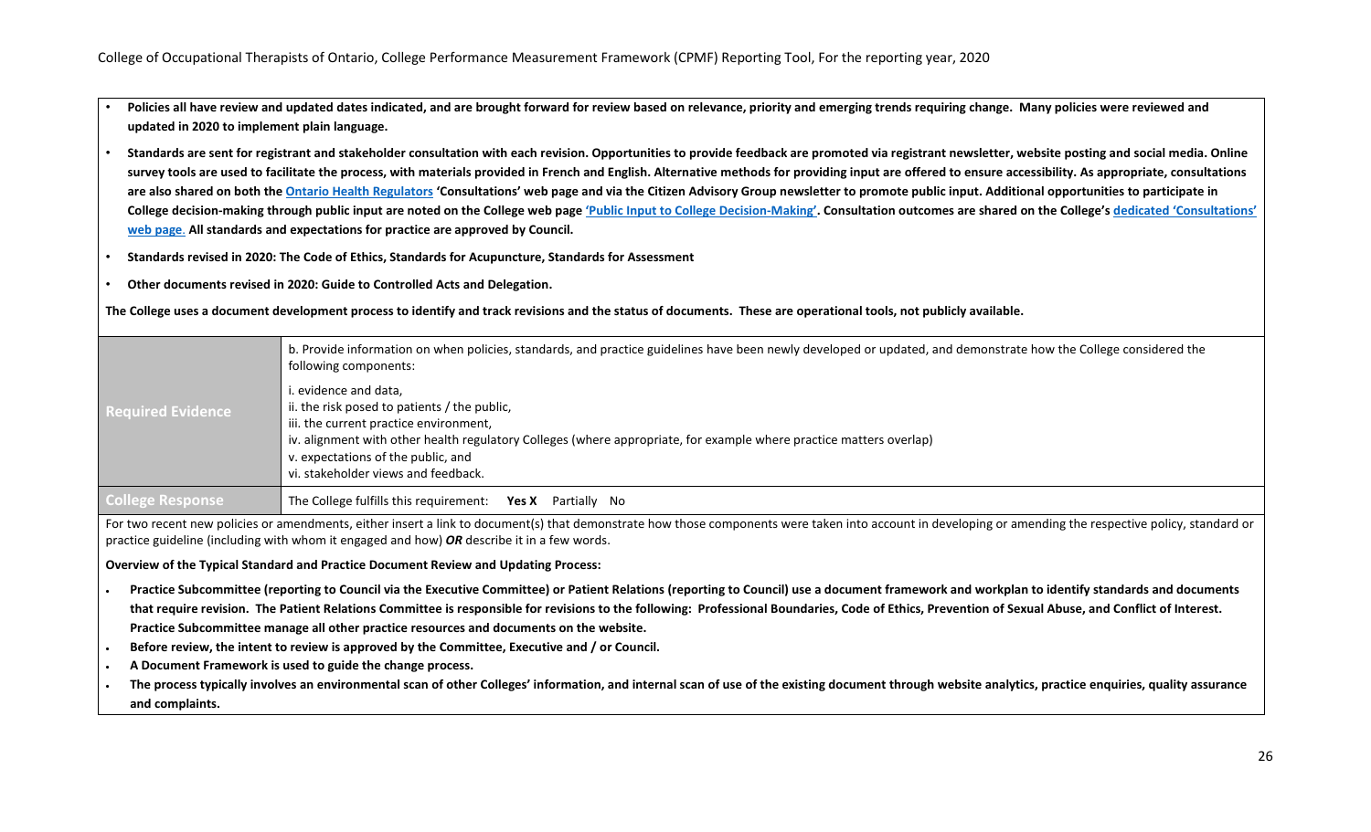- **Policies all have review and updated dates indicated, and are brought forward for review based on relevance, priority and emerging trends requiring change. Many policies were reviewed and updated in 2020 to implement plain language.**
- **Standards are sent for registrant and stakeholder consultation with each revision. Opportunities to provide feedback are promoted via registrant newsletter, website posting and social media. Online survey tools are used to facilitate the process, with materials provided in French and English. Alternative methods for providing input are offered to ensure accessibility. As appropriate, consultations are also shared on both the [Ontario Health Regulators] 'Consultations' web page and via the Citizen Advisory Group newsletter to promote public input. Additional opportunities to participate in College decision-making through public input are noted on the College web page ['Public Input to College Decision-Making']. Consultation outcomes are shared on the College's [dedicated 'Consultations' web page]. All standards and expectations for practice are approved by Council.**
- **Standards revised in 2020: The Code of Ethics, Standards for Acupuncture, Standards for Assessment**
- **Other documents revised in 2020: Guide to Controlled Acts and Delegation.**

**The College uses a document development process to identify and track revisions and the status of documents. These are operational tools, not publicly available.**

| | |
|---|---|
| **Required Evidence** | b. Provide information on when policies, standards, and practice guidelines have been newly developed or updated, and demonstrate how the College considered the following components:<br><br>i. evidence and data,<br>ii. the risk posed to patients / the public,<br>iii. the current practice environment,<br>iv. alignment with other health regulatory Colleges (where appropriate, for example where practice matters overlap)<br>v. expectations of the public, and<br>vi. stakeholder views and feedback. |
| **College Response** | The College fulfills this requirement: **Yes X** Partially No |

For two recent new policies or amendments, either insert a link to document(s) that demonstrate how those components were taken into account in developing or amending the respective policy, standard or practice guideline (including with whom it engaged and how) ***OR*** describe it in a few words.

**Overview of the Typical Standard and Practice Document Review and Updating Process:**

- **Practice Subcommittee (reporting to Council via the Executive Committee) or Patient Relations (reporting to Council) use a document framework and workplan to identify standards and documents that require revision. The Patient Relations Committee is responsible for revisions to the following: Professional Boundaries, Code of Ethics, Prevention of Sexual Abuse, and Conflict of Interest. Practice Subcommittee manage all other practice resources and documents on the website.**
- **Before review, the intent to review is approved by the Committee, Executive and / or Council.**
- **A Document Framework is used to guide the change process.**
- **The process typically involves an environmental scan of other Colleges' information, and internal scan of use of the existing document through website analytics, practice enquiries, quality assurance and complaints.**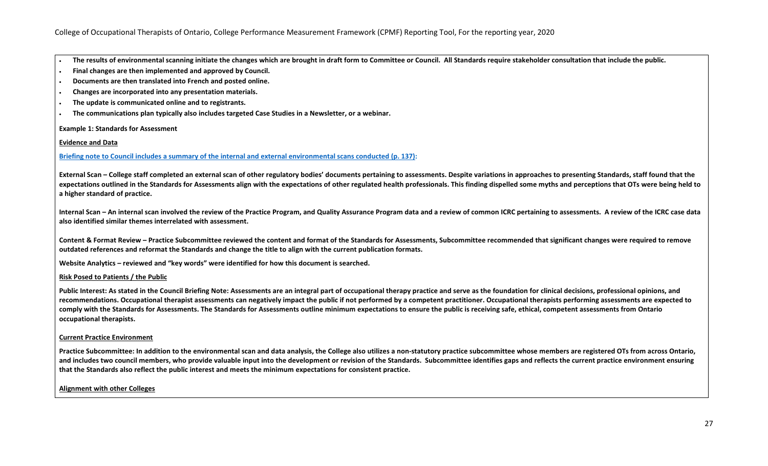- **The results of environmental scanning initiate the changes which are brought in draft form to Committee or Council. All Standards require stakeholder consultation that include the public.**
- **Final changes are then implemented and approved by Council.**
- **Documents are then translated into French and posted online.**
- **Changes are incorporated into any presentation materials.**
- **The update is communicated online and to registrants.**
- **The communications plan typically also includes targeted Case Studies in a Newsletter, or a webinar.**

**Example 1: Standards for Assessment**

**<u>Evidence and Data</u>**

**<u>Briefing note to Council includes a summary of the internal and external environmental scans conducted (p. 137)</u>:**

**External Scan – College staff completed an external scan of other regulatory bodies' documents pertaining to assessments. Despite variations in approaches to presenting Standards, staff found that the expectations outlined in the Standards for Assessments align with the expectations of other regulated health professionals. This finding dispelled some myths and perceptions that OTs were being held to a higher standard of practice.**

**Internal Scan – An internal scan involved the review of the Practice Program, and Quality Assurance Program data and a review of common ICRC pertaining to assessments. A review of the ICRC case data also identified similar themes interrelated with assessment.**

**Content & Format Review – Practice Subcommittee reviewed the content and format of the Standards for Assessments, Subcommittee recommended that significant changes were required to remove outdated references and reformat the Standards and change the title to align with the current publication formats.**

**Website Analytics – reviewed and "key words" were identified for how this document is searched.**

**<u>Risk Posed to Patients / the Public</u>**

**Public Interest: As stated in the Council Briefing Note: Assessments are an integral part of occupational therapy practice and serve as the foundation for clinical decisions, professional opinions, and recommendations. Occupational therapist assessments can negatively impact the public if not performed by a competent practitioner. Occupational therapists performing assessments are expected to comply with the Standards for Assessments. The Standards for Assessments outline minimum expectations to ensure the public is receiving safe, ethical, competent assessments from Ontario occupational therapists.**

**<u>Current Practice Environment</u>**

**Practice Subcommittee: In addition to the environmental scan and data analysis, the College also utilizes a non-statutory practice subcommittee whose members are registered OTs from across Ontario, and includes two council members, who provide valuable input into the development or revision of the Standards. Subcommittee identifies gaps and reflects the current practice environment ensuring that the Standards also reflect the public interest and meets the minimum expectations for consistent practice.**

**<u>Alignment with other Colleges</u>**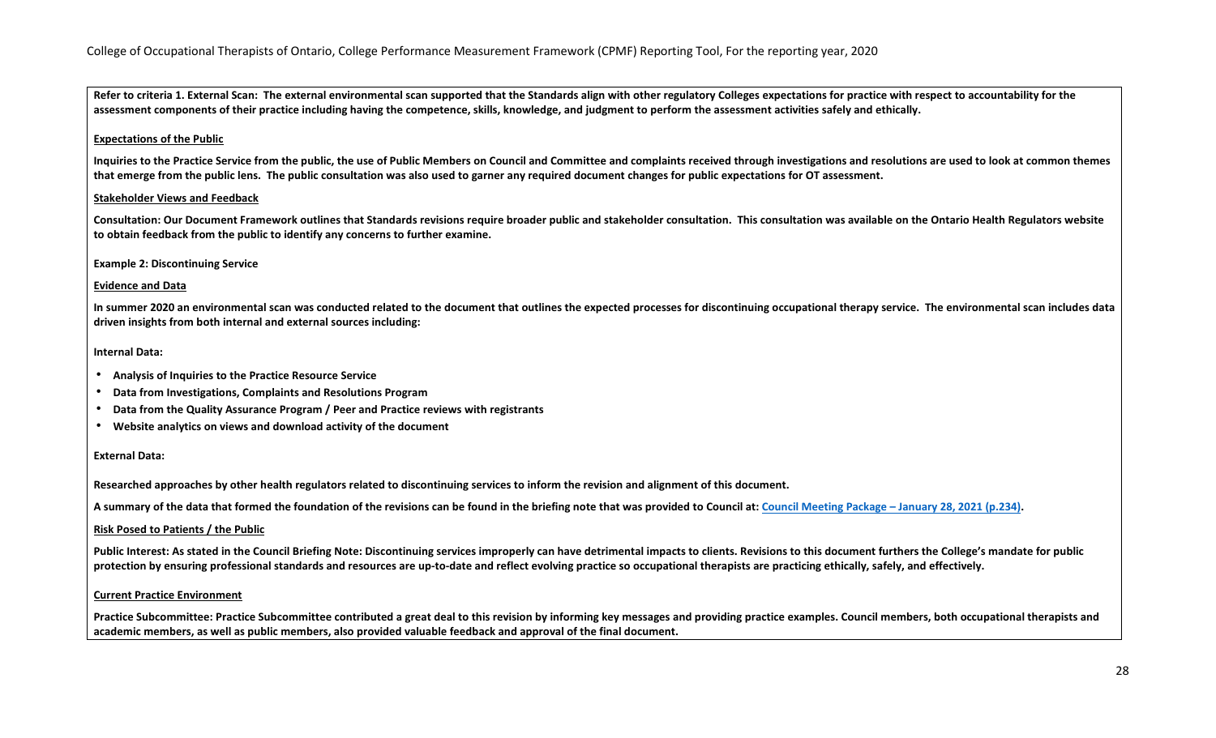**Refer to criteria 1. External Scan: The external environmental scan supported that the Standards align with other regulatory Colleges expectations for practice with respect to accountability for the assessment components of their practice including having the competence, skills, knowledge, and judgment to perform the assessment activities safely and ethically.**

**Expectations of the Public**

**Inquiries to the Practice Service from the public, the use of Public Members on Council and Committee and complaints received through investigations and resolutions are used to look at common themes that emerge from the public lens. The public consultation was also used to garner any required document changes for public expectations for OT assessment.**

**Stakeholder Views and Feedback**

**Consultation: Our Document Framework outlines that Standards revisions require broader public and stakeholder consultation. This consultation was available on the Ontario Health Regulators website to obtain feedback from the public to identify any concerns to further examine.**

**Example 2: Discontinuing Service**

**Evidence and Data**

**In summer 2020 an environmental scan was conducted related to the document that outlines the expected processes for discontinuing occupational therapy service. The environmental scan includes data driven insights from both internal and external sources including:**

**Internal Data:**

- **Analysis of Inquiries to the Practice Resource Service**
- **Data from Investigations, Complaints and Resolutions Program**
- **Data from the Quality Assurance Program / Peer and Practice reviews with registrants**
- **Website analytics on views and download activity of the document**

**External Data:**

**Researched approaches by other health regulators related to discontinuing services to inform the revision and alignment of this document.**

**A summary of the data that formed the foundation of the revisions can be found in the briefing note that was provided to Council at: Council Meeting Package – January 28, 2021 (p.234).**

**Risk Posed to Patients / the Public**

**Public Interest: As stated in the Council Briefing Note: Discontinuing services improperly can have detrimental impacts to clients. Revisions to this document furthers the College's mandate for public protection by ensuring professional standards and resources are up-to-date and reflect evolving practice so occupational therapists are practicing ethically, safely, and effectively.**

**Current Practice Environment**

**Practice Subcommittee: Practice Subcommittee contributed a great deal to this revision by informing key messages and providing practice examples. Council members, both occupational therapists and academic members, as well as public members, also provided valuable feedback and approval of the final document.**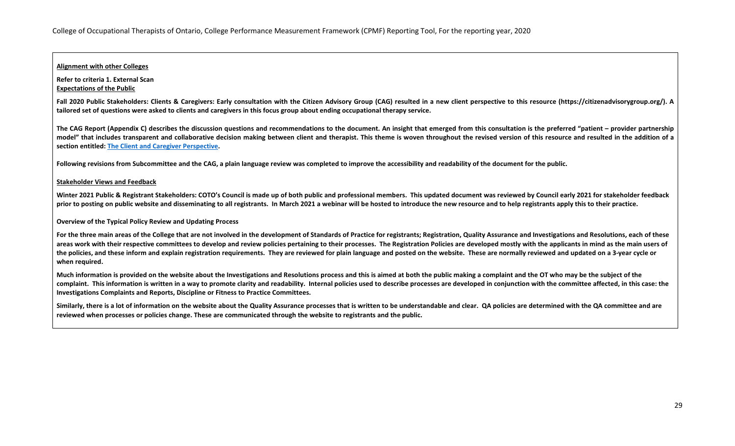**Alignment with other Colleges**

**Refer to criteria 1. External Scan**
**Expectations of the Public**

**Fall 2020 Public Stakeholders: Clients & Caregivers: Early consultation with the Citizen Advisory Group (CAG) resulted in a new client perspective to this resource (https://citizenadvisorygroup.org/). A tailored set of questions were asked to clients and caregivers in this focus group about ending occupational therapy service.**

**The CAG Report (Appendix C) describes the discussion questions and recommendations to the document. An insight that emerged from this consultation is the preferred "patient – provider partnership model" that includes transparent and collaborative decision making between client and therapist. This theme is woven throughout the revised version of this resource and resulted in the addition of a section entitled: The Client and Caregiver Perspective.**

**Following revisions from Subcommittee and the CAG, a plain language review was completed to improve the accessibility and readability of the document for the public.**

**Stakeholder Views and Feedback**

**Winter 2021 Public & Registrant Stakeholders: COTO's Council is made up of both public and professional members. This updated document was reviewed by Council early 2021 for stakeholder feedback prior to posting on public website and disseminating to all registrants. In March 2021 a webinar will be hosted to introduce the new resource and to help registrants apply this to their practice.**

**Overview of the Typical Policy Review and Updating Process**

**For the three main areas of the College that are not involved in the development of Standards of Practice for registrants; Registration, Quality Assurance and Investigations and Resolutions, each of these areas work with their respective committees to develop and review policies pertaining to their processes. The Registration Policies are developed mostly with the applicants in mind as the main users of the policies, and these inform and explain registration requirements. They are reviewed for plain language and posted on the website. These are normally reviewed and updated on a 3-year cycle or when required.**

**Much information is provided on the website about the Investigations and Resolutions process and this is aimed at both the public making a complaint and the OT who may be the subject of the complaint. This information is written in a way to promote clarity and readability. Internal policies used to describe processes are developed in conjunction with the committee affected, in this case: the Investigations Complaints and Reports, Discipline or Fitness to Practice Committees.**

**Similarly, there is a lot of information on the website about the Quality Assurance processes that is written to be understandable and clear. QA policies are determined with the QA committee and are reviewed when processes or policies change. These are communicated through the website to registrants and the public.**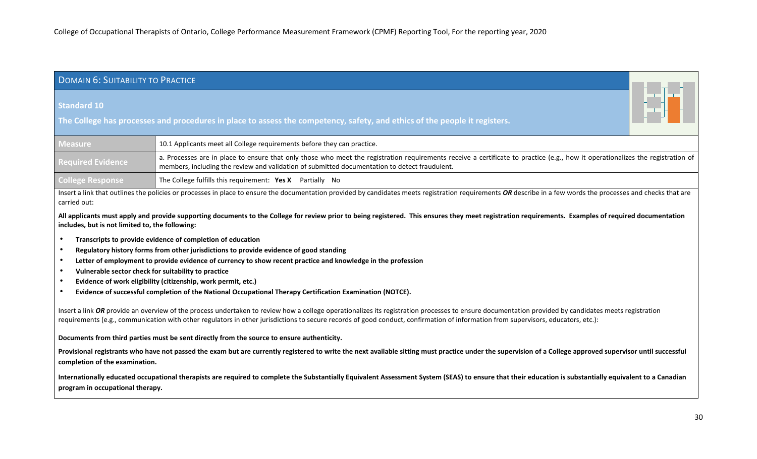## Domain 6: Suitability to Practice

### Standard 10

**The College has processes and procedures in place to assess the competency, safety, and ethics of the people it registers.**

| **Measure** | 10.1 Applicants meet all College requirements before they can practice. |
|---|---|
| **Required Evidence** | a. Processes are in place to ensure that only those who meet the registration requirements receive a certificate to practice (e.g., how it operationalizes the registration of members, including the review and validation of submitted documentation to detect fraudulent. |
| **College Response** | The College fulfills this requirement: **Yes X** Partially No |

Insert a link that outlines the policies or processes in place to ensure the documentation provided by candidates meets registration requirements ***OR*** describe in a few words the processes and checks that are carried out:

**All applicants must apply and provide supporting documents to the College for review prior to being registered. This ensures they meet registration requirements. Examples of required documentation includes, but is not limited to, the following:**

- **Transcripts to provide evidence of completion of education**
- **Regulatory history forms from other jurisdictions to provide evidence of good standing**
- **Letter of employment to provide evidence of currency to show recent practice and knowledge in the profession**
- **Vulnerable sector check for suitability to practice**
- **Evidence of work eligibility (citizenship, work permit, etc.)**
- **Evidence of successful completion of the National Occupational Therapy Certification Examination (NOTCE).**

Insert a link ***OR*** provide an overview of the process undertaken to review how a college operationalizes its registration processes to ensure documentation provided by candidates meets registration requirements (e.g., communication with other regulators in other jurisdictions to secure records of good conduct, confirmation of information from supervisors, educators, etc.):

**Documents from third parties must be sent directly from the source to ensure authenticity.**

**Provisional registrants who have not passed the exam but are currently registered to write the next available sitting must practice under the supervision of a College approved supervisor until successful completion of the examination.**

**Internationally educated occupational therapists are required to complete the Substantially Equivalent Assessment System (SEAS) to ensure that their education is substantially equivalent to a Canadian program in occupational therapy.**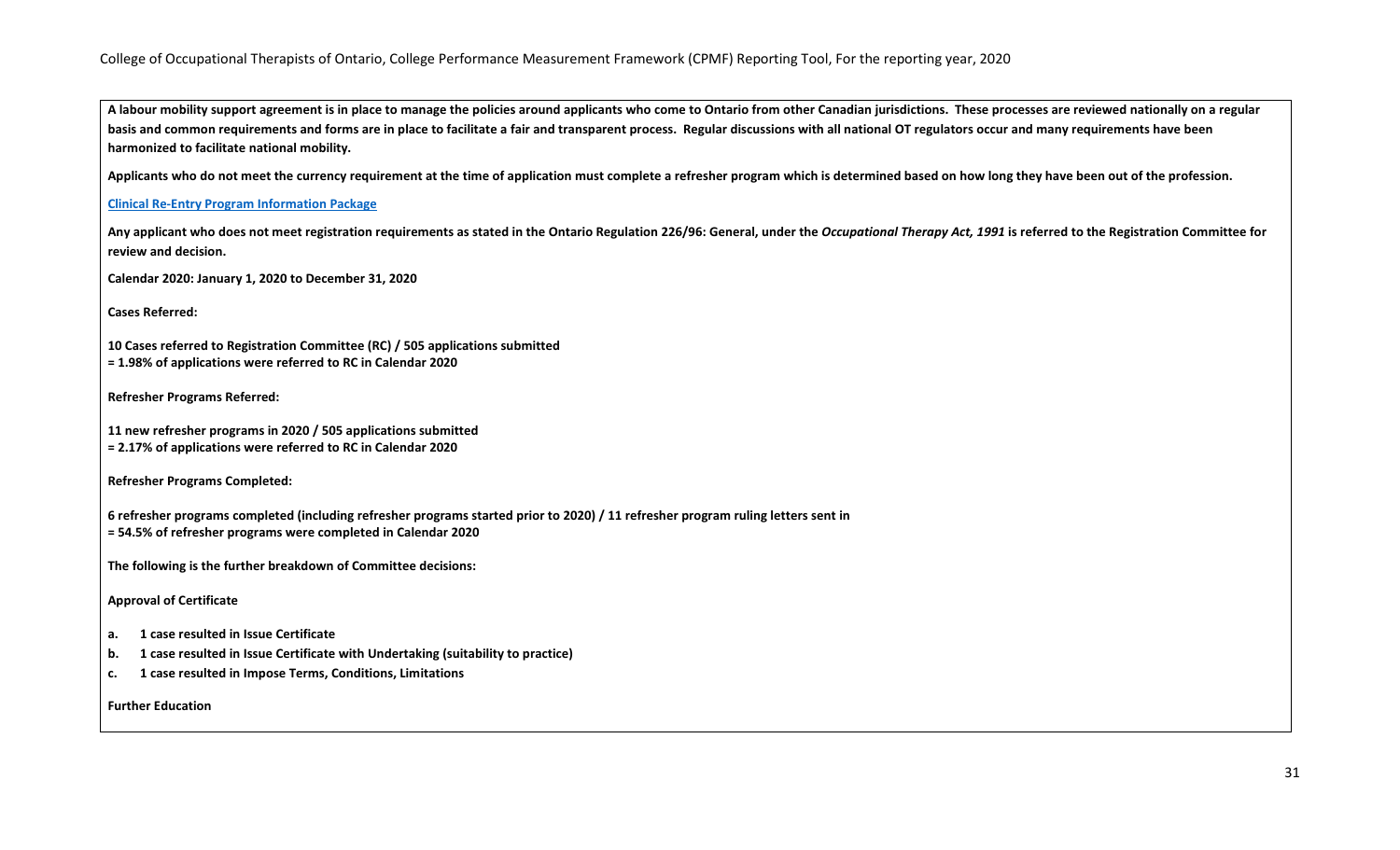**A labour mobility support agreement is in place to manage the policies around applicants who come to Ontario from other Canadian jurisdictions. These processes are reviewed nationally on a regular basis and common requirements and forms are in place to facilitate a fair and transparent process. Regular discussions with all national OT regulators occur and many requirements have been harmonized to facilitate national mobility.**

**Applicants who do not meet the currency requirement at the time of application must complete a refresher program which is determined based on how long they have been out of the profession.**

**Clinical Re-Entry Program Information Package**

**Any applicant who does not meet registration requirements as stated in the Ontario Regulation 226/96: General, under the *Occupational Therapy Act, 1991* is referred to the Registration Committee for review and decision.**

**Calendar 2020: January 1, 2020 to December 31, 2020**

**Cases Referred:**

**10 Cases referred to Registration Committee (RC) / 505 applications submitted**
**= 1.98% of applications were referred to RC in Calendar 2020**

**Refresher Programs Referred:**

**11 new refresher programs in 2020 / 505 applications submitted**
**= 2.17% of applications were referred to RC in Calendar 2020**

**Refresher Programs Completed:**

**6 refresher programs completed (including refresher programs started prior to 2020) / 11 refresher program ruling letters sent in**
**= 54.5% of refresher programs were completed in Calendar 2020**

**The following is the further breakdown of Committee decisions:**

**Approval of Certificate**

- **a. 1 case resulted in Issue Certificate**
- **b. 1 case resulted in Issue Certificate with Undertaking (suitability to practice)**
- **c. 1 case resulted in Impose Terms, Conditions, Limitations**

**Further Education**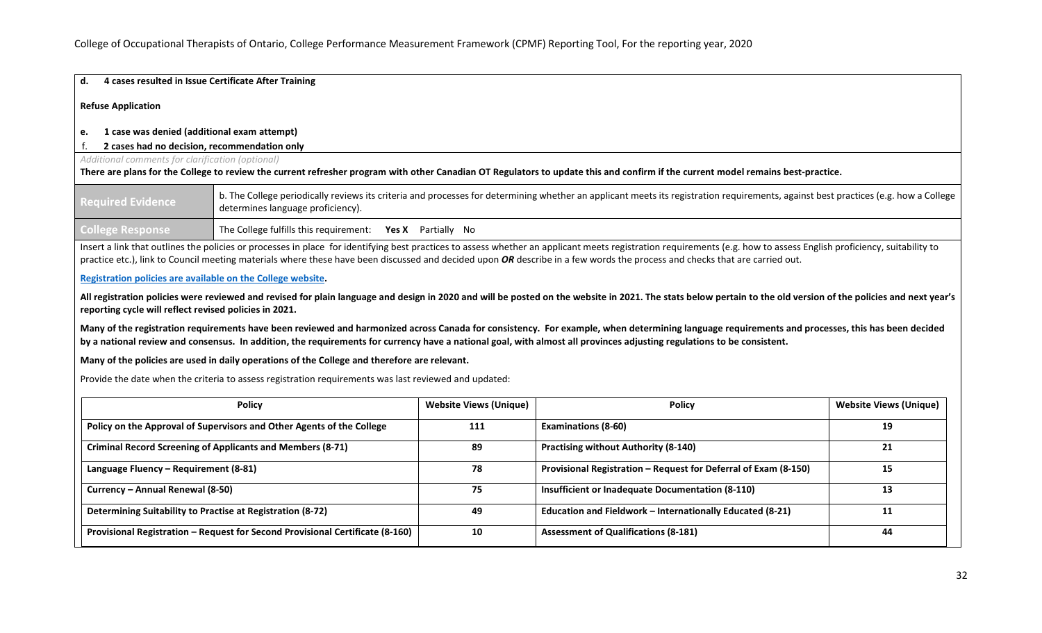**d. 4 cases resulted in Issue Certificate After Training**

**Refuse Application**

**e. 1 case was denied (additional exam attempt)**

**f. 2 cases had no decision, recommendation only**

*Additional comments for clarification (optional)*

**There are plans for the College to review the current refresher program with other Canadian OT Regulators to update this and confirm if the current model remains best-practice.**

| Required Evidence | b. The College periodically reviews its criteria and processes for determining whether an applicant meets its registration requirements, against best practices (e.g. how a College determines language proficiency). |
|---|---|
| College Response | The College fulfills this requirement: **Yes X** Partially No |

Insert a link that outlines the policies or processes in place for identifying best practices to assess whether an applicant meets registration requirements (e.g. how to assess English proficiency, suitability to practice etc.), link to Council meeting materials where these have been discussed and decided upon ***OR*** describe in a few words the process and checks that are carried out.

**Registration policies are available on the College website.**

**All registration policies were reviewed and revised for plain language and design in 2020 and will be posted on the website in 2021. The stats below pertain to the old version of the policies and next year's reporting cycle will reflect revised policies in 2021.**

**Many of the registration requirements have been reviewed and harmonized across Canada for consistency. For example, when determining language requirements and processes, this has been decided by a national review and consensus. In addition, the requirements for currency have a national goal, with almost all provinces adjusting regulations to be consistent.**

**Many of the policies are used in daily operations of the College and therefore are relevant.**

Provide the date when the criteria to assess registration requirements was last reviewed and updated:

| Policy | Website Views (Unique) | Policy | Website Views (Unique) |
|---|---|---|---|
| **Policy on the Approval of Supervisors and Other Agents of the College** | **111** | **Examinations (8-60)** | **19** |
| **Criminal Record Screening of Applicants and Members (8-71)** | **89** | **Practising without Authority (8-140)** | **21** |
| **Language Fluency – Requirement (8-81)** | **78** | **Provisional Registration – Request for Deferral of Exam (8-150)** | **15** |
| **Currency – Annual Renewal (8-50)** | **75** | **Insufficient or Inadequate Documentation (8-110)** | **13** |
| **Determining Suitability to Practise at Registration (8-72)** | **49** | **Education and Fieldwork – Internationally Educated (8-21)** | **11** |
| **Provisional Registration – Request for Second Provisional Certificate (8-160)** | **10** | **Assessment of Qualifications (8-181)** | **44** |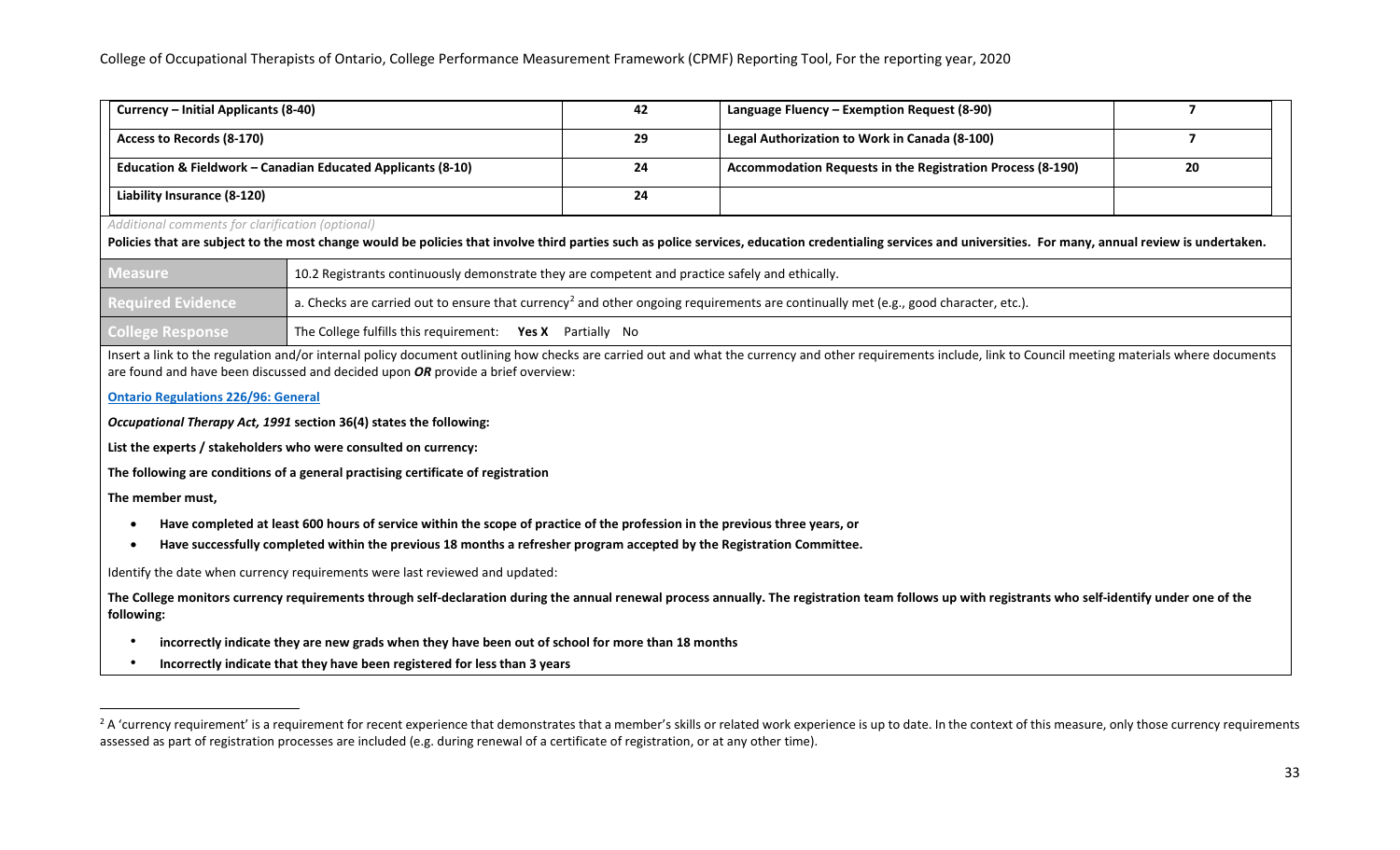| Currency – Initial Applicants (8-40) | 42 | Language Fluency – Exemption Request (8-90) | 7 |
|---|---|---|---|
| Access to Records (8-170) | 29 | Legal Authorization to Work in Canada (8-100) | 7 |
| Education & Fieldwork – Canadian Educated Applicants (8-10) | 24 | Accommodation Requests in the Registration Process (8-190) | 20 |
| Liability Insurance (8-120) | 24 | | |

*Additional comments for clarification (optional)*

**Policies that are subject to the most change would be policies that involve third parties such as police services, education credentialing services and universities. For many, annual review is undertaken.**

| | |
|---|---|
| **Measure** | 10.2 Registrants continuously demonstrate they are competent and practice safely and ethically. |
| **Required Evidence** | a. Checks are carried out to ensure that currency[2] and other ongoing requirements are continually met (e.g., good character, etc.). |
| **College Response** | The College fulfills this requirement: **Yes X** Partially No |

Insert a link to the regulation and/or internal policy document outlining how checks are carried out and what the currency and other requirements include, link to Council meeting materials where documents are found and have been discussed and decided upon ***OR*** provide a brief overview:

[Ontario Regulations 226/96: General](#)

***Occupational Therapy Act, 1991*** **section 36(4) states the following:**

**List the experts / stakeholders who were consulted on currency:**

**The following are conditions of a general practising certificate of registration**

**The member must,**

- **Have completed at least 600 hours of service within the scope of practice of the profession in the previous three years, or**
- **Have successfully completed within the previous 18 months a refresher program accepted by the Registration Committee.**

Identify the date when currency requirements were last reviewed and updated:

**The College monitors currency requirements through self-declaration during the annual renewal process annually. The registration team follows up with registrants who self-identify under one of the following:**

- **incorrectly indicate they are new grads when they have been out of school for more than 18 months**
- **Incorrectly indicate that they have been registered for less than 3 years**

[2] A 'currency requirement' is a requirement for recent experience that demonstrates that a member's skills or related work experience is up to date. In the context of this measure, only those currency requirements assessed as part of registration processes are included (e.g. during renewal of a certificate of registration, or at any other time).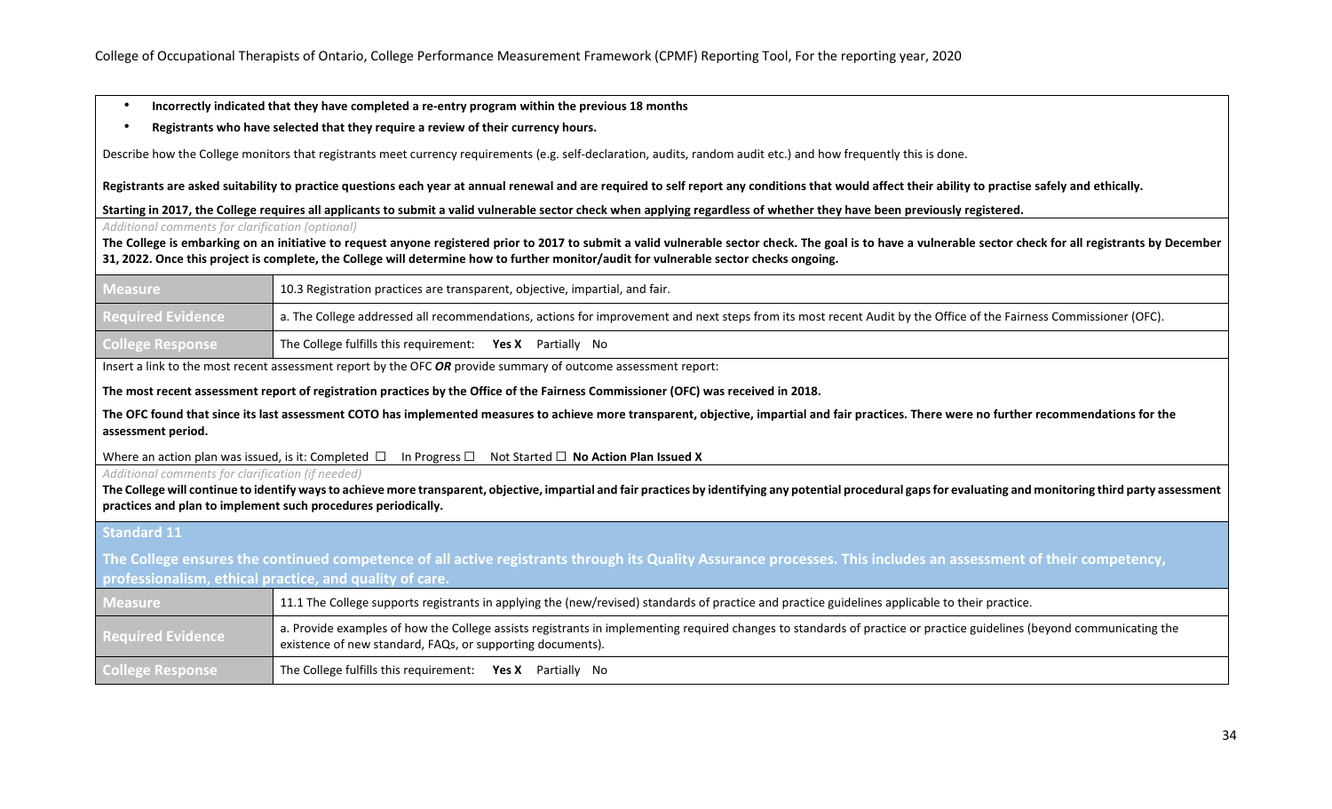- **Incorrectly indicated that they have completed a re-entry program within the previous 18 months**
- **Registrants who have selected that they require a review of their currency hours.**

Describe how the College monitors that registrants meet currency requirements (e.g. self-declaration, audits, random audit etc.) and how frequently this is done.

**Registrants are asked suitability to practice questions each year at annual renewal and are required to self report any conditions that would affect their ability to practise safely and ethically.**

**Starting in 2017, the College requires all applicants to submit a valid vulnerable sector check when applying regardless of whether they have been previously registered.**

*Additional comments for clarification (optional)*

**The College is embarking on an initiative to request anyone registered prior to 2017 to submit a valid vulnerable sector check. The goal is to have a vulnerable sector check for all registrants by December 31, 2022. Once this project is complete, the College will determine how to further monitor/audit for vulnerable sector checks ongoing.**

| | |
|---|---|
| **Measure** | 10.3 Registration practices are transparent, objective, impartial, and fair. |
| **Required Evidence** | a. The College addressed all recommendations, actions for improvement and next steps from its most recent Audit by the Office of the Fairness Commissioner (OFC). |
| **College Response** | The College fulfills this requirement: **Yes X** Partially No |

Insert a link to the most recent assessment report by the OFC ***OR*** provide summary of outcome assessment report:

**The most recent assessment report of registration practices by the Office of the Fairness Commissioner (OFC) was received in 2018.**

**The OFC found that since its last assessment COTO has implemented measures to achieve more transparent, objective, impartial and fair practices. There were no further recommendations for the assessment period.**

Where an action plan was issued, is it: Completed ☐ In Progress ☐ Not Started ☐ **No Action Plan Issued X**

*Additional comments for clarification (if needed)*

**The College will continue to identify ways to achieve more transparent, objective, impartial and fair practices by identifying any potential procedural gaps for evaluating and monitoring third party assessment practices and plan to implement such procedures periodically.**

## Standard 11

**The College ensures the continued competence of all active registrants through its Quality Assurance processes. This includes an assessment of their competency, professionalism, ethical practice, and quality of care.**

| | |
|---|---|
| **Measure** | 11.1 The College supports registrants in applying the (new/revised) standards of practice and practice guidelines applicable to their practice. |
| **Required Evidence** | a. Provide examples of how the College assists registrants in implementing required changes to standards of practice or practice guidelines (beyond communicating the existence of new standard, FAQs, or supporting documents). |
| **College Response** | The College fulfills this requirement: **Yes X** Partially No |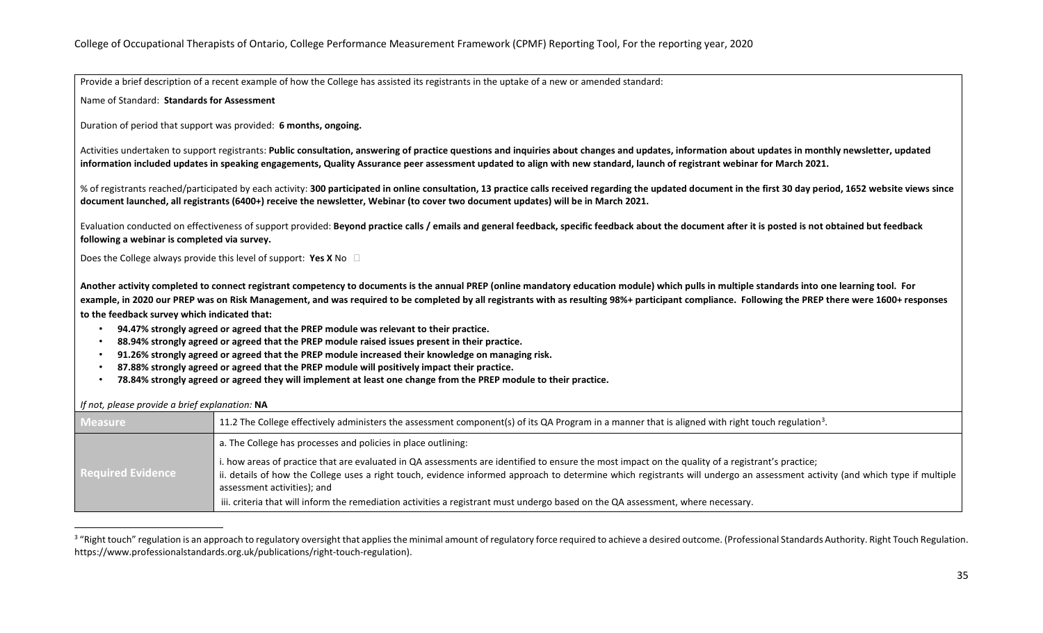Provide a brief description of a recent example of how the College has assisted its registrants in the uptake of a new or amended standard:

Name of Standard: **Standards for Assessment**

Duration of period that support was provided: **6 months, ongoing.**

Activities undertaken to support registrants: **Public consultation, answering of practice questions and inquiries about changes and updates, information about updates in monthly newsletter, updated information included updates in speaking engagements, Quality Assurance peer assessment updated to align with new standard, launch of registrant webinar for March 2021.**

% of registrants reached/participated by each activity: **300 participated in online consultation, 13 practice calls received regarding the updated document in the first 30 day period, 1652 website views since document launched, all registrants (6400+) receive the newsletter, Webinar (to cover two document updates) will be in March 2021.**

Evaluation conducted on effectiveness of support provided: **Beyond practice calls / emails and general feedback, specific feedback about the document after it is posted is not obtained but feedback following a webinar is completed via survey.**

Does the College always provide this level of support: **Yes X** No ☐

**Another activity completed to connect registrant competency to documents is the annual PREP (online mandatory education module) which pulls in multiple standards into one learning tool. For example, in 2020 our PREP was on Risk Management, and was required to be completed by all registrants with as resulting 98%+ participant compliance. Following the PREP there were 1600+ responses to the feedback survey which indicated that:**

- **94.47% strongly agreed or agreed that the PREP module was relevant to their practice.**
- **88.94% strongly agreed or agreed that the PREP module raised issues present in their practice.**
- **91.26% strongly agreed or agreed that the PREP module increased their knowledge on managing risk.**
- **87.88% strongly agreed or agreed that the PREP module will positively impact their practice.**
- **78.84% strongly agreed or agreed they will implement at least one change from the PREP module to their practice.**

*If not, please provide a brief explanation:* **NA**

| Measure | 11.2 The College effectively administers the assessment component(s) of its QA Program in a manner that is aligned with right touch regulation[3]. |
|---|---|
| Required Evidence | a. The College has processes and policies in place outlining:<br><br>i. how areas of practice that are evaluated in QA assessments are identified to ensure the most impact on the quality of a registrant's practice;<br>ii. details of how the College uses a right touch, evidence informed approach to determine which registrants will undergo an assessment activity (and which type if multiple assessment activities); and<br>iii. criteria that will inform the remediation activities a registrant must undergo based on the QA assessment, where necessary. |

[3] "Right touch" regulation is an approach to regulatory oversight that applies the minimal amount of regulatory force required to achieve a desired outcome. (Professional Standards Authority. Right Touch Regulation. https://www.professionalstandards.org.uk/publications/right-touch-regulation).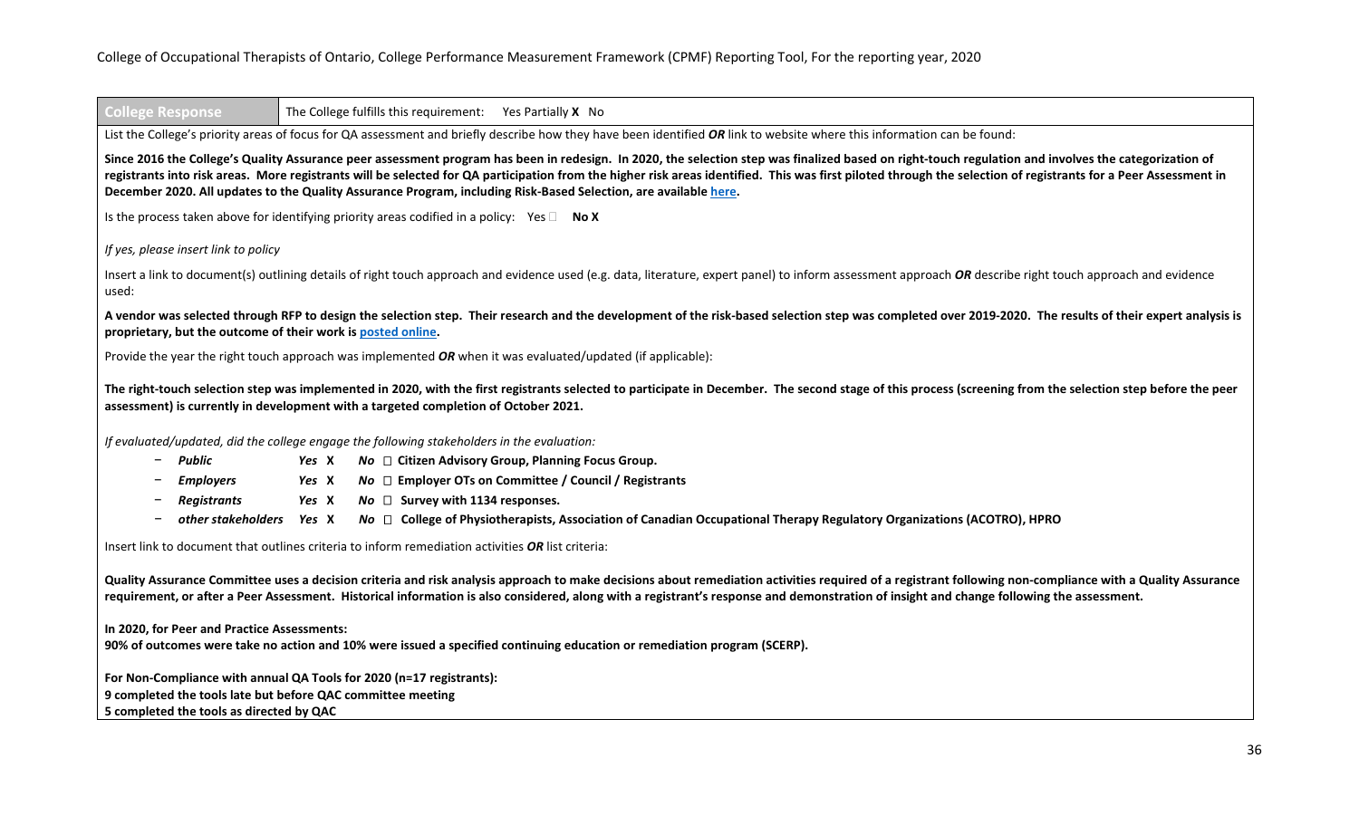| College Response | The College fulfills this requirement: Yes Partially **X** No |
|---|---|

List the College's priority areas of focus for QA assessment and briefly describe how they have been identified ***OR*** link to website where this information can be found:

**Since 2016 the College's Quality Assurance peer assessment program has been in redesign. In 2020, the selection step was finalized based on right-touch regulation and involves the categorization of registrants into risk areas. More registrants will be selected for QA participation from the higher risk areas identified. This was first piloted through the selection of registrants for a Peer Assessment in December 2020. All updates to the Quality Assurance Program, including Risk-Based Selection, are available [here](#).**

Is the process taken above for identifying priority areas codified in a policy: Yes ☐ **No X**

*If yes, please insert link to policy*

Insert a link to document(s) outlining details of right touch approach and evidence used (e.g. data, literature, expert panel) to inform assessment approach ***OR*** describe right touch approach and evidence used:

**A vendor was selected through RFP to design the selection step. Their research and the development of the risk-based selection step was completed over 2019-2020. The results of their expert analysis is proprietary, but the outcome of their work is [posted online](#).**

Provide the year the right touch approach was implemented ***OR*** when it was evaluated/updated (if applicable):

**The right-touch selection step was implemented in 2020, with the first registrants selected to participate in December. The second stage of this process (screening from the selection step before the peer assessment) is currently in development with a targeted completion of October 2021.**

*If evaluated/updated, did the college engage the following stakeholders in the evaluation:*

- ***Public*** *Yes* **X** *No* ☐ **Citizen Advisory Group, Planning Focus Group.**
- ***Employers*** *Yes* **X** *No* ☐ **Employer OTs on Committee / Council / Registrants**
- ***Registrants*** *Yes* **X** *No* ☐ **Survey with 1134 responses.**
- ***other stakeholders*** *Yes* **X** *No* ☐ **College of Physiotherapists, Association of Canadian Occupational Therapy Regulatory Organizations (ACOTRO), HPRO**

Insert link to document that outlines criteria to inform remediation activities ***OR*** list criteria:

**Quality Assurance Committee uses a decision criteria and risk analysis approach to make decisions about remediation activities required of a registrant following non-compliance with a Quality Assurance requirement, or after a Peer Assessment. Historical information is also considered, along with a registrant's response and demonstration of insight and change following the assessment.**

**In 2020, for Peer and Practice Assessments:**
**90% of outcomes were take no action and 10% were issued a specified continuing education or remediation program (SCERP).**

**For Non-Compliance with annual QA Tools for 2020 (n=17 registrants):**
**9 completed the tools late but before QAC committee meeting**
**5 completed the tools as directed by QAC**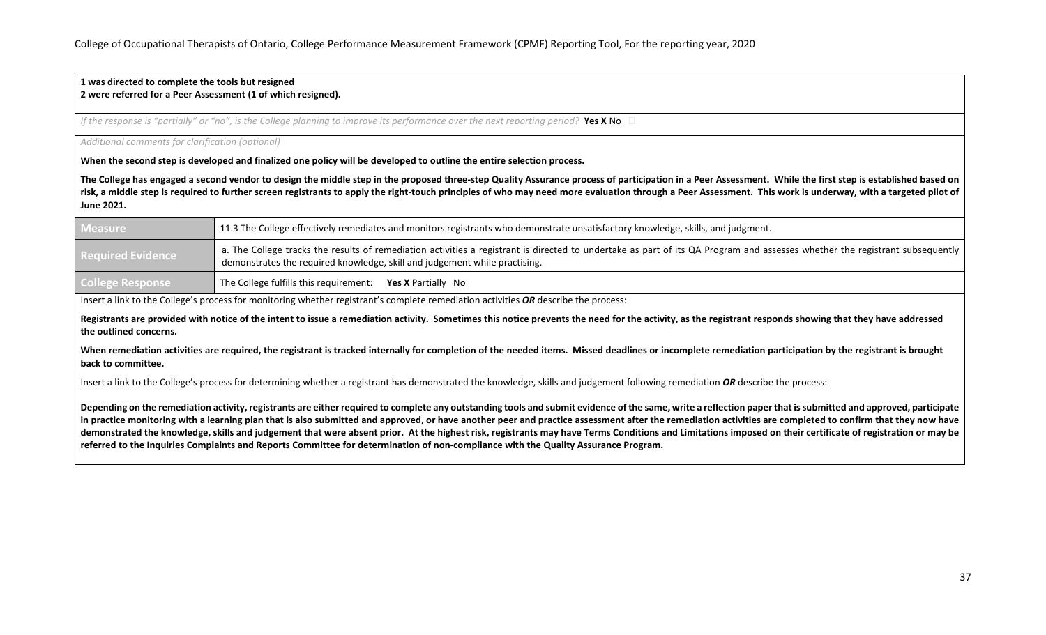**1 was directed to complete the tools but resigned**
**2 were referred for a Peer Assessment (1 of which resigned).**

*If the response is "partially" or "no", is the College planning to improve its performance over the next reporting period?* **Yes X** No ☐

*Additional comments for clarification (optional)*

**When the second step is developed and finalized one policy will be developed to outline the entire selection process.**

**The College has engaged a second vendor to design the middle step in the proposed three-step Quality Assurance process of participation in a Peer Assessment. While the first step is established based on risk, a middle step is required to further screen registrants to apply the right-touch principles of who may need more evaluation through a Peer Assessment. This work is underway, with a targeted pilot of June 2021.**

| **Measure** | 11.3 The College effectively remediates and monitors registrants who demonstrate unsatisfactory knowledge, skills, and judgment. |
|---|---|
| **Required Evidence** | a. The College tracks the results of remediation activities a registrant is directed to undertake as part of its QA Program and assesses whether the registrant subsequently demonstrates the required knowledge, skill and judgement while practising. |
| **College Response** | The College fulfills this requirement: **Yes X** Partially No |

Insert a link to the College's process for monitoring whether registrant's complete remediation activities ***OR*** describe the process:

**Registrants are provided with notice of the intent to issue a remediation activity. Sometimes this notice prevents the need for the activity, as the registrant responds showing that they have addressed the outlined concerns.**

**When remediation activities are required, the registrant is tracked internally for completion of the needed items. Missed deadlines or incomplete remediation participation by the registrant is brought back to committee.**

Insert a link to the College's process for determining whether a registrant has demonstrated the knowledge, skills and judgement following remediation ***OR*** describe the process:

**Depending on the remediation activity, registrants are either required to complete any outstanding tools and submit evidence of the same, write a reflection paper that is submitted and approved, participate in practice monitoring with a learning plan that is also submitted and approved, or have another peer and practice assessment after the remediation activities are completed to confirm that they now have demonstrated the knowledge, skills and judgement that were absent prior. At the highest risk, registrants may have Terms Conditions and Limitations imposed on their certificate of registration or may be referred to the Inquiries Complaints and Reports Committee for determination of non-compliance with the Quality Assurance Program.**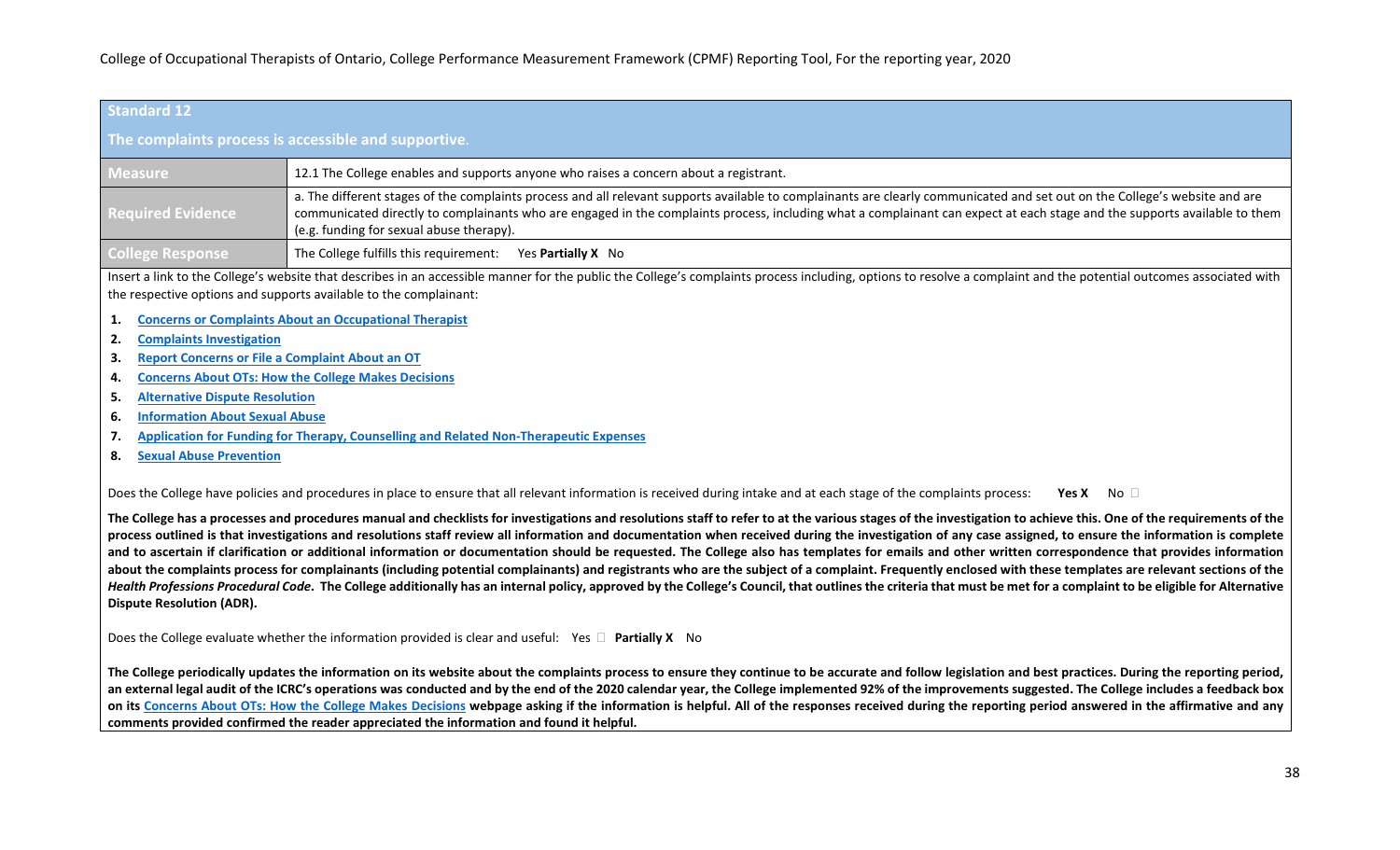| **Standard 12** | |
|---|---|
| **The complaints process is accessible and supportive.** | |
| **Measure** | 12.1 The College enables and supports anyone who raises a concern about a registrant. |
| **Required Evidence** | a. The different stages of the complaints process and all relevant supports available to complainants are clearly communicated and set out on the College's website and are communicated directly to complainants who are engaged in the complaints process, including what a complainant can expect at each stage and the supports available to them (e.g. funding for sexual abuse therapy). |
| **College Response** | The College fulfills this requirement: Yes **Partially X** No |

Insert a link to the College's website that describes in an accessible manner for the public the College's complaints process including, options to resolve a complaint and the potential outcomes associated with the respective options and supports available to the complainant:

1. **Concerns or Complaints About an Occupational Therapist**
2. **Complaints Investigation**
3. **Report Concerns or File a Complaint About an OT**
4. **Concerns About OTs: How the College Makes Decisions**
5. **Alternative Dispute Resolution**
6. **Information About Sexual Abuse**
7. **Application for Funding for Therapy, Counselling and Related Non-Therapeutic Expenses**
8. **Sexual Abuse Prevention**

Does the College have policies and procedures in place to ensure that all relevant information is received during intake and at each stage of the complaints process: **Yes X** No ☐

**The College has a processes and procedures manual and checklists for investigations and resolutions staff to refer to at the various stages of the investigation to achieve this. One of the requirements of the process outlined is that investigations and resolutions staff review all information and documentation when received during the investigation of any case assigned, to ensure the information is complete and to ascertain if clarification or additional information or documentation should be requested. The College also has templates for emails and other written correspondence that provides information about the complaints process for complainants (including potential complainants) and registrants who are the subject of a complaint. Frequently enclosed with these templates are relevant sections of the *Health Professions Procedural Code*. The College additionally has an internal policy, approved by the College's Council, that outlines the criteria that must be met for a complaint to be eligible for Alternative Dispute Resolution (ADR).**

Does the College evaluate whether the information provided is clear and useful: Yes ☐ **Partially X** No

**The College periodically updates the information on its website about the complaints process to ensure they continue to be accurate and follow legislation and best practices. During the reporting period, an external legal audit of the ICRC's operations was conducted and by the end of the 2020 calendar year, the College implemented 92% of the improvements suggested. The College includes a feedback box on its Concerns About OTs: How the College Makes Decisions webpage asking if the information is helpful. All of the responses received during the reporting period answered in the affirmative and any comments provided confirmed the reader appreciated the information and found it helpful.**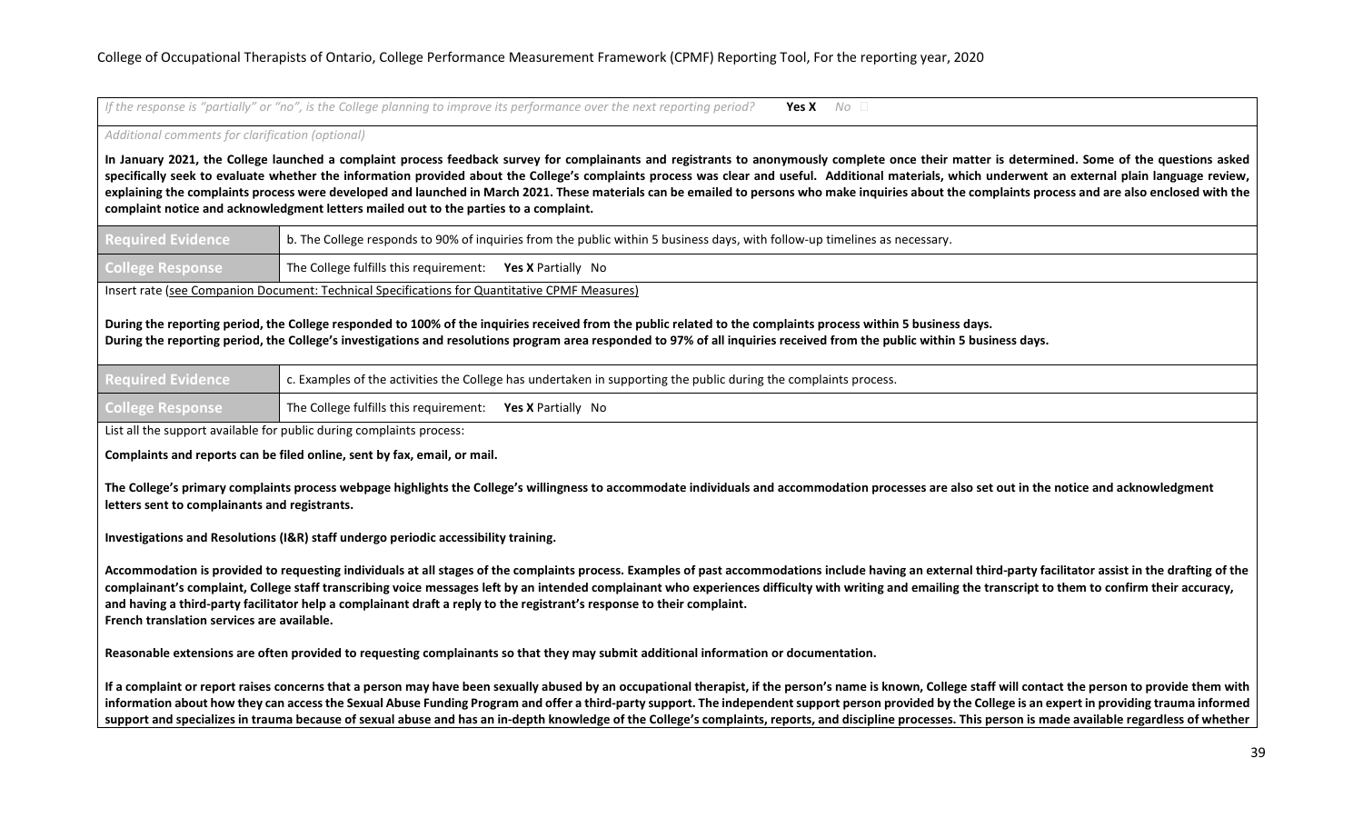*If the response is "partially" or "no", is the College planning to improve its performance over the next reporting period?* **Yes X** *No* ☐

*Additional comments for clarification (optional)*

**In January 2021, the College launched a complaint process feedback survey for complainants and registrants to anonymously complete once their matter is determined. Some of the questions asked specifically seek to evaluate whether the information provided about the College's complaints process was clear and useful. Additional materials, which underwent an external plain language review, explaining the complaints process were developed and launched in March 2021. These materials can be emailed to persons who make inquiries about the complaints process and are also enclosed with the complaint notice and acknowledgment letters mailed out to the parties to a complaint.**

| **Required Evidence** | b. The College responds to 90% of inquiries from the public within 5 business days, with follow-up timelines as necessary. |
|---|---|
| **College Response** | The College fulfills this requirement: **Yes X** Partially No |

Insert rate (see Companion Document: Technical Specifications for Quantitative CPMF Measures)

**During the reporting period, the College responded to 100% of the inquiries received from the public related to the complaints process within 5 business days.**
**During the reporting period, the College's investigations and resolutions program area responded to 97% of all inquiries received from the public within 5 business days.**

| **Required Evidence** | c. Examples of the activities the College has undertaken in supporting the public during the complaints process. |
|---|---|
| **College Response** | The College fulfills this requirement: **Yes X** Partially No |

List all the support available for public during complaints process:

**Complaints and reports can be filed online, sent by fax, email, or mail.**

**The College's primary complaints process webpage highlights the College's willingness to accommodate individuals and accommodation processes are also set out in the notice and acknowledgment letters sent to complainants and registrants.**

**Investigations and Resolutions (I&R) staff undergo periodic accessibility training.**

**Accommodation is provided to requesting individuals at all stages of the complaints process. Examples of past accommodations include having an external third-party facilitator assist in the drafting of the complainant's complaint, College staff transcribing voice messages left by an intended complainant who experiences difficulty with writing and emailing the transcript to them to confirm their accuracy, and having a third-party facilitator help a complainant draft a reply to the registrant's response to their complaint.**
**French translation services are available.**

**Reasonable extensions are often provided to requesting complainants so that they may submit additional information or documentation.**

**If a complaint or report raises concerns that a person may have been sexually abused by an occupational therapist, if the person's name is known, College staff will contact the person to provide them with information about how they can access the Sexual Abuse Funding Program and offer a third-party support. The independent support person provided by the College is an expert in providing trauma informed support and specializes in trauma because of sexual abuse and has an in-depth knowledge of the College's complaints, reports, and discipline processes. This person is made available regardless of whether**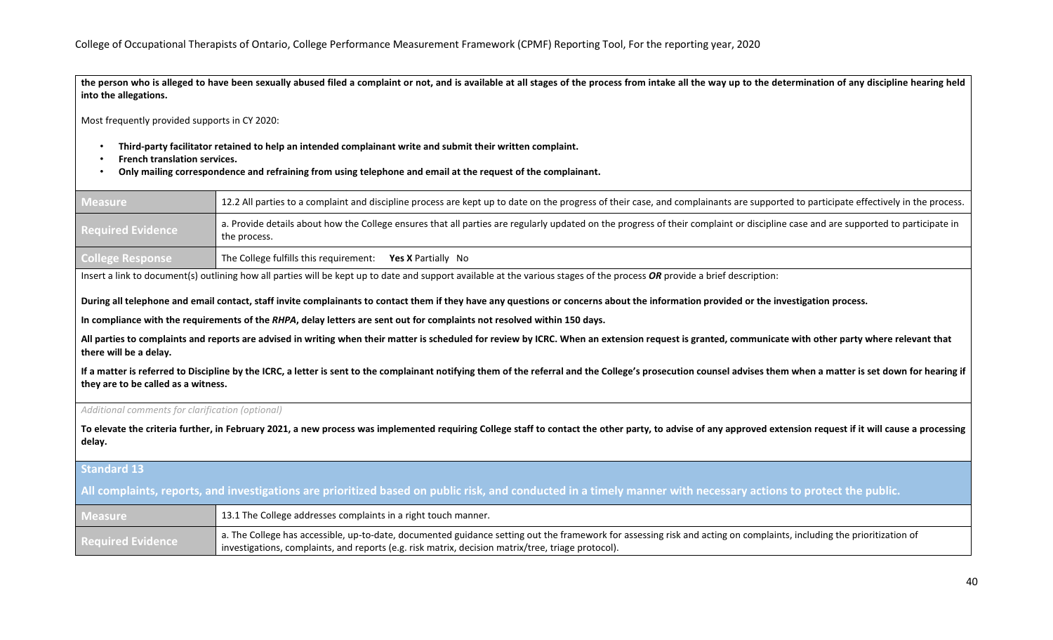**the person who is alleged to have been sexually abused filed a complaint or not, and is available at all stages of the process from intake all the way up to the determination of any discipline hearing held into the allegations.**

Most frequently provided supports in CY 2020:

- **Third-party facilitator retained to help an intended complainant write and submit their written complaint.**
- **French translation services.**
- **Only mailing correspondence and refraining from using telephone and email at the request of the complainant.**

| | |
|---|---|
| **Measure** | 12.2 All parties to a complaint and discipline process are kept up to date on the progress of their case, and complainants are supported to participate effectively in the process. |
| **Required Evidence** | a. Provide details about how the College ensures that all parties are regularly updated on the progress of their complaint or discipline case and are supported to participate in the process. |
| **College Response** | The College fulfills this requirement: **Yes X** Partially No |

Insert a link to document(s) outlining how all parties will be kept up to date and support available at the various stages of the process ***OR*** provide a brief description:

**During all telephone and email contact, staff invite complainants to contact them if they have any questions or concerns about the information provided or the investigation process.**

**In compliance with the requirements of the *RHPA*, delay letters are sent out for complaints not resolved within 150 days.**

**All parties to complaints and reports are advised in writing when their matter is scheduled for review by ICRC. When an extension request is granted, communicate with other party where relevant that there will be a delay.**

**If a matter is referred to Discipline by the ICRC, a letter is sent to the complainant notifying them of the referral and the College's prosecution counsel advises them when a matter is set down for hearing if they are to be called as a witness.**

*Additional comments for clarification (optional)*

**To elevate the criteria further, in February 2021, a new process was implemented requiring College staff to contact the other party, to advise of any approved extension request if it will cause a processing delay.**

## Standard 13

**All complaints, reports, and investigations are prioritized based on public risk, and conducted in a timely manner with necessary actions to protect the public.**

| | |
|---|---|
| **Measure** | 13.1 The College addresses complaints in a right touch manner. |
| **Required Evidence** | a. The College has accessible, up-to-date, documented guidance setting out the framework for assessing risk and acting on complaints, including the prioritization of investigations, complaints, and reports (e.g. risk matrix, decision matrix/tree, triage protocol). |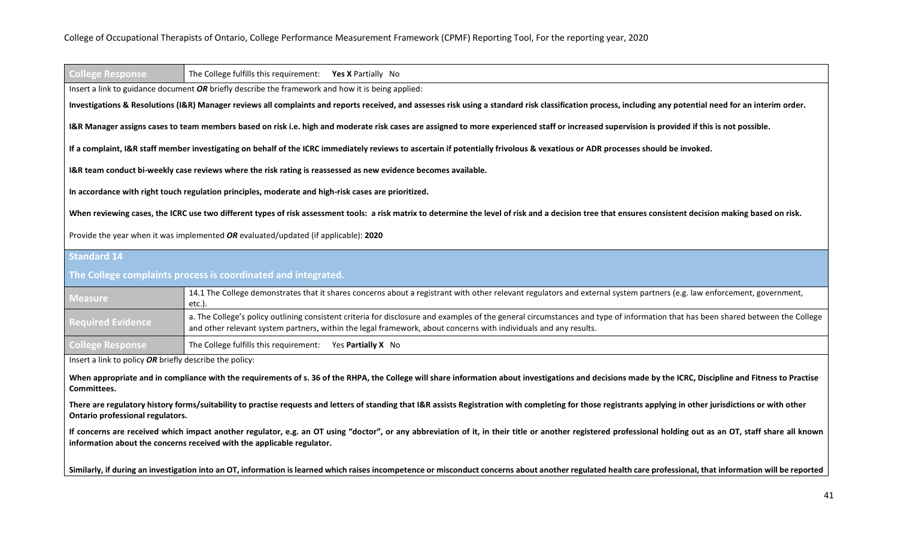| College Response | The College fulfills this requirement: **Yes X** Partially No |
|---|---|

Insert a link to guidance document ***OR*** briefly describe the framework and how it is being applied:

**Investigations & Resolutions (I&R) Manager reviews all complaints and reports received, and assesses risk using a standard risk classification process, including any potential need for an interim order.**

**I&R Manager assigns cases to team members based on risk i.e. high and moderate risk cases are assigned to more experienced staff or increased supervision is provided if this is not possible.**

**If a complaint, I&R staff member investigating on behalf of the ICRC immediately reviews to ascertain if potentially frivolous & vexatious or ADR processes should be invoked.**

**I&R team conduct bi-weekly case reviews where the risk rating is reassessed as new evidence becomes available.**

**In accordance with right touch regulation principles, moderate and high-risk cases are prioritized.**

**When reviewing cases, the ICRC use two different types of risk assessment tools: a risk matrix to determine the level of risk and a decision tree that ensures consistent decision making based on risk.**

Provide the year when it was implemented ***OR*** evaluated/updated (if applicable): **2020**

## Standard 14

### The College complaints process is coordinated and integrated.

| Measure | 14.1 The College demonstrates that it shares concerns about a registrant with other relevant regulators and external system partners (e.g. law enforcement, government, etc.). |
|---|---|
| Required Evidence | a. The College's policy outlining consistent criteria for disclosure and examples of the general circumstances and type of information that has been shared between the College and other relevant system partners, within the legal framework, about concerns with individuals and any results. |
| College Response | The College fulfills this requirement: Yes **Partially X** No |

Insert a link to policy ***OR*** briefly describe the policy:

**When appropriate and in compliance with the requirements of s. 36 of the RHPA, the College will share information about investigations and decisions made by the ICRC, Discipline and Fitness to Practise Committees.**

**There are regulatory history forms/suitability to practise requests and letters of standing that I&R assists Registration with completing for those registrants applying in other jurisdictions or with other Ontario professional regulators.**

**If concerns are received which impact another regulator, e.g. an OT using "doctor", or any abbreviation of it, in their title or another registered professional holding out as an OT, staff share all known information about the concerns received with the applicable regulator.**

**Similarly, if during an investigation into an OT, information is learned which raises incompetence or misconduct concerns about another regulated health care professional, that information will be reported**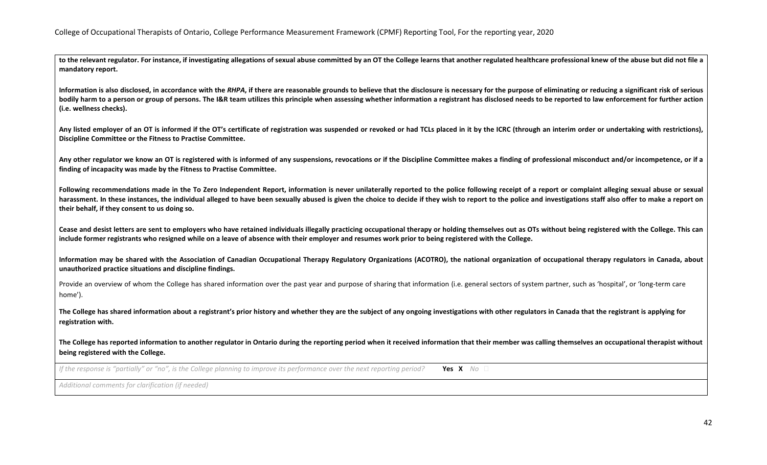**to the relevant regulator. For instance, if investigating allegations of sexual abuse committed by an OT the College learns that another regulated healthcare professional knew of the abuse but did not file a mandatory report.**

**Information is also disclosed, in accordance with the *RHPA*, if there are reasonable grounds to believe that the disclosure is necessary for the purpose of eliminating or reducing a significant risk of serious bodily harm to a person or group of persons. The I&R team utilizes this principle when assessing whether information a registrant has disclosed needs to be reported to law enforcement for further action (i.e. wellness checks).**

**Any listed employer of an OT is informed if the OT's certificate of registration was suspended or revoked or had TCLs placed in it by the ICRC (through an interim order or undertaking with restrictions), Discipline Committee or the Fitness to Practise Committee.**

**Any other regulator we know an OT is registered with is informed of any suspensions, revocations or if the Discipline Committee makes a finding of professional misconduct and/or incompetence, or if a finding of incapacity was made by the Fitness to Practise Committee.**

**Following recommendations made in the To Zero Independent Report, information is never unilaterally reported to the police following receipt of a report or complaint alleging sexual abuse or sexual harassment. In these instances, the individual alleged to have been sexually abused is given the choice to decide if they wish to report to the police and investigations staff also offer to make a report on their behalf, if they consent to us doing so.**

**Cease and desist letters are sent to employers who have retained individuals illegally practicing occupational therapy or holding themselves out as OTs without being registered with the College. This can include former registrants who resigned while on a leave of absence with their employer and resumes work prior to being registered with the College.**

**Information may be shared with the Association of Canadian Occupational Therapy Regulatory Organizations (ACOTRO), the national organization of occupational therapy regulators in Canada, about unauthorized practice situations and discipline findings.**

Provide an overview of whom the College has shared information over the past year and purpose of sharing that information (i.e. general sectors of system partner, such as 'hospital', or 'long-term care home').

**The College has shared information about a registrant's prior history and whether they are the subject of any ongoing investigations with other regulators in Canada that the registrant is applying for registration with.**

**The College has reported information to another regulator in Ontario during the reporting period when it received information that their member was calling themselves an occupational therapist without being registered with the College.**

*If the response is "partially" or "no", is the College planning to improve its performance over the next reporting period?* **Yes X** *No* ☐

*Additional comments for clarification (if needed)*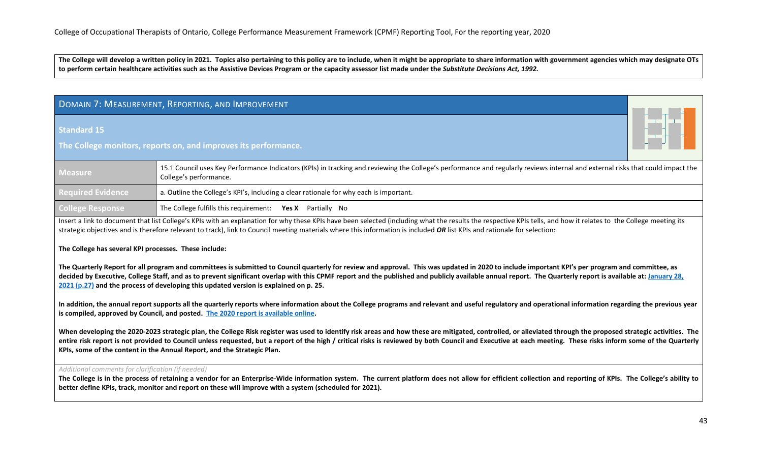**The College will develop a written policy in 2021. Topics also pertaining to this policy are to include, when it might be appropriate to share information with government agencies which may designate OTs to perform certain healthcare activities such as the Assistive Devices Program or the capacity assessor list made under the *Substitute Decisions Act, 1992.***

## Domain 7: Measurement, Reporting, and Improvement

### Standard 15

**The College monitors, reports on, and improves its performance.**

| | |
|---|---|
| **Measure** | 15.1 Council uses Key Performance Indicators (KPIs) in tracking and reviewing the College's performance and regularly reviews internal and external risks that could impact the College's performance. |
| **Required Evidence** | a. Outline the College's KPI's, including a clear rationale for why each is important. |
| **College Response** | The College fulfills this requirement: **Yes X** Partially No |

Insert a link to document that list College's KPIs with an explanation for why these KPIs have been selected (including what the results the respective KPIs tells, and how it relates to the College meeting its strategic objectives and is therefore relevant to track), link to Council meeting materials where this information is included ***OR*** list KPIs and rationale for selection:

**The College has several KPI processes. These include:**

**The Quarterly Report for all program and committees is submitted to Council quarterly for review and approval. This was updated in 2020 to include important KPI's per program and committee, as decided by Executive, College Staff, and as to prevent significant overlap with this CPMF report and the published and publicly available annual report. The Quarterly report is available at: [January 28, 2021 (p.27)](#) and the process of developing this updated version is explained on p. 25.**

**In addition, the annual report supports all the quarterly reports where information about the College programs and relevant and useful regulatory and operational information regarding the previous year is compiled, approved by Council, and posted. [The 2020 report is available online](#).**

**When developing the 2020-2023 strategic plan, the College Risk register was used to identify risk areas and how these are mitigated, controlled, or alleviated through the proposed strategic activities. The entire risk report is not provided to Council unless requested, but a report of the high / critical risks is reviewed by both Council and Executive at each meeting. These risks inform some of the Quarterly KPIs, some of the content in the Annual Report, and the Strategic Plan.**

*Additional comments for clarification (if needed)*

**The College is in the process of retaining a vendor for an Enterprise-Wide information system. The current platform does not allow for efficient collection and reporting of KPIs. The College's ability to better define KPIs, track, monitor and report on these will improve with a system (scheduled for 2021).**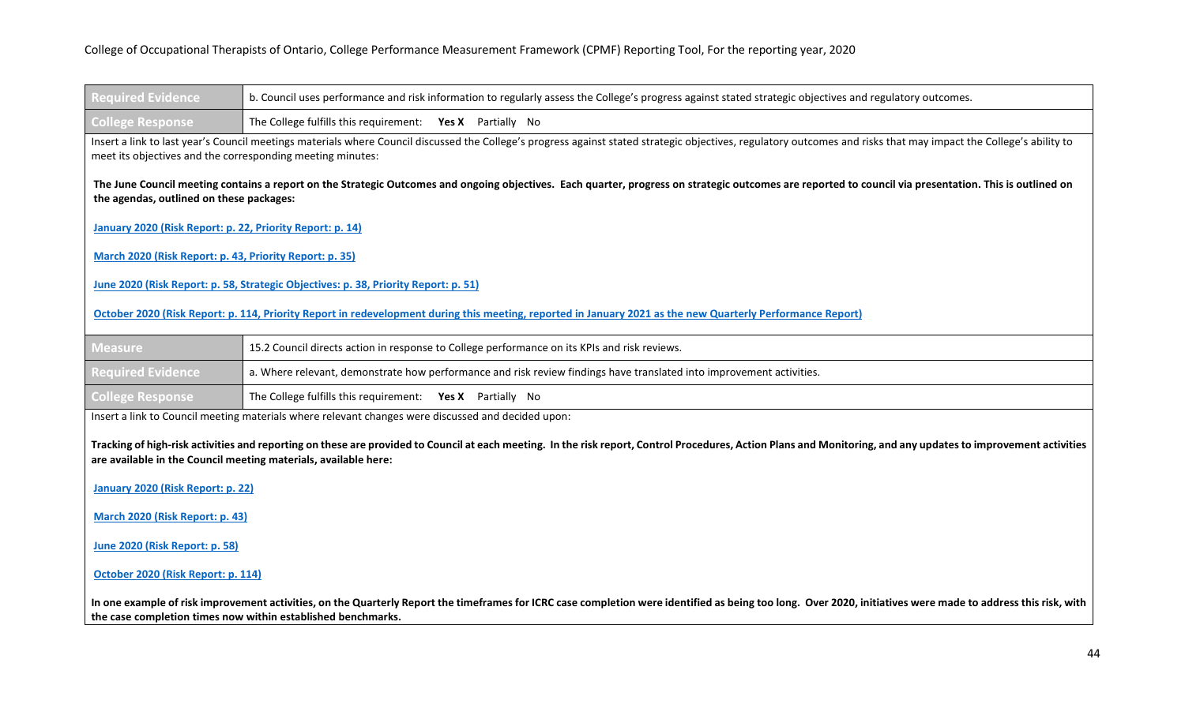| | |
|---|---|
| **Required Evidence** | b. Council uses performance and risk information to regularly assess the College's progress against stated strategic objectives and regulatory outcomes. |
| **College Response** | The College fulfills this requirement: **Yes X** Partially No |

Insert a link to last year's Council meetings materials where Council discussed the College's progress against stated strategic objectives, regulatory outcomes and risks that may impact the College's ability to meet its objectives and the corresponding meeting minutes:

**The June Council meeting contains a report on the Strategic Outcomes and ongoing objectives. Each quarter, progress on strategic outcomes are reported to council via presentation. This is outlined on the agendas, outlined on these packages:**

**January 2020 (Risk Report: p. 22, Priority Report: p. 14)**

**March 2020 (Risk Report: p. 43, Priority Report: p. 35)**

**June 2020 (Risk Report: p. 58, Strategic Objectives: p. 38, Priority Report: p. 51)**

**October 2020 (Risk Report: p. 114, Priority Report in redevelopment during this meeting, reported in January 2021 as the new Quarterly Performance Report)**

| | |
|---|---|
| **Measure** | 15.2 Council directs action in response to College performance on its KPIs and risk reviews. |
| **Required Evidence** | a. Where relevant, demonstrate how performance and risk review findings have translated into improvement activities. |
| **College Response** | The College fulfills this requirement: **Yes X** Partially No |

Insert a link to Council meeting materials where relevant changes were discussed and decided upon:

**Tracking of high-risk activities and reporting on these are provided to Council at each meeting. In the risk report, Control Procedures, Action Plans and Monitoring, and any updates to improvement activities are available in the Council meeting materials, available here:**

**January 2020 (Risk Report: p. 22)**

**March 2020 (Risk Report: p. 43)**

**June 2020 (Risk Report: p. 58)**

**October 2020 (Risk Report: p. 114)**

**In one example of risk improvement activities, on the Quarterly Report the timeframes for ICRC case completion were identified as being too long. Over 2020, initiatives were made to address this risk, with the case completion times now within established benchmarks.**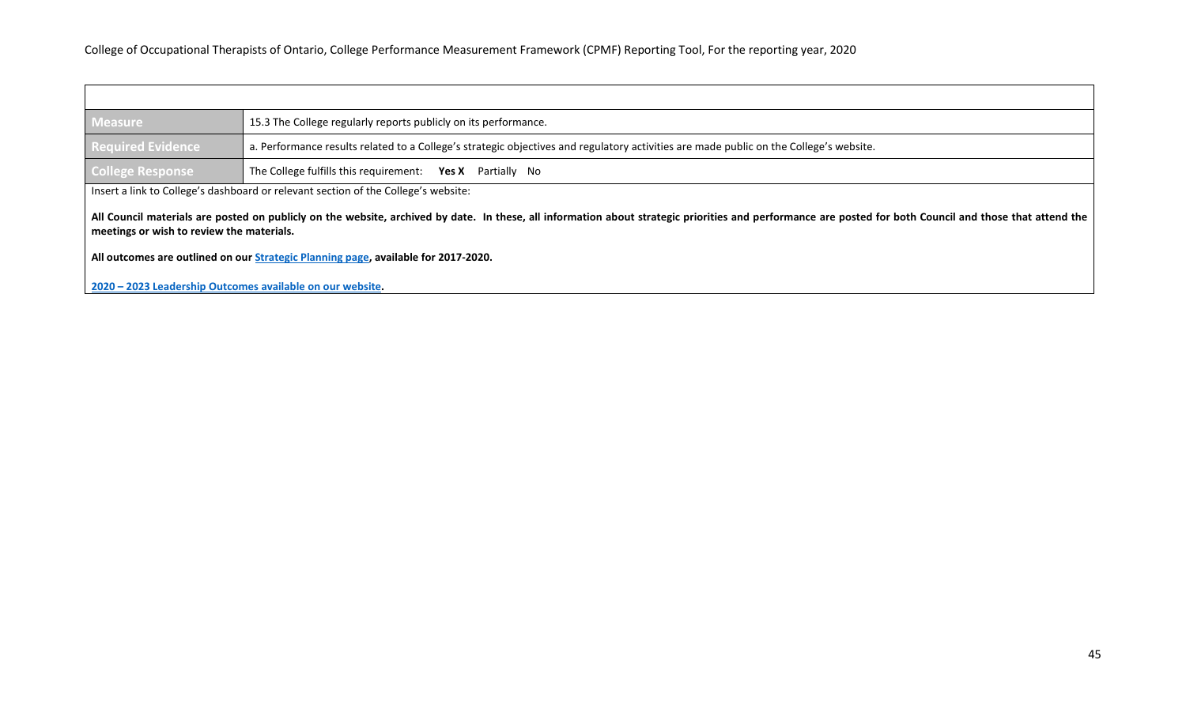| | |
|---|---|
| **Measure** | 15.3 The College regularly reports publicly on its performance. |
| **Required Evidence** | a. Performance results related to a College's strategic objectives and regulatory activities are made public on the College's website. |
| **College Response** | The College fulfills this requirement: **Yes X** Partially No |

Insert a link to College's dashboard or relevant section of the College's website:

**All Council materials are posted on publicly on the website, archived by date. In these, all information about strategic priorities and performance are posted for both Council and those that attend the meetings or wish to review the materials.**

**All outcomes are outlined on our Strategic Planning page, available for 2017-2020.**

**2020 – 2023 Leadership Outcomes available on our website.**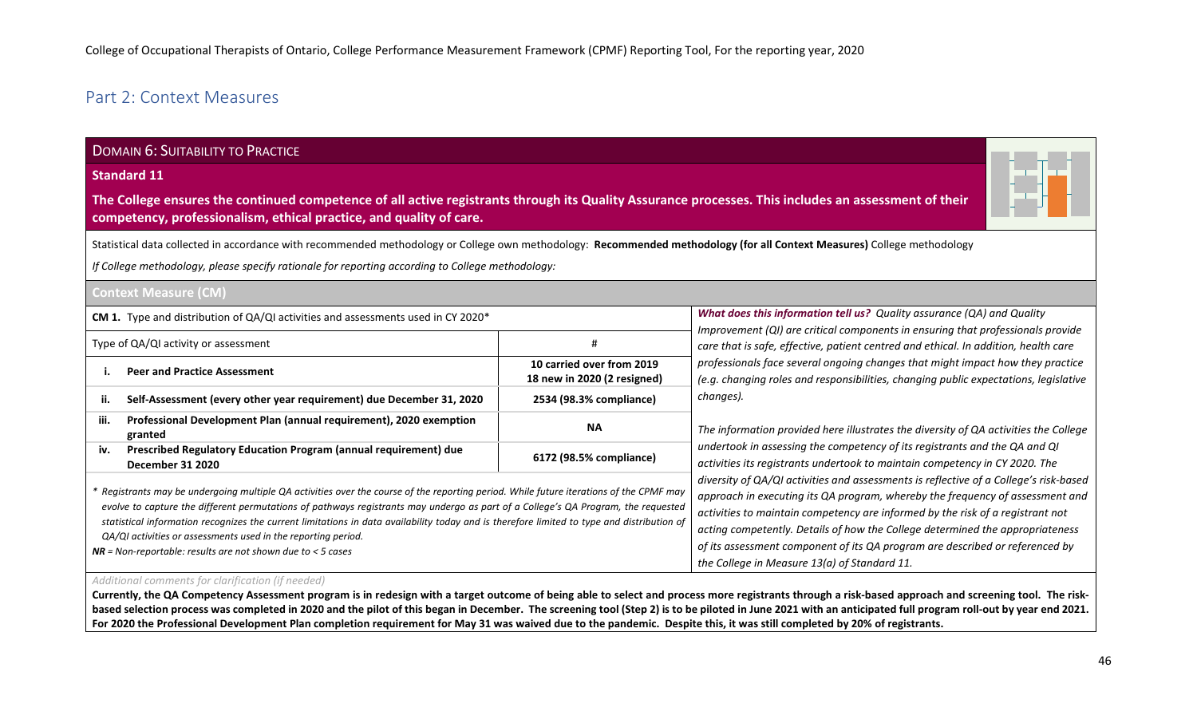## Part 2: Context Measures

**DOMAIN 6: SUITABILITY TO PRACTICE**

**Standard 11**

**The College ensures the continued competence of all active registrants through its Quality Assurance processes. This includes an assessment of their competency, professionalism, ethical practice, and quality of care.**

Statistical data collected in accordance with recommended methodology or College own methodology: **Recommended methodology (for all Context Measures)** College methodology

*If College methodology, please specify rationale for reporting according to College methodology:*

**Context Measure (CM)**

**CM 1.** Type and distribution of QA/QI activities and assessments used in CY 2020*

| | Type of QA/QI activity or assessment | # |
|---|---|---|
| **i.** | **Peer and Practice Assessment** | **10 carried over from 2019**<br>**18 new in 2020 (2 resigned)** |
| **ii.** | **Self-Assessment (every other year requirement) due December 31, 2020** | **2534 (98.3% compliance)** |
| **iii.** | **Professional Development Plan (annual requirement), 2020 exemption granted** | **NA** |
| **iv.** | **Prescribed Regulatory Education Program (annual requirement) due December 31 2020** | **6172 (98.5% compliance)** |

*\* Registrants may be undergoing multiple QA activities over the course of the reporting period. While future iterations of the CPMF may evolve to capture the different permutations of pathways registrants may undergo as part of a College's QA Program, the requested statistical information recognizes the current limitations in data availability today and is therefore limited to type and distribution of QA/QI activities or assessments used in the reporting period.*

***NR** = Non-reportable: results are not shown due to < 5 cases*

***What does this information tell us?*** *Quality assurance (QA) and Quality Improvement (QI) are critical components in ensuring that professionals provide care that is safe, effective, patient centred and ethical. In addition, health care professionals face several ongoing changes that might impact how they practice (e.g. changing roles and responsibilities, changing public expectations, legislative changes).*

*The information provided here illustrates the diversity of QA activities the College undertook in assessing the competency of its registrants and the QA and QI activities its registrants undertook to maintain competency in CY 2020. The diversity of QA/QI activities and assessments is reflective of a College's risk-based approach in executing its QA program, whereby the frequency of assessment and activities to maintain competency are informed by the risk of a registrant not acting competently. Details of how the College determined the appropriateness of its assessment component of its QA program are described or referenced by the College in Measure 13(a) of Standard 11.*

*Additional comments for clarification (if needed)*

**Currently, the QA Competency Assessment program is in redesign with a target outcome of being able to select and process more registrants through a risk-based approach and screening tool. The risk-based selection process was completed in 2020 and the pilot of this began in December. The screening tool (Step 2) is to be piloted in June 2021 with an anticipated full program roll-out by year end 2021. For 2020 the Professional Development Plan completion requirement for May 31 was waived due to the pandemic. Despite this, it was still completed by 20% of registrants.**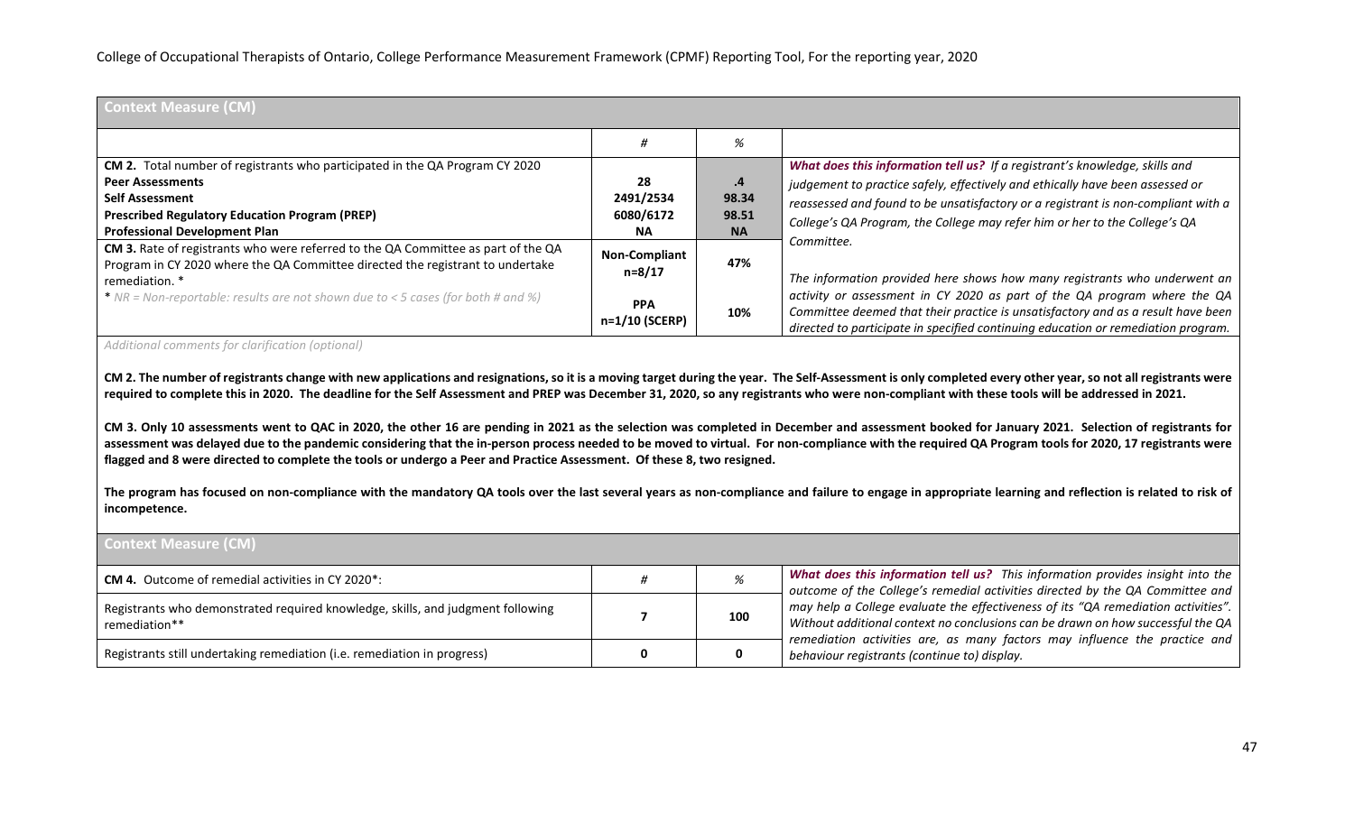College of Occupational Therapists of Ontario, College Performance Measurement Framework (CPMF) Reporting Tool, For the reporting year, 2020

| Context Measure (CM) | | | |
|---|---|---|---|
| | # | % | |
| **CM 2.** Total number of registrants who participated in the QA Program CY 2020<br>**Peer Assessments**<br>**Self Assessment**<br>**Prescribed Regulatory Education Program (PREP)**<br>**Professional Development Plan** | <br>**28**<br>**2491/2534**<br>**6080/6172**<br>**NA** | <br>**.4**<br>**98.34**<br>**98.51**<br>**NA** | ***What does this information tell us?*** *If a registrant's knowledge, skills and judgement to practice safely, effectively and ethically have been assessed or reassessed and found to be unsatisfactory or a registrant is non-compliant with a College's QA Program, the College may refer him or her to the College's QA Committee.*<br><br>*The information provided here shows how many registrants who underwent an activity or assessment in CY 2020 as part of the QA program where the QA Committee deemed that their practice is unsatisfactory and as a result have been directed to participate in specified continuing education or remediation program.* |
| **CM 3.** Rate of registrants who were referred to the QA Committee as part of the QA Program in CY 2020 where the QA Committee directed the registrant to undertake remediation. *<br>* *NR = Non-reportable: results are not shown due to < 5 cases (for both # and %)* | **Non-Compliant n=8/17**<br><br>**PPA n=1/10 (SCERP)** | **47%**<br><br>**10%** | |

*Additional comments for clarification (optional)*

**CM 2. The number of registrants change with new applications and resignations, so it is a moving target during the year. The Self-Assessment is only completed every other year, so not all registrants were required to complete this in 2020. The deadline for the Self Assessment and PREP was December 31, 2020, so any registrants who were non-compliant with these tools will be addressed in 2021.**

**CM 3. Only 10 assessments went to QAC in 2020, the other 16 are pending in 2021 as the selection was completed in December and assessment booked for January 2021. Selection of registrants for assessment was delayed due to the pandemic considering that the in-person process needed to be moved to virtual. For non-compliance with the required QA Program tools for 2020, 17 registrants were flagged and 8 were directed to complete the tools or undergo a Peer and Practice Assessment. Of these 8, two resigned.**

**The program has focused on non-compliance with the mandatory QA tools over the last several years as non-compliance and failure to engage in appropriate learning and reflection is related to risk of incompetence.**

| Context Measure (CM) | | | |
|---|---|---|---|
| **CM 4.** Outcome of remedial activities in CY 2020*: | # | % | ***What does this information tell us?*** *This information provides insight into the outcome of the College's remedial activities directed by the QA Committee and may help a College evaluate the effectiveness of its "QA remediation activities". Without additional context no conclusions can be drawn on how successful the QA remediation activities are, as many factors may influence the practice and behaviour registrants (continue to) display.* |
| Registrants who demonstrated required knowledge, skills, and judgment following remediation** | **7** | **100** | |
| Registrants still undertaking remediation (i.e. remediation in progress) | **0** | **0** | |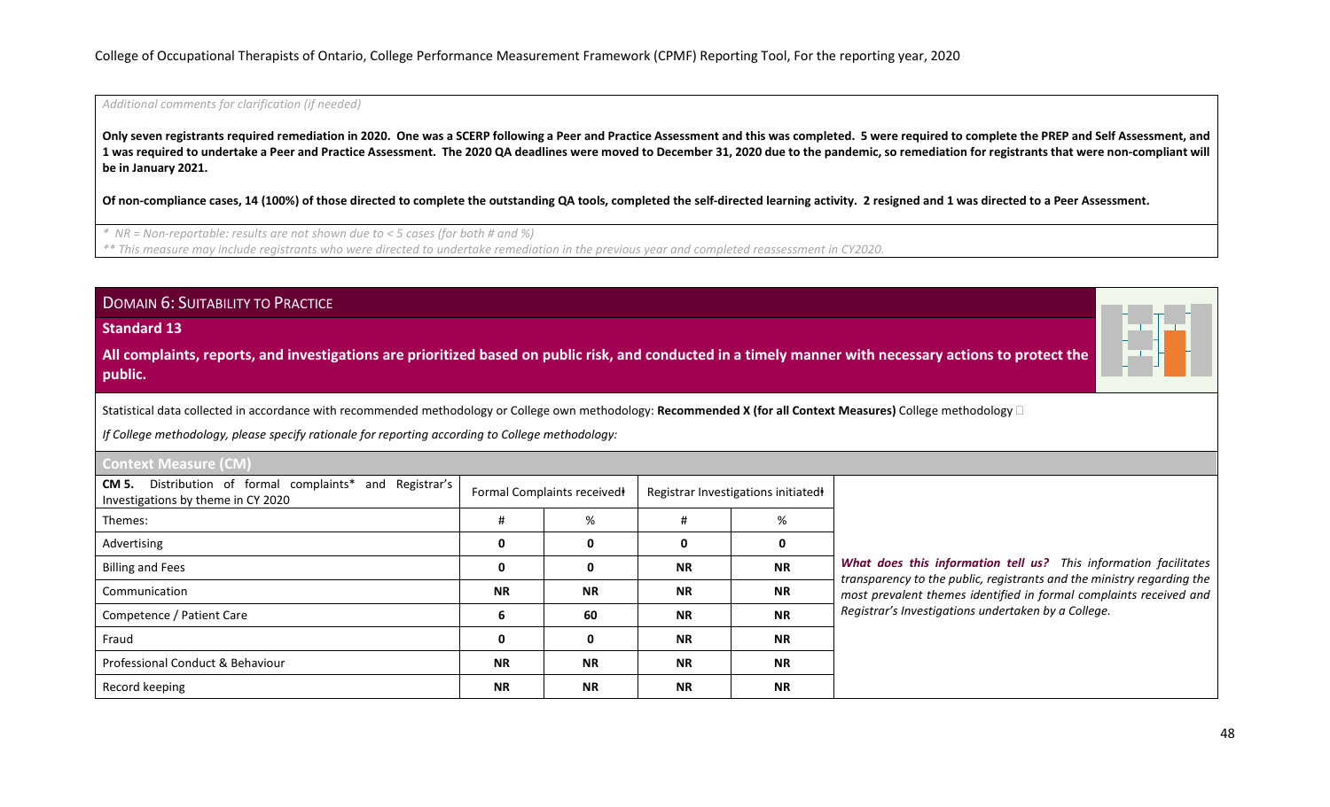*Additional comments for clarification (if needed)*

**Only seven registrants required remediation in 2020. One was a SCERP following a Peer and Practice Assessment and this was completed. 5 were required to complete the PREP and Self Assessment, and 1 was required to undertake a Peer and Practice Assessment. The 2020 QA deadlines were moved to December 31, 2020 due to the pandemic, so remediation for registrants that were non-compliant will be in January 2021.**

**Of non-compliance cases, 14 (100%) of those directed to complete the outstanding QA tools, completed the self-directed learning activity. 2 resigned and 1 was directed to a Peer Assessment.**

*\* NR = Non-reportable: results are not shown due to < 5 cases (for both # and %)*

*\*\* This measure may include registrants who were directed to undertake remediation in the previous year and completed reassessment in CY2020.*

## DOMAIN 6: SUITABILITY TO PRACTICE

### Standard 13

**All complaints, reports, and investigations are prioritized based on public risk, and conducted in a timely manner with necessary actions to protect the public.**

Statistical data collected in accordance with recommended methodology or College own methodology: **Recommended X (for all Context Measures)** College methodology ☐

*If College methodology, please specify rationale for reporting according to College methodology:*

### Context Measure (CM)

| **CM 5.** Distribution of formal complaints* and Registrar's Investigations by theme in CY 2020 | Formal Complaints received‡ | | Registrar Investigations initiated‡ | | |
|---|---|---|---|---|---|
| Themes: | # | % | # | % | |
| Advertising | **0** | **0** | **0** | **0** | ***What does this information tell us?*** *This information facilitates transparency to the public, registrants and the ministry regarding the most prevalent themes identified in formal complaints received and Registrar's Investigations undertaken by a College.* |
| Billing and Fees | **0** | **0** | **NR** | **NR** | |
| Communication | **NR** | **NR** | **NR** | **NR** | |
| Competence / Patient Care | **6** | **60** | **NR** | **NR** | |
| Fraud | **0** | **0** | **NR** | **NR** | |
| Professional Conduct & Behaviour | **NR** | **NR** | **NR** | **NR** | |
| Record keeping | **NR** | **NR** | **NR** | **NR** | |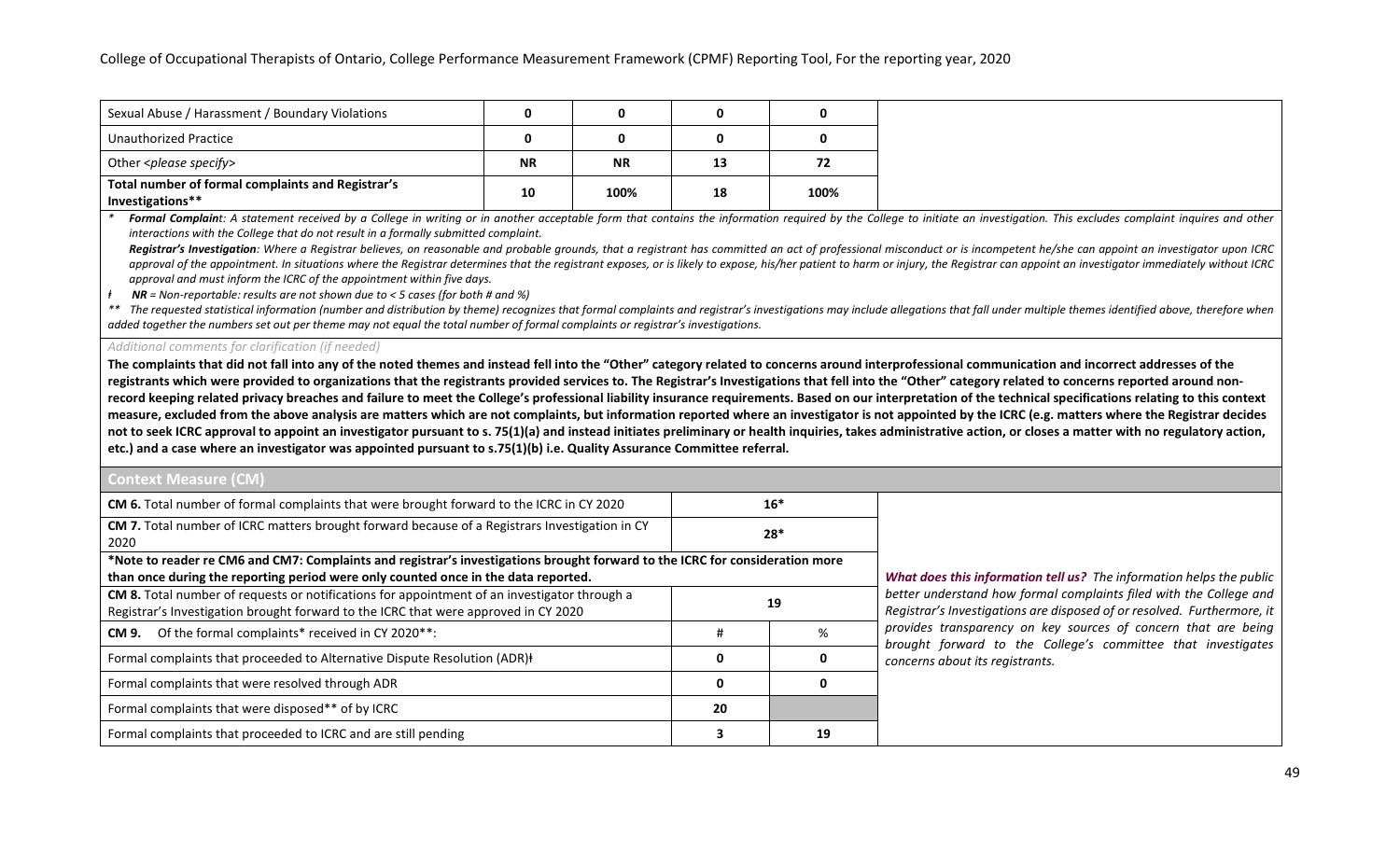| Sexual Abuse / Harassment / Boundary Violations | 0 | 0 | 0 | 0 |
|---|---|---|---|---|
| Unauthorized Practice | 0 | 0 | 0 | 0 |
| Other <please specify> | NR | NR | 13 | 72 |
| **Total number of formal complaints and Registrar's Investigations**** | **10** | **100%** | **18** | **100%** |

\* ***Formal Complaint****: A statement received by a College in writing or in another acceptable form that contains the information required by the College to initiate an investigation. This excludes complaint inquires and other interactions with the College that do not result in a formally submitted complaint.*

***Registrar's Investigation****: Where a Registrar believes, on reasonable and probable grounds, that a registrant has committed an act of professional misconduct or is incompetent he/she can appoint an investigator upon ICRC approval of the appointment. In situations where the Registrar determines that the registrant exposes, or is likely to expose, his/her patient to harm or injury, the Registrar can appoint an investigator immediately without ICRC approval and must inform the ICRC of the appointment within five days.*

ł ***NR** = Non-reportable: results are not shown due to < 5 cases (for both # and %)*

*\*\* The requested statistical information (number and distribution by theme) recognizes that formal complaints and registrar's investigations may include allegations that fall under multiple themes identified above, therefore when added together the numbers set out per theme may not equal the total number of formal complaints or registrar's investigations.*

*Additional comments for clarification (if needed)*

**The complaints that did not fall into any of the noted themes and instead fell into the "Other" category related to concerns around interprofessional communication and incorrect addresses of the registrants which were provided to organizations that the registrants provided services to. The Registrar's Investigations that fell into the "Other" category related to concerns reported around non-record keeping related privacy breaches and failure to meet the College's professional liability insurance requirements. Based on our interpretation of the technical specifications relating to this context measure, excluded from the above analysis are matters which are not complaints, but information reported where an investigator is not appointed by the ICRC (e.g. matters where the Registrar decides not to seek ICRC approval to appoint an investigator pursuant to s. 75(1)(a) and instead initiates preliminary or health inquiries, takes administrative action, or closes a matter with no regulatory action, etc.) and a case where an investigator was appointed pursuant to s.75(1)(b) i.e. Quality Assurance Committee referral.**

## Context Measure (CM)

| | | | |
|---|---|---|---|
| **CM 6.** Total number of formal complaints that were brought forward to the ICRC in CY 2020 | 16* | | *What does this information tell us?* *The information helps the public better understand how formal complaints filed with the College and Registrar's Investigations are disposed of or resolved. Furthermore, it provides transparency on key sources of concern that are being brought forward to the College's committee that investigates concerns about its registrants.* |
| **CM 7.** Total number of ICRC matters brought forward because of a Registrars Investigation in CY 2020 | 28* | | |
| **\*Note to reader re CM6 and CM7: Complaints and registrar's investigations brought forward to the ICRC for consideration more than once during the reporting period were only counted once in the data reported.** | | | |
| **CM 8.** Total number of requests or notifications for appointment of an investigator through a Registrar's Investigation brought forward to the ICRC that were approved in CY 2020 | 19 | | |
| **CM 9.** Of the formal complaints* received in CY 2020**: | # | % | |
| Formal complaints that proceeded to Alternative Dispute Resolution (ADR)ł | 0 | 0 | |
| Formal complaints that were resolved through ADR | 0 | 0 | |
| Formal complaints that were disposed** of by ICRC | 20 | | |
| Formal complaints that proceeded to ICRC and are still pending | 3 | 19 | |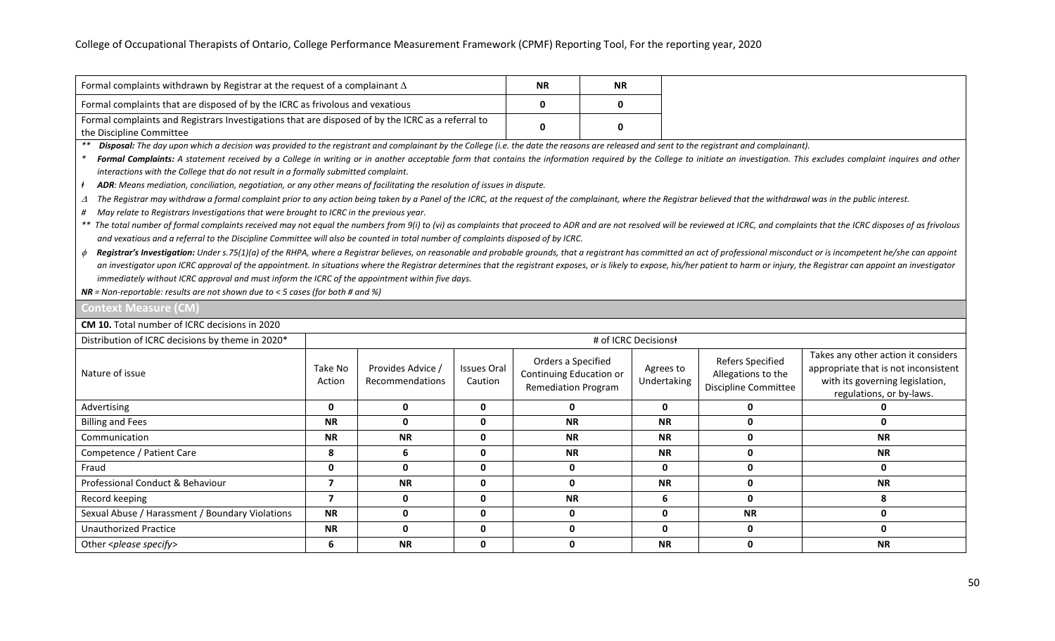| Formal complaints withdrawn by Registrar at the request of a complainant Δ | **NR** | **NR** |
|---|---|---|
| Formal complaints that are disposed of by the ICRC as frivolous and vexatious | **0** | **0** |
| Formal complaints and Registrars Investigations that are disposed of by the ICRC as a referral to the Discipline Committee | **0** | **0** |

*\*\* **Disposal:** The day upon which a decision was provided to the registrant and complainant by the College (i.e. the date the reasons are released and sent to the registrant and complainant).*

*\* **Formal Complaints:** A statement received by a College in writing or in another acceptable form that contains the information required by the College to initiate an investigation. This excludes complaint inquires and other interactions with the College that do not result in a formally submitted complaint.*

*ƚ **ADR**: Means mediation, conciliation, negotiation, or any other means of facilitating the resolution of issues in dispute.*

*Δ The Registrar may withdraw a formal complaint prior to any action being taken by a Panel of the ICRC, at the request of the complainant, where the Registrar believed that the withdrawal was in the public interest.*

*# May relate to Registrars Investigations that were brought to ICRC in the previous year.*

*\*\* The total number of formal complaints received may not equal the numbers from 9(i) to (vi) as complaints that proceed to ADR and are not resolved will be reviewed at ICRC, and complaints that the ICRC disposes of as frivolous and vexatious and a referral to the Discipline Committee will also be counted in total number of complaints disposed of by ICRC.*

*ϕ **Registrar's Investigation:** Under s.75(1)(a) of the RHPA, where a Registrar believes, on reasonable and probable grounds, that a registrant has committed an act of professional misconduct or is incompetent he/she can appoint an investigator upon ICRC approval of the appointment. In situations where the Registrar determines that the registrant exposes, or is likely to expose, his/her patient to harm or injury, the Registrar can appoint an investigator immediately without ICRC approval and must inform the ICRC of the appointment within five days.*

***NR** = Non-reportable: results are not shown due to < 5 cases (for both # and %)*

## Context Measure (CM)

**CM 10.** Total number of ICRC decisions in 2020

| Distribution of ICRC decisions by theme in 2020* | # of ICRC Decisionsƚ | | | | | | |
|---|---|---|---|---|---|---|---|
| Nature of issue | Take No Action | Provides Advice / Recommendations | Issues Oral Caution | Orders a Specified Continuing Education or Remediation Program | Agrees to Undertaking | Refers Specified Allegations to the Discipline Committee | Takes any other action it considers appropriate that is not inconsistent with its governing legislation, regulations, or by-laws. |
| Advertising | **0** | **0** | **0** | **0** | **0** | **0** | **0** |
| Billing and Fees | **NR** | **0** | **0** | **NR** | **NR** | **0** | **0** |
| Communication | **NR** | **NR** | **0** | **NR** | **NR** | **0** | **NR** |
| Competence / Patient Care | **8** | **6** | **0** | **NR** | **NR** | **0** | **NR** |
| Fraud | **0** | **0** | **0** | **0** | **0** | **0** | **0** |
| Professional Conduct & Behaviour | **7** | **NR** | **0** | **0** | **NR** | **0** | **NR** |
| Record keeping | **7** | **0** | **0** | **NR** | **6** | **0** | **8** |
| Sexual Abuse / Harassment / Boundary Violations | **NR** | **0** | **0** | **0** | **0** | **NR** | **0** |
| Unauthorized Practice | **NR** | **0** | **0** | **0** | **0** | **0** | **0** |
| Other *<please specify>* | **6** | **NR** | **0** | **0** | **NR** | **0** | **NR** |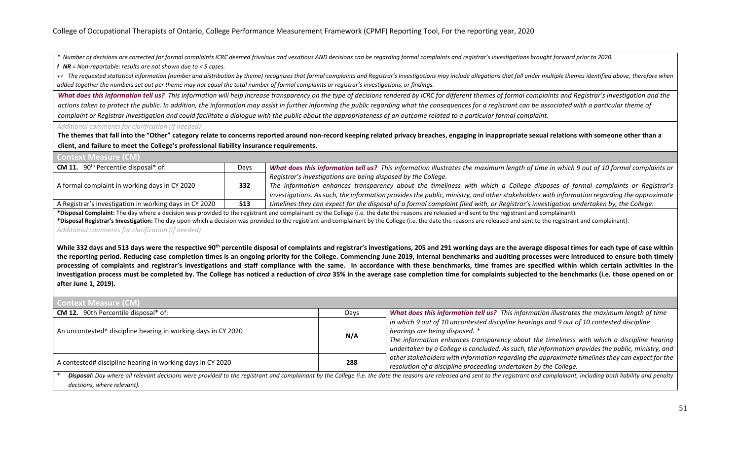*\* Number of decisions are corrected for formal complaints ICRC deemed frivolous and vexatious AND decisions can be regarding formal complaints and registrar's investigations brought forward prior to 2020.*

*ɫ NR = Non-reportable: results are not shown due to < 5 cases.*

*++ The requested statistical information (number and distribution by theme) recognizes that formal complaints and Registrar's Investigations may include allegations that fall under multiple themes identified above, therefore when added together the numbers set out per theme may not equal the total number of formal complaints or registrar's investigations, or findings.*

***What does this information tell us?*** *This information will help increase transparency on the type of decisions rendered by ICRC for different themes of formal complaints and Registrar's Investigation and the actions taken to protect the public. In addition, the information may assist in further informing the public regarding what the consequences for a registrant can be associated with a particular theme of complaint or Registrar investigation and could facilitate a dialogue with the public about the appropriateness of an outcome related to a particular formal complaint.*

*Additional comments for clarification (if needed)*

**The themes that fall into the "Other" category relate to concerns reported around non-record keeping related privacy breaches, engaging in inappropriate sexual relations with someone other than a client, and failure to meet the College's professional liability insurance requirements.**

## Context Measure (CM)

| **CM 11.** 90th Percentile disposal* of: | Days | |
|---|---|---|
| A formal complaint in working days in CY 2020 | **332** | ***What does this information tell us?*** *This information illustrates the maximum length of time in which 9 out of 10 formal complaints or Registrar's investigations are being disposed by the College. The information enhances transparency about the timeliness with which a College disposes of formal complaints or Registrar's investigations. As such, the information provides the public, ministry, and other stakeholders with information regarding the approximate timelines they can expect for the disposal of a formal complaint filed with, or Registrar's investigation undertaken by, the College.* |
| A Registrar's investigation in working days in CY 2020 | **513** | |

**\*Disposal Complaint:** The day where a decision was provided to the registrant and complainant by the College (i.e. the date the reasons are released and sent to the registrant and complainant).

**\*Disposal Registrar's Investigation:** The day upon which a decision was provided to the registrant and complainant by the College (i.e. the date the reasons are released and sent to the registrant and complainant).

*Additional comments for clarification (if needed)*

**While 332 days and 513 days were the respective 90th percentile disposal of complaints and registrar's investigations, 205 and 291 working days are the average disposal times for each type of case within the reporting period. Reducing case completion times is an ongoing priority for the College. Commencing June 2019, internal benchmarks and auditing processes were introduced to ensure both timely processing of complaints and registrar's investigations and staff compliance with the same. In accordance with these benchmarks, time frames are specified within which certain activities in the investigation process must be completed by. The College has noticed a reduction of *circa* 35% in the average case completion time for complaints subjected to the benchmarks (i.e. those opened on or after June 1, 2019).**

## Context Measure (CM)

| **CM 12.** 90th Percentile disposal* of: | Days | |
|---|---|---|
| An uncontested^ discipline hearing in working days in CY 2020 | **N/A** | ***What does this information tell us?*** *This information illustrates the maximum length of time in which 9 out of 10 uncontested discipline hearings and 9 out of 10 contested discipline hearings are being disposed. \* The information enhances transparency about the timeliness with which a discipline hearing undertaken by a College is concluded. As such, the information provides the public, ministry, and other stakeholders with information regarding the approximate timelines they can expect for the resolution of a discipline proceeding undertaken by the College.* |
| A contested# discipline hearing in working days in CY 2020 | **288** | |

\* ***Disposal:*** *Day where all relevant decisions were provided to the registrant and complainant by the College (i.e. the date the reasons are released and sent to the registrant and complainant, including both liability and penalty decisions, where relevant).*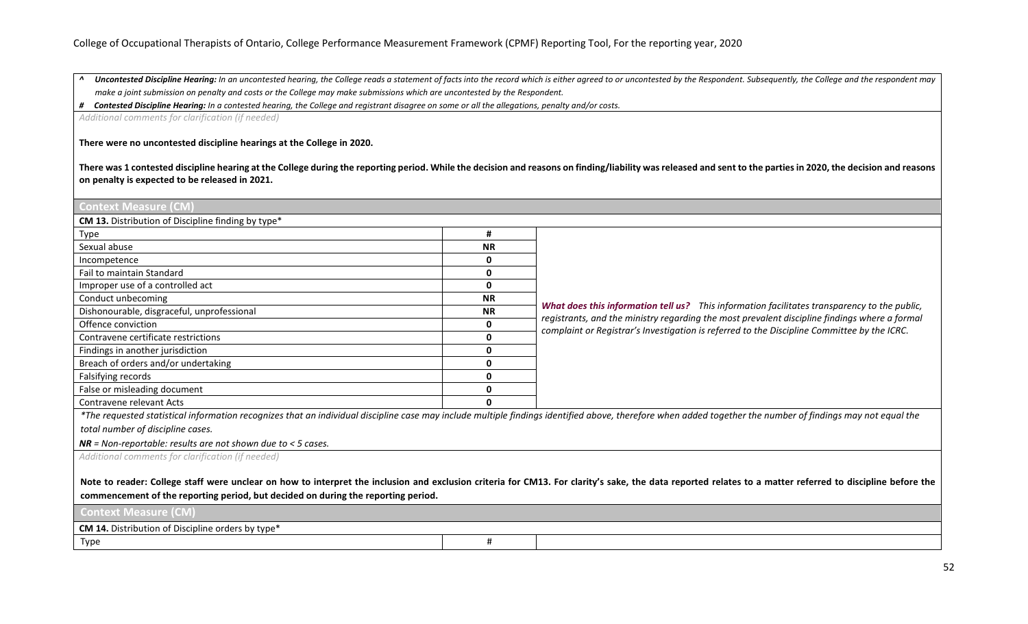**^ *Uncontested Discipline Hearing:*** *In an uncontested hearing, the College reads a statement of facts into the record which is either agreed to or uncontested by the Respondent. Subsequently, the College and the respondent may make a joint submission on penalty and costs or the College may make submissions which are uncontested by the Respondent.*

**# *Contested Discipline Hearing:*** *In a contested hearing, the College and registrant disagree on some or all the allegations, penalty and/or costs.*

*Additional comments for clarification (if needed)*

**There were no uncontested discipline hearings at the College in 2020.**

**There was 1 contested discipline hearing at the College during the reporting period. While the decision and reasons on finding/liability was released and sent to the parties in 2020, the decision and reasons on penalty is expected to be released in 2021.**

## Context Measure (CM)

**CM 13.** Distribution of Discipline finding by type*

| Type | # | |
|---|---|---|
| Sexual abuse | **NR** | |
| Incompetence | **0** | |
| Fail to maintain Standard | **0** | |
| Improper use of a controlled act | **0** | |
| Conduct unbecoming | **NR** | ***What does this information tell us?*** *This information facilitates transparency to the public, registrants, and the ministry regarding the most prevalent discipline findings where a formal complaint or Registrar's Investigation is referred to the Discipline Committee by the ICRC.* |
| Dishonourable, disgraceful, unprofessional | **NR** | |
| Offence conviction | **0** | |
| Contravene certificate restrictions | **0** | |
| Findings in another jurisdiction | **0** | |
| Breach of orders and/or undertaking | **0** | |
| Falsifying records | **0** | |
| False or misleading document | **0** | |
| Contravene relevant Acts | **0** | |

*\*The requested statistical information recognizes that an individual discipline case may include multiple findings identified above, therefore when added together the number of findings may not equal the total number of discipline cases.*

***NR** = Non-reportable: results are not shown due to < 5 cases.*

*Additional comments for clarification (if needed)*

**Note to reader: College staff were unclear on how to interpret the inclusion and exclusion criteria for CM13. For clarity's sake, the data reported relates to a matter referred to discipline before the commencement of the reporting period, but decided on during the reporting period.**

## Context Measure (CM)

**CM 14.** Distribution of Discipline orders by type*

| Type | # | |
|---|---|---|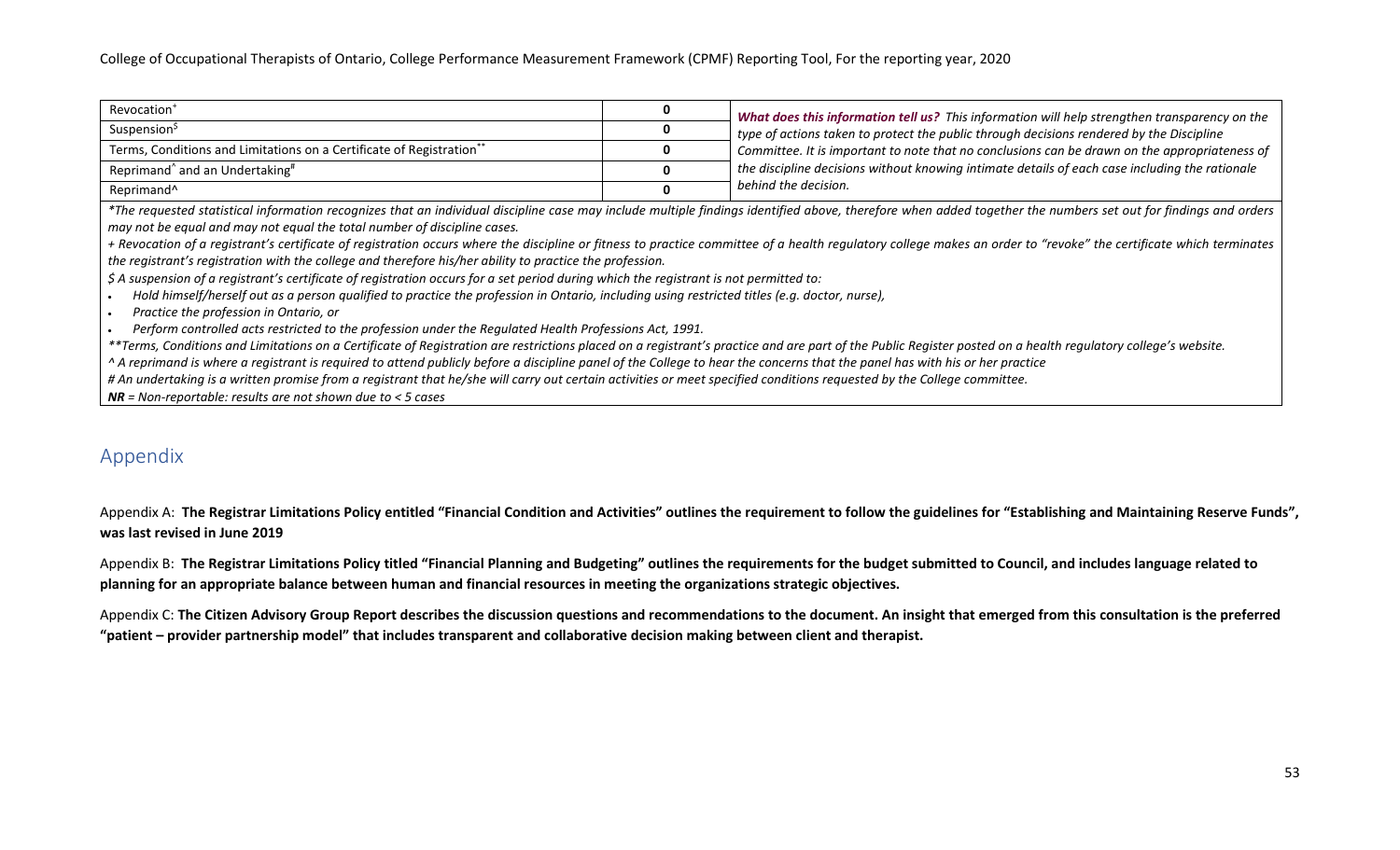| Revocation[+] | 0 | *What does this information tell us? This information will help strengthen transparency on the type of actions taken to protect the public through decisions rendered by the Discipline Committee. It is important to note that no conclusions can be drawn on the appropriateness of the discipline decisions without knowing intimate details of each case including the rationale behind the decision.* |
|---|---|---|
| Suspension[$] | 0 | |
| Terms, Conditions and Limitations on a Certificate of Registration[**] | 0 | |
| Reprimand[^] and an Undertaking[#] | 0 | |
| Reprimand^ | 0 | |

*\*The requested statistical information recognizes that an individual discipline case may include multiple findings identified above, therefore when added together the numbers set out for findings and orders may not be equal and may not equal the total number of discipline cases.*

*+ Revocation of a registrant's certificate of registration occurs where the discipline or fitness to practice committee of a health regulatory college makes an order to "revoke" the certificate which terminates the registrant's registration with the college and therefore his/her ability to practice the profession.*

*$ A suspension of a registrant's certificate of registration occurs for a set period during which the registrant is not permitted to:*

- *Hold himself/herself out as a person qualified to practice the profession in Ontario, including using restricted titles (e.g. doctor, nurse),*
- *Practice the profession in Ontario, or*
- *Perform controlled acts restricted to the profession under the Regulated Health Professions Act, 1991.*

*\*\*Terms, Conditions and Limitations on a Certificate of Registration are restrictions placed on a registrant's practice and are part of the Public Register posted on a health regulatory college's website.*

*^ A reprimand is where a registrant is required to attend publicly before a discipline panel of the College to hear the concerns that the panel has with his or her practice*

*# An undertaking is a written promise from a registrant that he/she will carry out certain activities or meet specified conditions requested by the College committee.*

***NR** = Non-reportable: results are not shown due to < 5 cases*

## Appendix

Appendix A: **The Registrar Limitations Policy entitled "Financial Condition and Activities" outlines the requirement to follow the guidelines for "Establishing and Maintaining Reserve Funds", was last revised in June 2019**

Appendix B: **The Registrar Limitations Policy titled "Financial Planning and Budgeting" outlines the requirements for the budget submitted to Council, and includes language related to planning for an appropriate balance between human and financial resources in meeting the organizations strategic objectives.**

Appendix C: **The Citizen Advisory Group Report describes the discussion questions and recommendations to the document. An insight that emerged from this consultation is the preferred "patient – provider partnership model" that includes transparent and collaborative decision making between client and therapist.**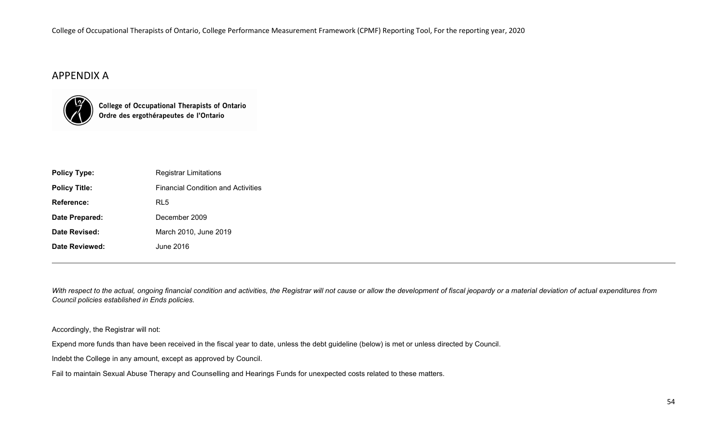## APPENDIX A

**College of Occupational Therapists of Ontario**
**Ordre des ergothérapeutes de l'Ontario**

| | |
|---|---|
| **Policy Type:** | Registrar Limitations |
| **Policy Title:** | Financial Condition and Activities |
| **Reference:** | RL5 |
| **Date Prepared:** | December 2009 |
| **Date Revised:** | March 2010, June 2019 |
| **Date Reviewed:** | June 2016 |

---

*With respect to the actual, ongoing financial condition and activities, the Registrar will not cause or allow the development of fiscal jeopardy or a material deviation of actual expenditures from Council policies established in Ends policies.*

Accordingly, the Registrar will not:

Expend more funds than have been received in the fiscal year to date, unless the debt guideline (below) is met or unless directed by Council.

Indebt the College in any amount, except as approved by Council.

Fail to maintain Sexual Abuse Therapy and Counselling and Hearings Funds for unexpected costs related to these matters.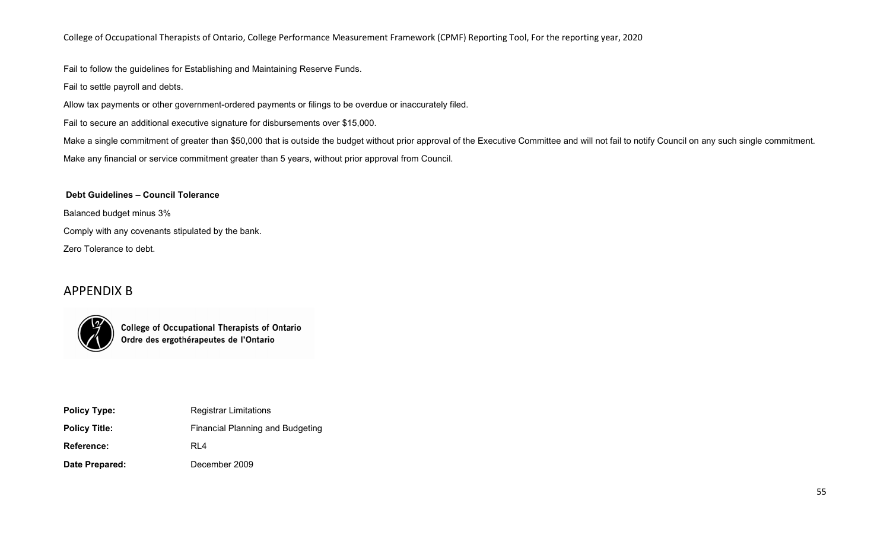Fail to follow the guidelines for Establishing and Maintaining Reserve Funds.

Fail to settle payroll and debts.

Allow tax payments or other government-ordered payments or filings to be overdue or inaccurately filed.

Fail to secure an additional executive signature for disbursements over $15,000.

Make a single commitment of greater than $50,000 that is outside the budget without prior approval of the Executive Committee and will not fail to notify Council on any such single commitment.

Make any financial or service commitment greater than 5 years, without prior approval from Council.

**Debt Guidelines – Council Tolerance**

Balanced budget minus 3%

Comply with any covenants stipulated by the bank.

Zero Tolerance to debt.

## APPENDIX B

**College of Occupational Therapists of Ontario**
**Ordre des ergothérapeutes de l'Ontario**

| | |
|---|---|
| **Policy Type:** | Registrar Limitations |
| **Policy Title:** | Financial Planning and Budgeting |
| **Reference:** | RL4 |
| **Date Prepared:** | December 2009 |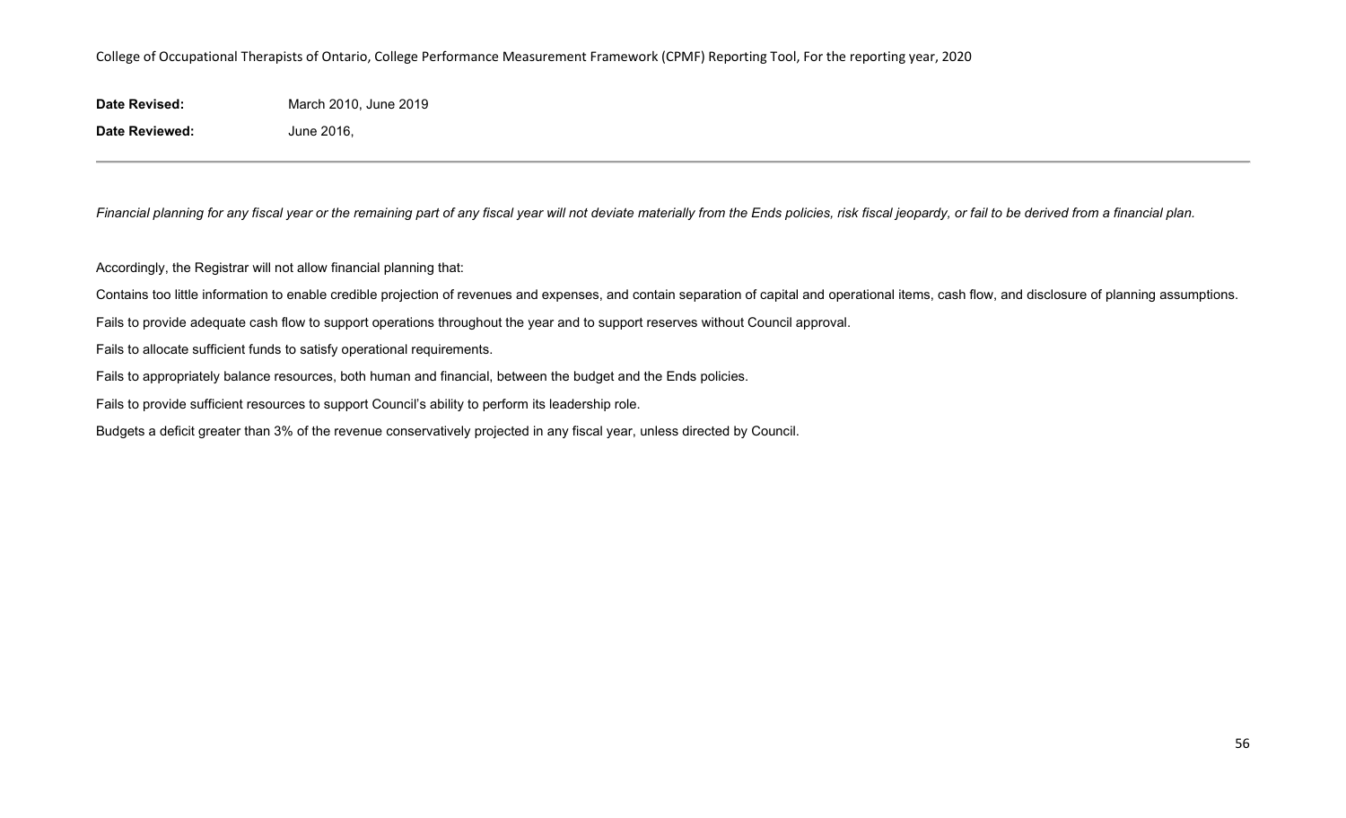**Date Revised:** March 2010, June 2019

**Date Reviewed:** June 2016,

---

*Financial planning for any fiscal year or the remaining part of any fiscal year will not deviate materially from the Ends policies, risk fiscal jeopardy, or fail to be derived from a financial plan.*

Accordingly, the Registrar will not allow financial planning that:

Contains too little information to enable credible projection of revenues and expenses, and contain separation of capital and operational items, cash flow, and disclosure of planning assumptions.

Fails to provide adequate cash flow to support operations throughout the year and to support reserves without Council approval.

Fails to allocate sufficient funds to satisfy operational requirements.

Fails to appropriately balance resources, both human and financial, between the budget and the Ends policies.

Fails to provide sufficient resources to support Council's ability to perform its leadership role.

Budgets a deficit greater than 3% of the revenue conservatively projected in any fiscal year, unless directed by Council.